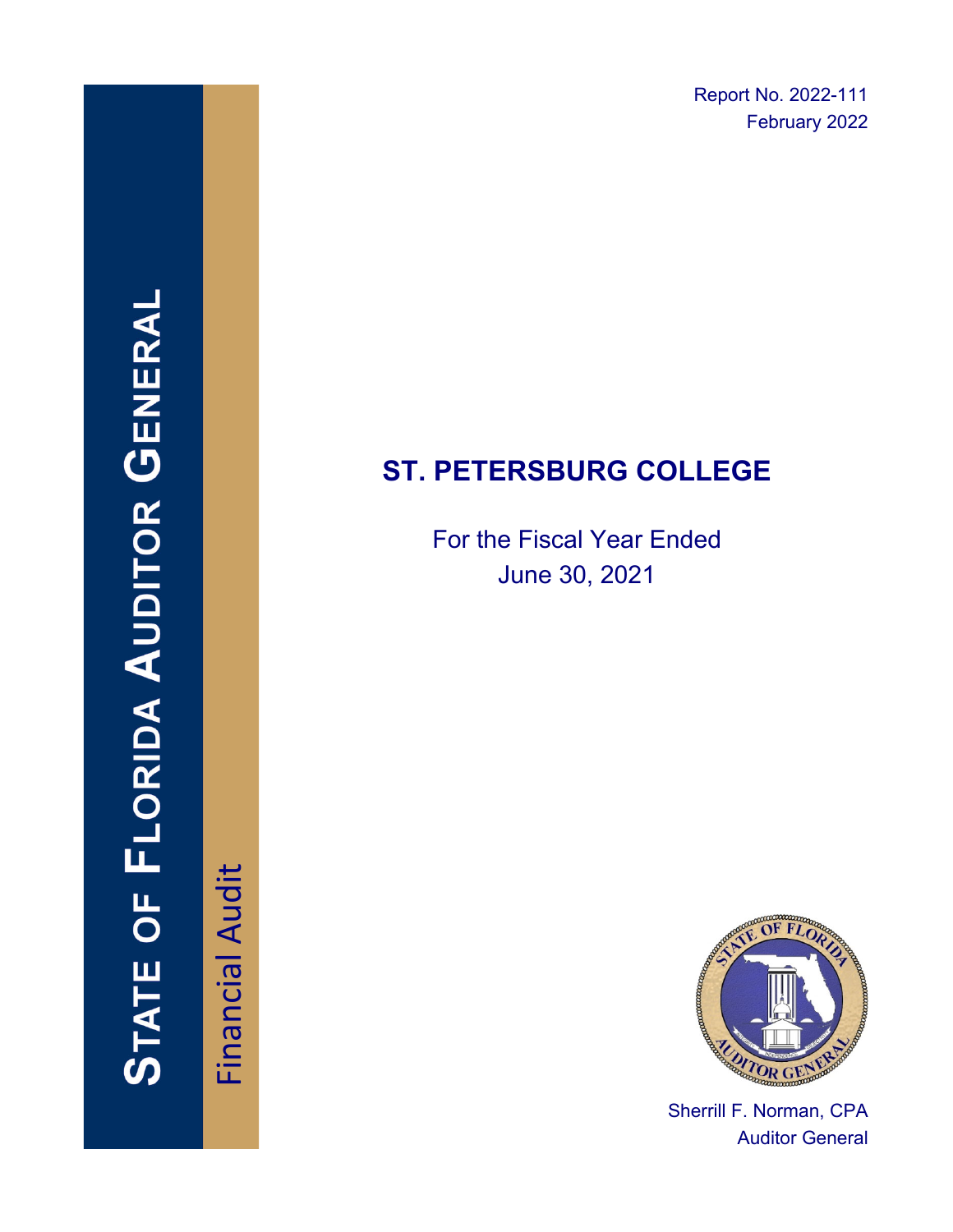Report No. 2022-111
February 2022

STATE OF FLORIDA AUDITOR GENERAL

Financial Audit

# ST. PETERSBURG COLLEGE

For the Fiscal Year Ended
June 30, 2021

Sherrill F. Norman, CPA
Auditor General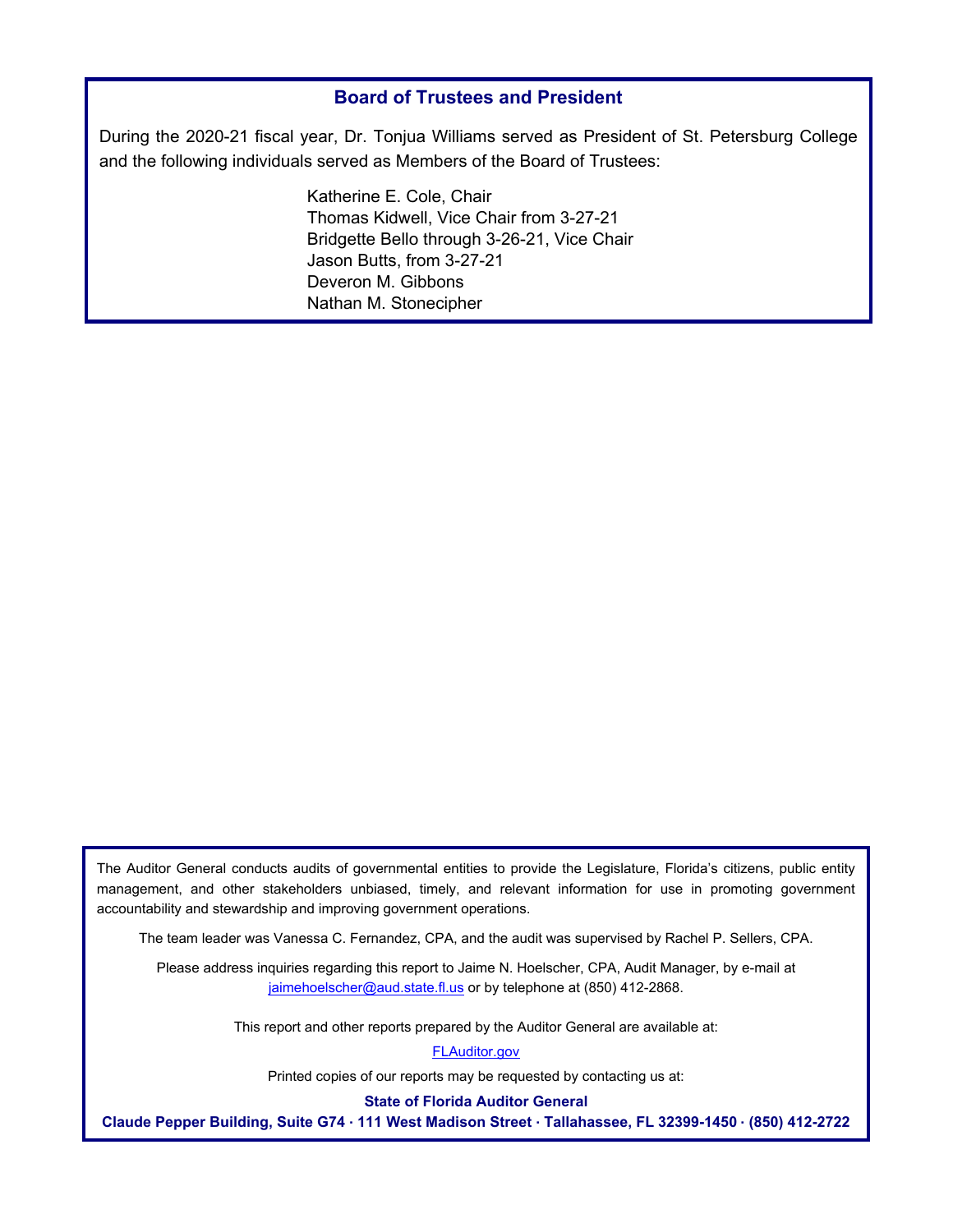## Board of Trustees and President

During the 2020-21 fiscal year, Dr. Tonjua Williams served as President of St. Petersburg College and the following individuals served as Members of the Board of Trustees:

Katherine E. Cole, Chair
Thomas Kidwell, Vice Chair from 3-27-21
Bridgette Bello through 3-26-21, Vice Chair
Jason Butts, from 3-27-21
Deveron M. Gibbons
Nathan M. Stonecipher

The Auditor General conducts audits of governmental entities to provide the Legislature, Florida's citizens, public entity management, and other stakeholders unbiased, timely, and relevant information for use in promoting government accountability and stewardship and improving government operations.

The team leader was Vanessa C. Fernandez, CPA, and the audit was supervised by Rachel P. Sellers, CPA.

Please address inquiries regarding this report to Jaime N. Hoelscher, CPA, Audit Manager, by e-mail at jaimehoelscher@aud.state.fl.us or by telephone at (850) 412-2868.

This report and other reports prepared by the Auditor General are available at:

FLAuditor.gov

Printed copies of our reports may be requested by contacting us at:

**State of Florida Auditor General**

**Claude Pepper Building, Suite G74 · 111 West Madison Street · Tallahassee, FL 32399-1450 · (850) 412-2722**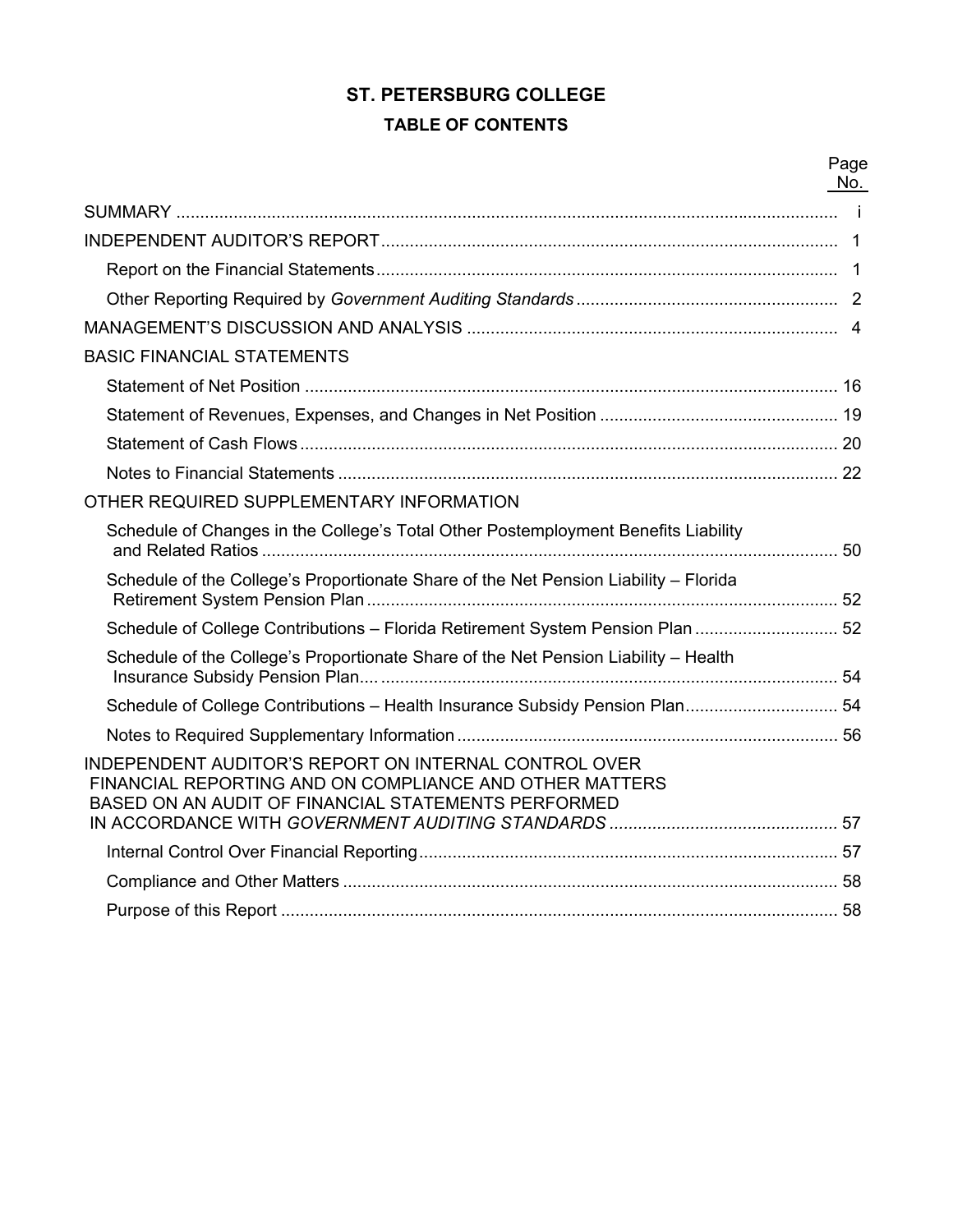# ST. PETERSBURG COLLEGE

## TABLE OF CONTENTS

| | Page No. |
|---|---|
| SUMMARY | i |
| INDEPENDENT AUDITOR'S REPORT | 1 |
| Report on the Financial Statements | 1 |
| Other Reporting Required by *Government Auditing Standards* | 2 |
| MANAGEMENT'S DISCUSSION AND ANALYSIS | 4 |
| BASIC FINANCIAL STATEMENTS | |
| Statement of Net Position | 16 |
| Statement of Revenues, Expenses, and Changes in Net Position | 19 |
| Statement of Cash Flows | 20 |
| Notes to Financial Statements | 22 |
| OTHER REQUIRED SUPPLEMENTARY INFORMATION | |
| Schedule of Changes in the College's Total Other Postemployment Benefits Liability and Related Ratios | 50 |
| Schedule of the College's Proportionate Share of the Net Pension Liability – Florida Retirement System Pension Plan | 52 |
| Schedule of College Contributions – Florida Retirement System Pension Plan | 52 |
| Schedule of the College's Proportionate Share of the Net Pension Liability – Health Insurance Subsidy Pension Plan | 54 |
| Schedule of College Contributions – Health Insurance Subsidy Pension Plan | 54 |
| Notes to Required Supplementary Information | 56 |
| INDEPENDENT AUDITOR'S REPORT ON INTERNAL CONTROL OVER FINANCIAL REPORTING AND ON COMPLIANCE AND OTHER MATTERS BASED ON AN AUDIT OF FINANCIAL STATEMENTS PERFORMED IN ACCORDANCE WITH *GOVERNMENT AUDITING STANDARDS* | 57 |
| Internal Control Over Financial Reporting | 57 |
| Compliance and Other Matters | 58 |
| Purpose of this Report | 58 |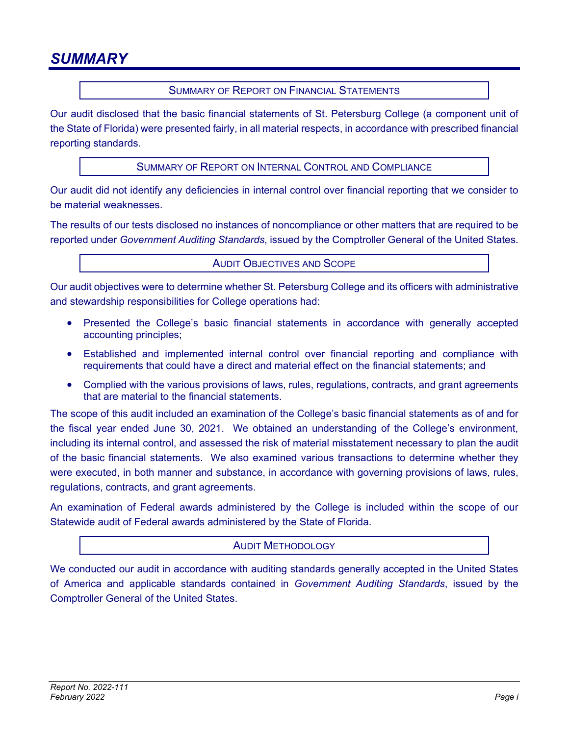# SUMMARY

## Summary of Report on Financial Statements

Our audit disclosed that the basic financial statements of St. Petersburg College (a component unit of the State of Florida) were presented fairly, in all material respects, in accordance with prescribed financial reporting standards.

## Summary of Report on Internal Control and Compliance

Our audit did not identify any deficiencies in internal control over financial reporting that we consider to be material weaknesses.

The results of our tests disclosed no instances of noncompliance or other matters that are required to be reported under *Government Auditing Standards*, issued by the Comptroller General of the United States.

## Audit Objectives and Scope

Our audit objectives were to determine whether St. Petersburg College and its officers with administrative and stewardship responsibilities for College operations had:

- Presented the College's basic financial statements in accordance with generally accepted accounting principles;
- Established and implemented internal control over financial reporting and compliance with requirements that could have a direct and material effect on the financial statements; and
- Complied with the various provisions of laws, rules, regulations, contracts, and grant agreements that are material to the financial statements.

The scope of this audit included an examination of the College's basic financial statements as of and for the fiscal year ended June 30, 2021. We obtained an understanding of the College's environment, including its internal control, and assessed the risk of material misstatement necessary to plan the audit of the basic financial statements. We also examined various transactions to determine whether they were executed, in both manner and substance, in accordance with governing provisions of laws, rules, regulations, contracts, and grant agreements.

An examination of Federal awards administered by the College is included within the scope of our Statewide audit of Federal awards administered by the State of Florida.

## Audit Methodology

We conducted our audit in accordance with auditing standards generally accepted in the United States of America and applicable standards contained in *Government Auditing Standards*, issued by the Comptroller General of the United States.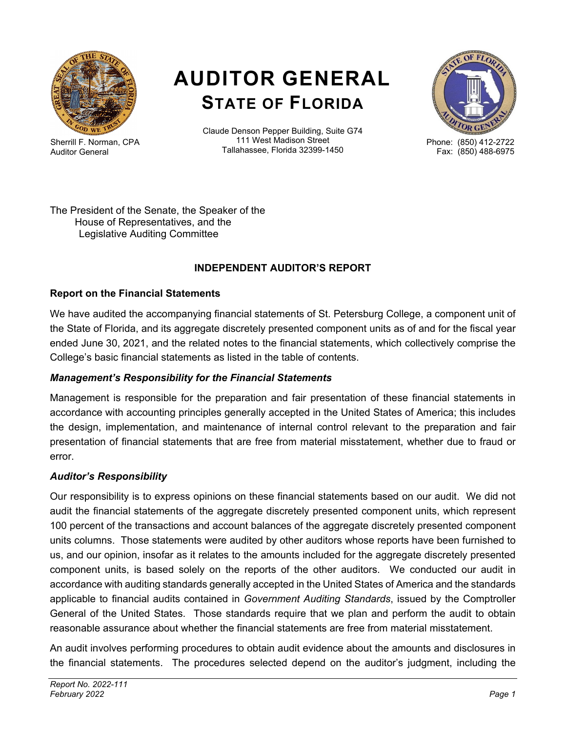# AUDITOR GENERAL
## STATE OF FLORIDA

Sherrill F. Norman, CPA
Auditor General

Claude Denson Pepper Building, Suite G74
111 West Madison Street
Tallahassee, Florida 32399-1450

Phone: (850) 412-2722
Fax: (850) 488-6975

The President of the Senate, the Speaker of the
House of Representatives, and the
Legislative Auditing Committee

### INDEPENDENT AUDITOR'S REPORT

**Report on the Financial Statements**

We have audited the accompanying financial statements of St. Petersburg College, a component unit of the State of Florida, and its aggregate discretely presented component units as of and for the fiscal year ended June 30, 2021, and the related notes to the financial statements, which collectively comprise the College's basic financial statements as listed in the table of contents.

***Management's Responsibility for the Financial Statements***

Management is responsible for the preparation and fair presentation of these financial statements in accordance with accounting principles generally accepted in the United States of America; this includes the design, implementation, and maintenance of internal control relevant to the preparation and fair presentation of financial statements that are free from material misstatement, whether due to fraud or error.

***Auditor's Responsibility***

Our responsibility is to express opinions on these financial statements based on our audit. We did not audit the financial statements of the aggregate discretely presented component units, which represent 100 percent of the transactions and account balances of the aggregate discretely presented component units columns. Those statements were audited by other auditors whose reports have been furnished to us, and our opinion, insofar as it relates to the amounts included for the aggregate discretely presented component units, is based solely on the reports of the other auditors. We conducted our audit in accordance with auditing standards generally accepted in the United States of America and the standards applicable to financial audits contained in *Government Auditing Standards*, issued by the Comptroller General of the United States. Those standards require that we plan and perform the audit to obtain reasonable assurance about whether the financial statements are free from material misstatement.

An audit involves performing procedures to obtain audit evidence about the amounts and disclosures in the financial statements. The procedures selected depend on the auditor's judgment, including the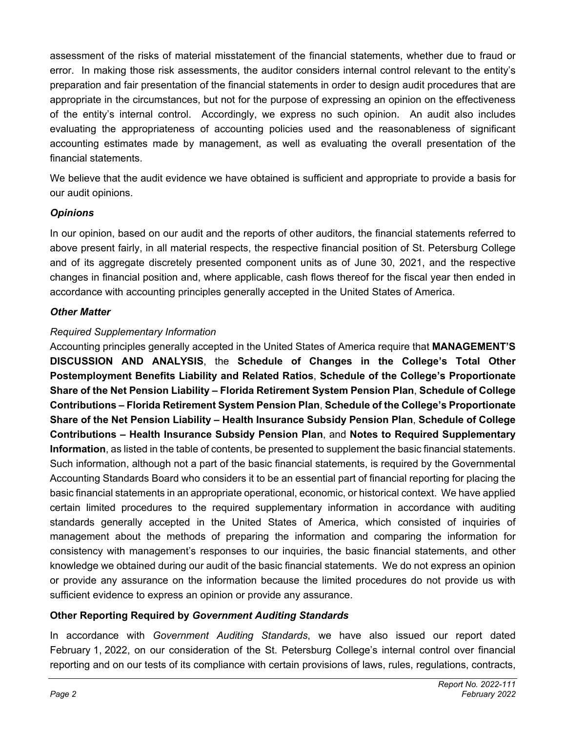assessment of the risks of material misstatement of the financial statements, whether due to fraud or error. In making those risk assessments, the auditor considers internal control relevant to the entity's preparation and fair presentation of the financial statements in order to design audit procedures that are appropriate in the circumstances, but not for the purpose of expressing an opinion on the effectiveness of the entity's internal control. Accordingly, we express no such opinion. An audit also includes evaluating the appropriateness of accounting policies used and the reasonableness of significant accounting estimates made by management, as well as evaluating the overall presentation of the financial statements.

We believe that the audit evidence we have obtained is sufficient and appropriate to provide a basis for our audit opinions.

### *Opinions*

In our opinion, based on our audit and the reports of other auditors, the financial statements referred to above present fairly, in all material respects, the respective financial position of St. Petersburg College and of its aggregate discretely presented component units as of June 30, 2021, and the respective changes in financial position and, where applicable, cash flows thereof for the fiscal year then ended in accordance with accounting principles generally accepted in the United States of America.

### *Other Matter*

*Required Supplementary Information*

Accounting principles generally accepted in the United States of America require that **MANAGEMENT'S DISCUSSION AND ANALYSIS**, the **Schedule of Changes in the College's Total Other Postemployment Benefits Liability and Related Ratios**, **Schedule of the College's Proportionate Share of the Net Pension Liability – Florida Retirement System Pension Plan**, **Schedule of College Contributions – Florida Retirement System Pension Plan**, **Schedule of the College's Proportionate Share of the Net Pension Liability – Health Insurance Subsidy Pension Plan**, **Schedule of College Contributions – Health Insurance Subsidy Pension Plan**, and **Notes to Required Supplementary Information**, as listed in the table of contents, be presented to supplement the basic financial statements. Such information, although not a part of the basic financial statements, is required by the Governmental Accounting Standards Board who considers it to be an essential part of financial reporting for placing the basic financial statements in an appropriate operational, economic, or historical context. We have applied certain limited procedures to the required supplementary information in accordance with auditing standards generally accepted in the United States of America, which consisted of inquiries of management about the methods of preparing the information and comparing the information for consistency with management's responses to our inquiries, the basic financial statements, and other knowledge we obtained during our audit of the basic financial statements. We do not express an opinion or provide any assurance on the information because the limited procedures do not provide us with sufficient evidence to express an opinion or provide any assurance.

## Other Reporting Required by *Government Auditing Standards*

In accordance with *Government Auditing Standards*, we have also issued our report dated February 1, 2022, on our consideration of the St. Petersburg College's internal control over financial reporting and on our tests of its compliance with certain provisions of laws, rules, regulations, contracts,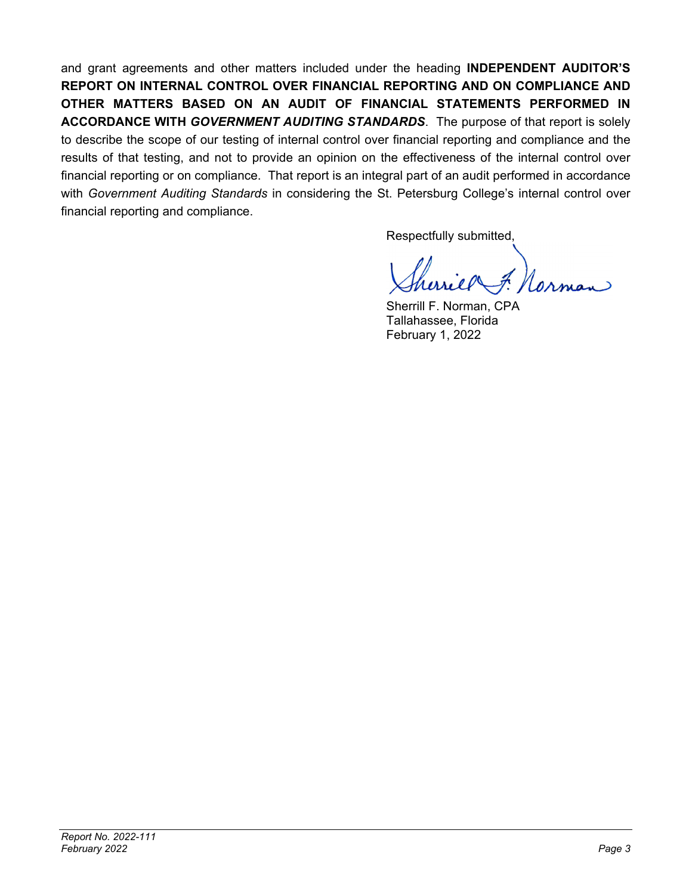and grant agreements and other matters included under the heading **INDEPENDENT AUDITOR'S REPORT ON INTERNAL CONTROL OVER FINANCIAL REPORTING AND ON COMPLIANCE AND OTHER MATTERS BASED ON AN AUDIT OF FINANCIAL STATEMENTS PERFORMED IN ACCORDANCE WITH *GOVERNMENT AUDITING STANDARDS***. The purpose of that report is solely to describe the scope of our testing of internal control over financial reporting and compliance and the results of that testing, and not to provide an opinion on the effectiveness of the internal control over financial reporting or on compliance. That report is an integral part of an audit performed in accordance with *Government Auditing Standards* in considering the St. Petersburg College's internal control over financial reporting and compliance.

Respectfully submitted,

Sherrill F. Norman, CPA
Tallahassee, Florida
February 1, 2022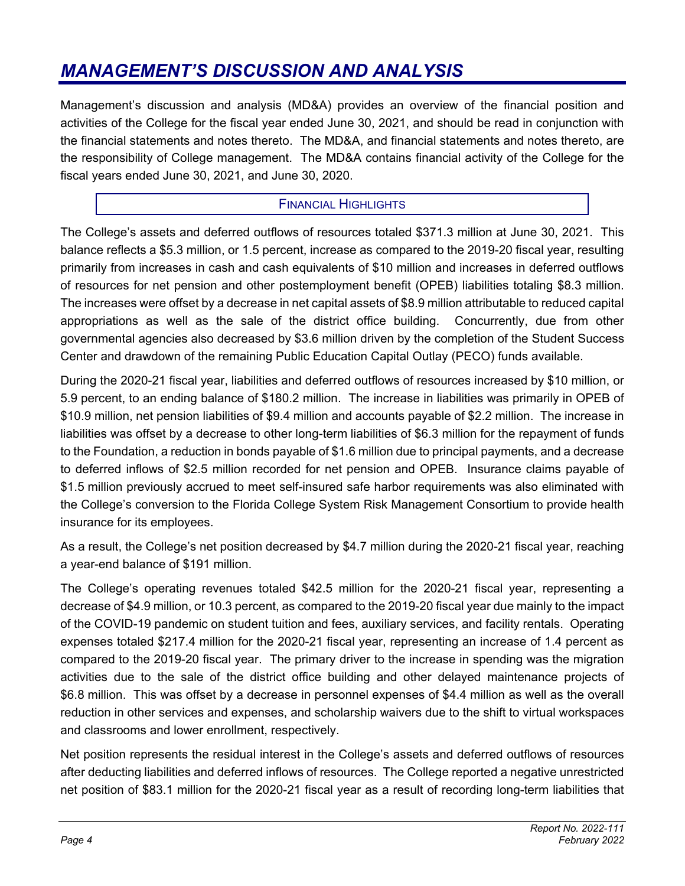# *MANAGEMENT'S DISCUSSION AND ANALYSIS*

Management's discussion and analysis (MD&A) provides an overview of the financial position and activities of the College for the fiscal year ended June 30, 2021, and should be read in conjunction with the financial statements and notes thereto. The MD&A, and financial statements and notes thereto, are the responsibility of College management. The MD&A contains financial activity of the College for the fiscal years ended June 30, 2021, and June 30, 2020.

## FINANCIAL HIGHLIGHTS

The College's assets and deferred outflows of resources totaled $371.3 million at June 30, 2021. This balance reflects a $5.3 million, or 1.5 percent, increase as compared to the 2019-20 fiscal year, resulting primarily from increases in cash and cash equivalents of $10 million and increases in deferred outflows of resources for net pension and other postemployment benefit (OPEB) liabilities totaling $8.3 million. The increases were offset by a decrease in net capital assets of $8.9 million attributable to reduced capital appropriations as well as the sale of the district office building. Concurrently, due from other governmental agencies also decreased by $3.6 million driven by the completion of the Student Success Center and drawdown of the remaining Public Education Capital Outlay (PECO) funds available.

During the 2020-21 fiscal year, liabilities and deferred outflows of resources increased by $10 million, or 5.9 percent, to an ending balance of $180.2 million. The increase in liabilities was primarily in OPEB of $10.9 million, net pension liabilities of $9.4 million and accounts payable of $2.2 million. The increase in liabilities was offset by a decrease to other long-term liabilities of $6.3 million for the repayment of funds to the Foundation, a reduction in bonds payable of $1.6 million due to principal payments, and a decrease to deferred inflows of $2.5 million recorded for net pension and OPEB. Insurance claims payable of $1.5 million previously accrued to meet self-insured safe harbor requirements was also eliminated with the College's conversion to the Florida College System Risk Management Consortium to provide health insurance for its employees.

As a result, the College's net position decreased by $4.7 million during the 2020-21 fiscal year, reaching a year-end balance of $191 million.

The College's operating revenues totaled $42.5 million for the 2020-21 fiscal year, representing a decrease of $4.9 million, or 10.3 percent, as compared to the 2019-20 fiscal year due mainly to the impact of the COVID-19 pandemic on student tuition and fees, auxiliary services, and facility rentals. Operating expenses totaled $217.4 million for the 2020-21 fiscal year, representing an increase of 1.4 percent as compared to the 2019-20 fiscal year. The primary driver to the increase in spending was the migration activities due to the sale of the district office building and other delayed maintenance projects of $6.8 million. This was offset by a decrease in personnel expenses of $4.4 million as well as the overall reduction in other services and expenses, and scholarship waivers due to the shift to virtual workspaces and classrooms and lower enrollment, respectively.

Net position represents the residual interest in the College's assets and deferred outflows of resources after deducting liabilities and deferred inflows of resources. The College reported a negative unrestricted net position of $83.1 million for the 2020-21 fiscal year as a result of recording long-term liabilities that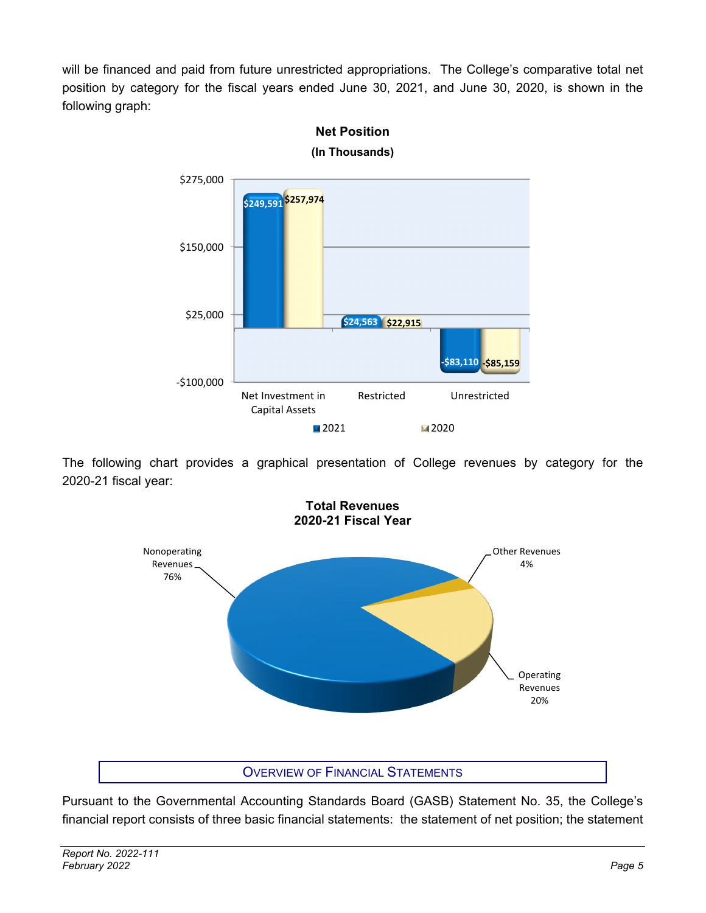will be financed and paid from future unrestricted appropriations. The College's comparative total net position by category for the fiscal years ended June 30, 2021, and June 30, 2020, is shown in the following graph:

**Net Position**
**(In Thousands)**

| | 2021 | 2020 |
|---|---|---|
| Net Investment in Capital Assets | $249,591 | $257,974 |
| Restricted | $24,563 | $22,915 |
| Unrestricted | -$83,110 | -$85,159 |

The following chart provides a graphical presentation of College revenues by category for the 2020-21 fiscal year:

**Total Revenues**
**2020-21 Fiscal Year**

| Category | Percentage |
|---|---|
| Nonoperating Revenues | 76% |
| Operating Revenues | 20% |
| Other Revenues | 4% |

## Overview of Financial Statements

Pursuant to the Governmental Accounting Standards Board (GASB) Statement No. 35, the College's financial report consists of three basic financial statements: the statement of net position; the statement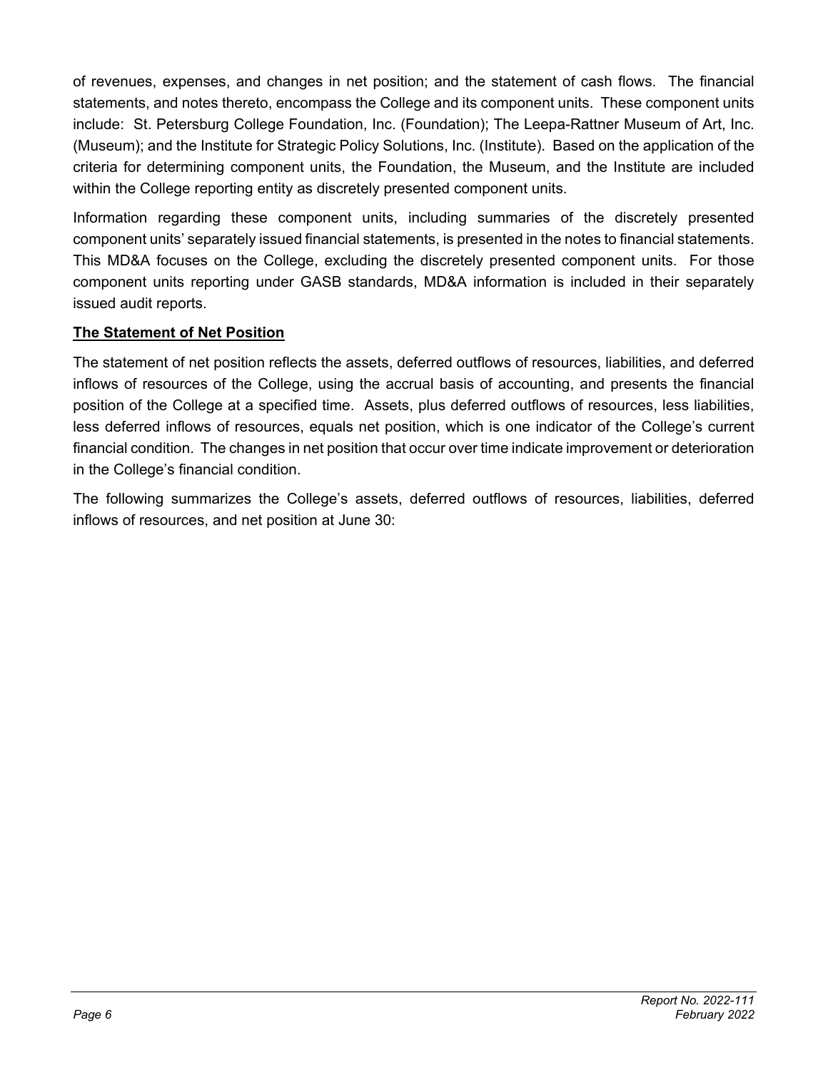of revenues, expenses, and changes in net position; and the statement of cash flows. The financial statements, and notes thereto, encompass the College and its component units. These component units include: St. Petersburg College Foundation, Inc. (Foundation); The Leepa-Rattner Museum of Art, Inc. (Museum); and the Institute for Strategic Policy Solutions, Inc. (Institute). Based on the application of the criteria for determining component units, the Foundation, the Museum, and the Institute are included within the College reporting entity as discretely presented component units.

Information regarding these component units, including summaries of the discretely presented component units' separately issued financial statements, is presented in the notes to financial statements. This MD&A focuses on the College, excluding the discretely presented component units. For those component units reporting under GASB standards, MD&A information is included in their separately issued audit reports.

**The Statement of Net Position**

The statement of net position reflects the assets, deferred outflows of resources, liabilities, and deferred inflows of resources of the College, using the accrual basis of accounting, and presents the financial position of the College at a specified time. Assets, plus deferred outflows of resources, less liabilities, less deferred inflows of resources, equals net position, which is one indicator of the College's current financial condition. The changes in net position that occur over time indicate improvement or deterioration in the College's financial condition.

The following summarizes the College's assets, deferred outflows of resources, liabilities, deferred inflows of resources, and net position at June 30: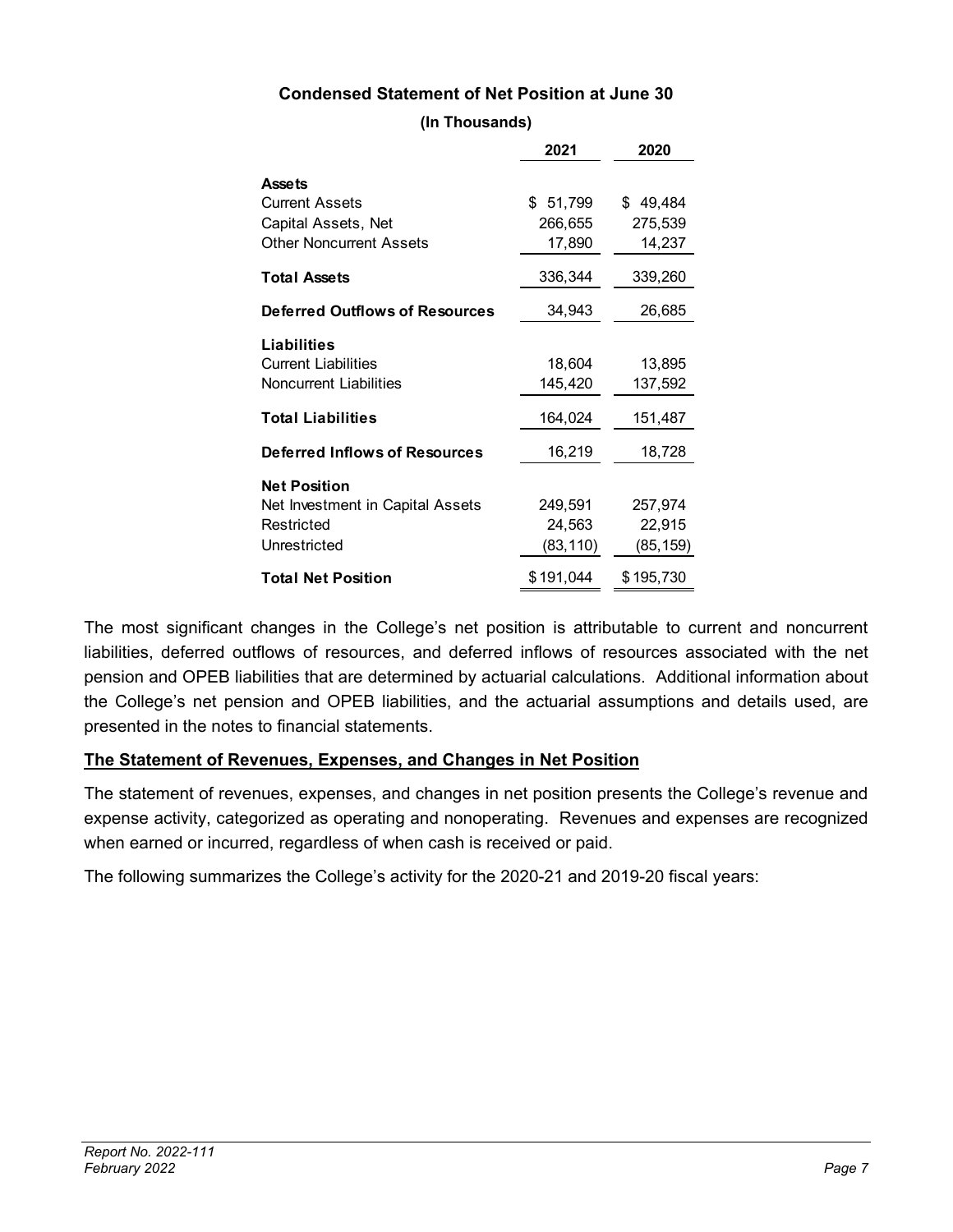**Condensed Statement of Net Position at June 30**

**(In Thousands)**

| | 2021 | 2020 |
|---|---|---|
| **Assets** | | |
| Current Assets | $ 51,799 | $ 49,484 |
| Capital Assets, Net | 266,655 | 275,539 |
| Other Noncurrent Assets | 17,890 | 14,237 |
| **Total Assets** | 336,344 | 339,260 |
| **Deferred Outflows of Resources** | 34,943 | 26,685 |
| **Liabilities** | | |
| Current Liabilities | 18,604 | 13,895 |
| Noncurrent Liabilities | 145,420 | 137,592 |
| **Total Liabilities** | 164,024 | 151,487 |
| **Deferred Inflows of Resources** | 16,219 | 18,728 |
| **Net Position** | | |
| Net Investment in Capital Assets | 249,591 | 257,974 |
| Restricted | 24,563 | 22,915 |
| Unrestricted | (83,110) | (85,159) |
| **Total Net Position** | $191,044 | $195,730 |

The most significant changes in the College's net position is attributable to current and noncurrent liabilities, deferred outflows of resources, and deferred inflows of resources associated with the net pension and OPEB liabilities that are determined by actuarial calculations. Additional information about the College's net pension and OPEB liabilities, and the actuarial assumptions and details used, are presented in the notes to financial statements.

**The Statement of Revenues, Expenses, and Changes in Net Position**

The statement of revenues, expenses, and changes in net position presents the College's revenue and expense activity, categorized as operating and nonoperating. Revenues and expenses are recognized when earned or incurred, regardless of when cash is received or paid.

The following summarizes the College's activity for the 2020-21 and 2019-20 fiscal years: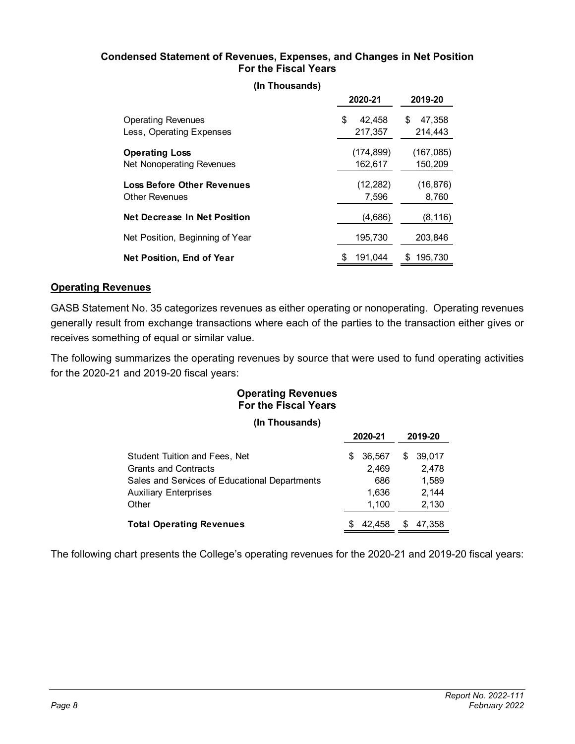**Condensed Statement of Revenues, Expenses, and Changes in Net Position**
**For the Fiscal Years**

**(In Thousands)**

| | 2020-21 | 2019-20 |
|---|---|---|
| Operating Revenues | $ 42,458 | $ 47,358 |
| Less, Operating Expenses | 217,357 | 214,443 |
| **Operating Loss** | (174,899) | (167,085) |
| Net Nonoperating Revenues | 162,617 | 150,209 |
| **Loss Before Other Revenues** | (12,282) | (16,876) |
| Other Revenues | 7,596 | 8,760 |
| **Net Decrease In Net Position** | (4,686) | (8,116) |
| Net Position, Beginning of Year | 195,730 | 203,846 |
| **Net Position, End of Year** | $ 191,044 | $ 195,730 |

## Operating Revenues

GASB Statement No. 35 categorizes revenues as either operating or nonoperating. Operating revenues generally result from exchange transactions where each of the parties to the transaction either gives or receives something of equal or similar value.

The following summarizes the operating revenues by source that were used to fund operating activities for the 2020-21 and 2019-20 fiscal years:

**Operating Revenues**
**For the Fiscal Years**

**(In Thousands)**

| | 2020-21 | 2019-20 |
|---|---|---|
| Student Tuition and Fees, Net | $ 36,567 | $ 39,017 |
| Grants and Contracts | 2,469 | 2,478 |
| Sales and Services of Educational Departments | 686 | 1,589 |
| Auxiliary Enterprises | 1,636 | 2,144 |
| Other | 1,100 | 2,130 |
| **Total Operating Revenues** | $ 42,458 | $ 47,358 |

The following chart presents the College's operating revenues for the 2020-21 and 2019-20 fiscal years: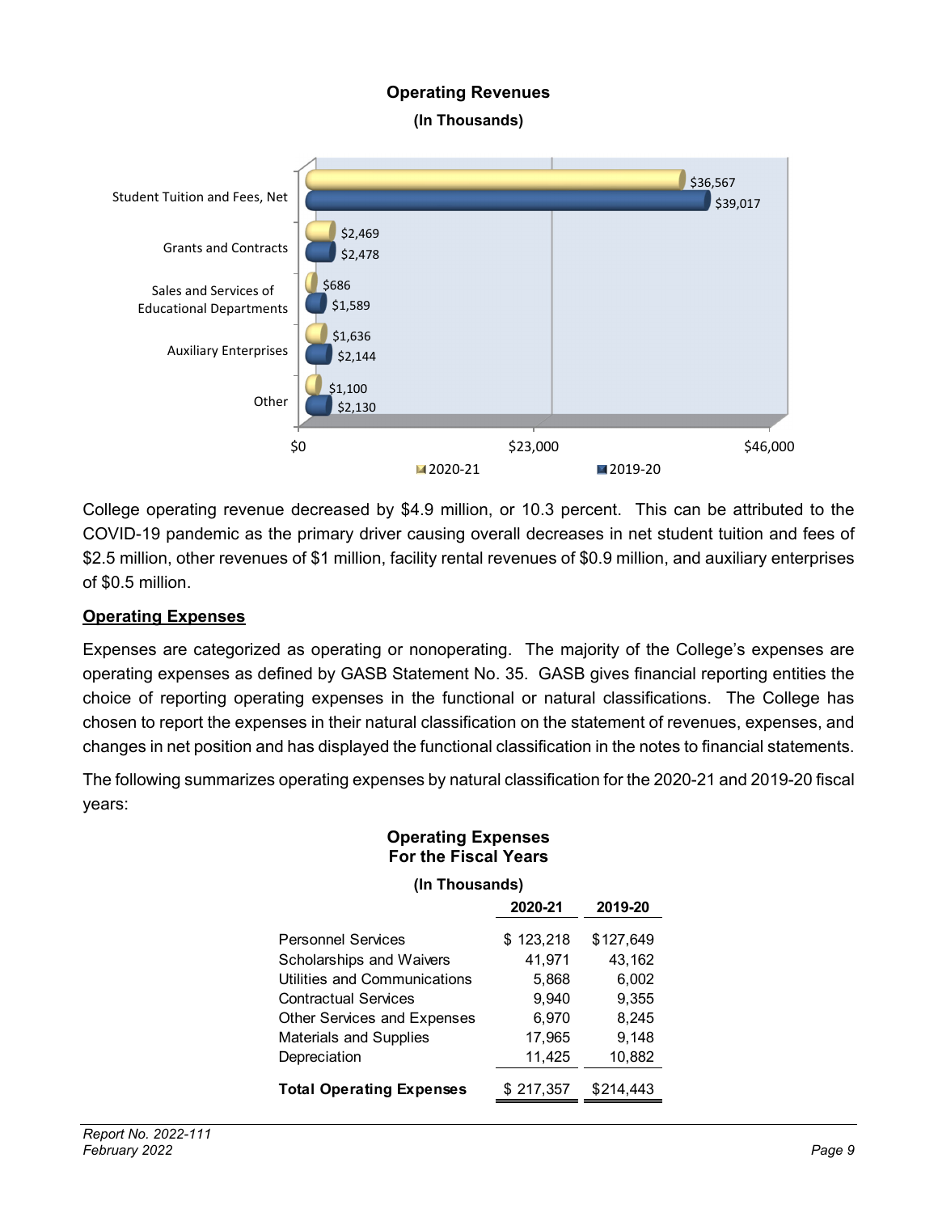**Operating Revenues**

**(In Thousands)**

| | 2020-21 | 2019-20 |
|---|---|---|
| Student Tuition and Fees, Net | $36,567 | $39,017 |
| Grants and Contracts | $2,469 | $2,478 |
| Sales and Services of Educational Departments | $686 | $1,589 |
| Auxiliary Enterprises | $1,636 | $2,144 |
| Other | $1,100 | $2,130 |

College operating revenue decreased by $4.9 million, or 10.3 percent. This can be attributed to the COVID-19 pandemic as the primary driver causing overall decreases in net student tuition and fees of $2.5 million, other revenues of $1 million, facility rental revenues of $0.9 million, and auxiliary enterprises of $0.5 million.

## Operating Expenses

Expenses are categorized as operating or nonoperating. The majority of the College's expenses are operating expenses as defined by GASB Statement No. 35. GASB gives financial reporting entities the choice of reporting operating expenses in the functional or natural classifications. The College has chosen to report the expenses in their natural classification on the statement of revenues, expenses, and changes in net position and has displayed the functional classification in the notes to financial statements.

The following summarizes operating expenses by natural classification for the 2020-21 and 2019-20 fiscal years:

**Operating Expenses For the Fiscal Years**

**(In Thousands)**

| | 2020-21 | 2019-20 |
|---|---|---|
| Personnel Services | $ 123,218 | $127,649 |
| Scholarships and Waivers | 41,971 | 43,162 |
| Utilities and Communications | 5,868 | 6,002 |
| Contractual Services | 9,940 | 9,355 |
| Other Services and Expenses | 6,970 | 8,245 |
| Materials and Supplies | 17,965 | 9,148 |
| Depreciation | 11,425 | 10,882 |
| **Total Operating Expenses** | $ 217,357 | $214,443 |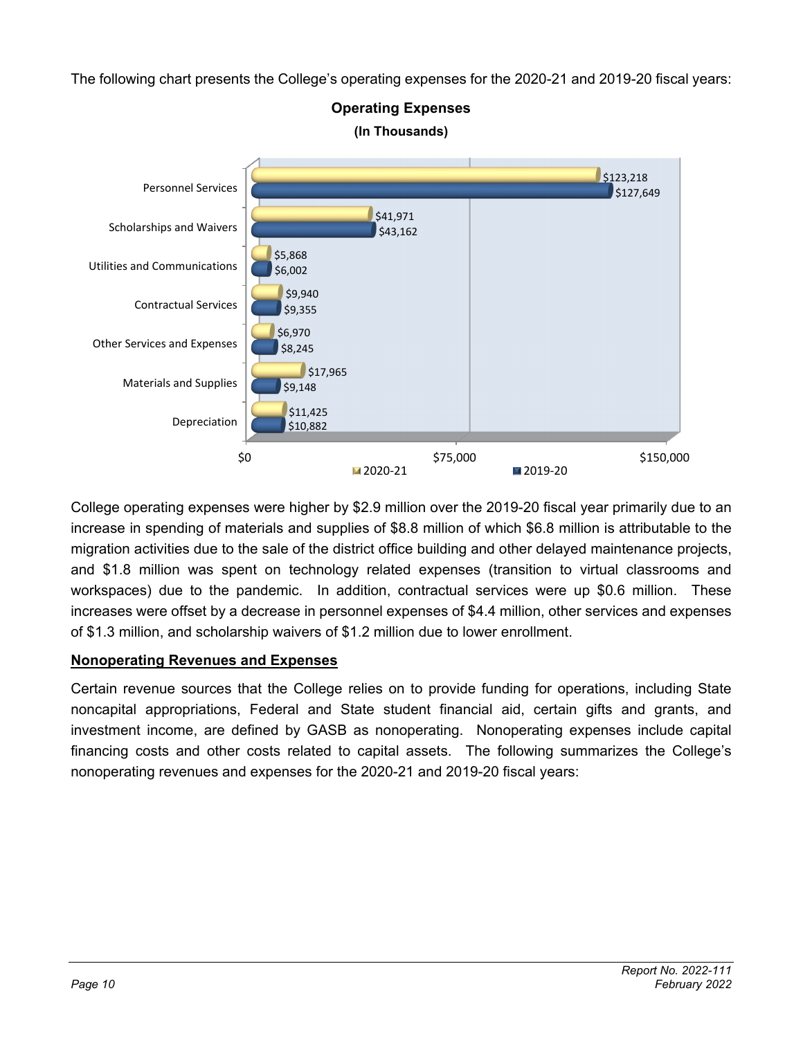The following chart presents the College's operating expenses for the 2020-21 and 2019-20 fiscal years:

**Operating Expenses**
**(In Thousands)**

| | 2020-21 | 2019-20 |
|---|---|---|
| Personnel Services | $123,218 | $127,649 |
| Scholarships and Waivers | $41,971 | $43,162 |
| Utilities and Communications | $5,868 | $6,002 |
| Contractual Services | $9,940 | $9,355 |
| Other Services and Expenses | $6,970 | $8,245 |
| Materials and Supplies | $17,965 | $9,148 |
| Depreciation | $11,425 | $10,882 |

College operating expenses were higher by $2.9 million over the 2019-20 fiscal year primarily due to an increase in spending of materials and supplies of $8.8 million of which $6.8 million is attributable to the migration activities due to the sale of the district office building and other delayed maintenance projects, and $1.8 million was spent on technology related expenses (transition to virtual classrooms and workspaces) due to the pandemic. In addition, contractual services were up $0.6 million. These increases were offset by a decrease in personnel expenses of $4.4 million, other services and expenses of $1.3 million, and scholarship waivers of $1.2 million due to lower enrollment.

## Nonoperating Revenues and Expenses

Certain revenue sources that the College relies on to provide funding for operations, including State noncapital appropriations, Federal and State student financial aid, certain gifts and grants, and investment income, are defined by GASB as nonoperating. Nonoperating expenses include capital financing costs and other costs related to capital assets. The following summarizes the College's nonoperating revenues and expenses for the 2020-21 and 2019-20 fiscal years: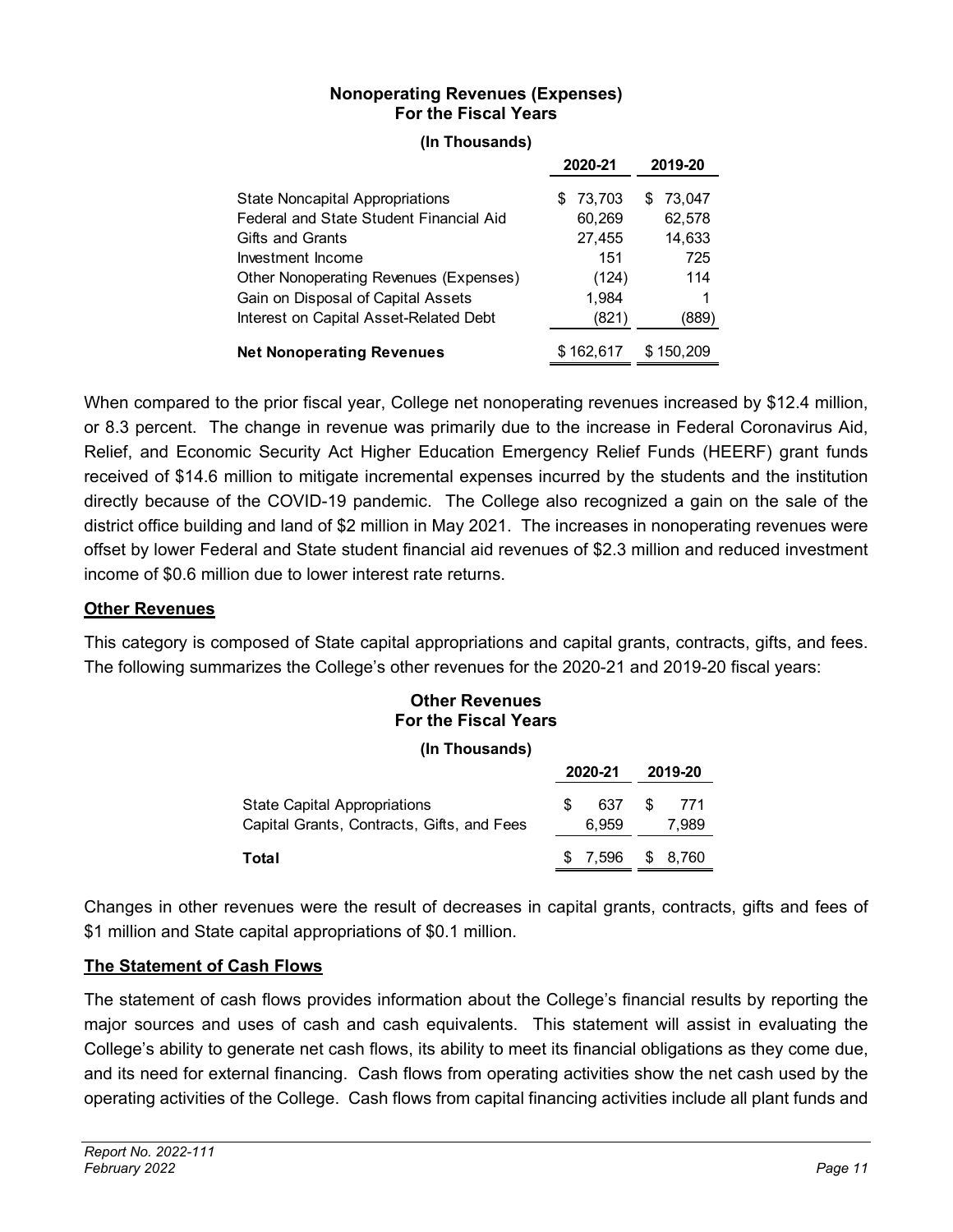**Nonopera­ting Revenues (Expenses)**
**For the Fiscal Years**

**(In Thousands)**

| | 2020-21 | 2019-20 |
|---|---|---|
| State Noncapital Appropriations | $ 73,703 | $ 73,047 |
| Federal and State Student Financial Aid | 60,269 | 62,578 |
| Gifts and Grants | 27,455 | 14,633 |
| Investment Income | 151 | 725 |
| Other Nonoperating Revenues (Expenses) | (124) | 114 |
| Gain on Disposal of Capital Assets | 1,984 | 1 |
| Interest on Capital Asset-Related Debt | (821) | (889) |
| **Net Nonoperating Revenues** | $ 162,617 | $ 150,209 |

When compared to the prior fiscal year, College net nonoperating revenues increased by $12.4 million, or 8.3 percent. The change in revenue was primarily due to the increase in Federal Coronavirus Aid, Relief, and Economic Security Act Higher Education Emergency Relief Funds (HEERF) grant funds received of $14.6 million to mitigate incremental expenses incurred by the students and the institution directly because of the COVID-19 pandemic. The College also recognized a gain on the sale of the district office building and land of $2 million in May 2021. The increases in nonoperating revenues were offset by lower Federal and State student financial aid revenues of $2.3 million and reduced investment income of $0.6 million due to lower interest rate returns.

## Other Revenues

This category is composed of State capital appropriations and capital grants, contracts, gifts, and fees. The following summarizes the College's other revenues for the 2020-21 and 2019-20 fiscal years:

**Other Revenues**
**For the Fiscal Years**

**(In Thousands)**

| | 2020-21 | 2019-20 |
|---|---|---|
| State Capital Appropriations | $ 637 | $ 771 |
| Capital Grants, Contracts, Gifts, and Fees | 6,959 | 7,989 |
| **Total** | $ 7,596 | $ 8,760 |

Changes in other revenues were the result of decreases in capital grants, contracts, gifts and fees of $1 million and State capital appropriations of $0.1 million.

## The Statement of Cash Flows

The statement of cash flows provides information about the College's financial results by reporting the major sources and uses of cash and cash equivalents. This statement will assist in evaluating the College's ability to generate net cash flows, its ability to meet its financial obligations as they come due, and its need for external financing. Cash flows from operating activities show the net cash used by the operating activities of the College. Cash flows from capital financing activities include all plant funds and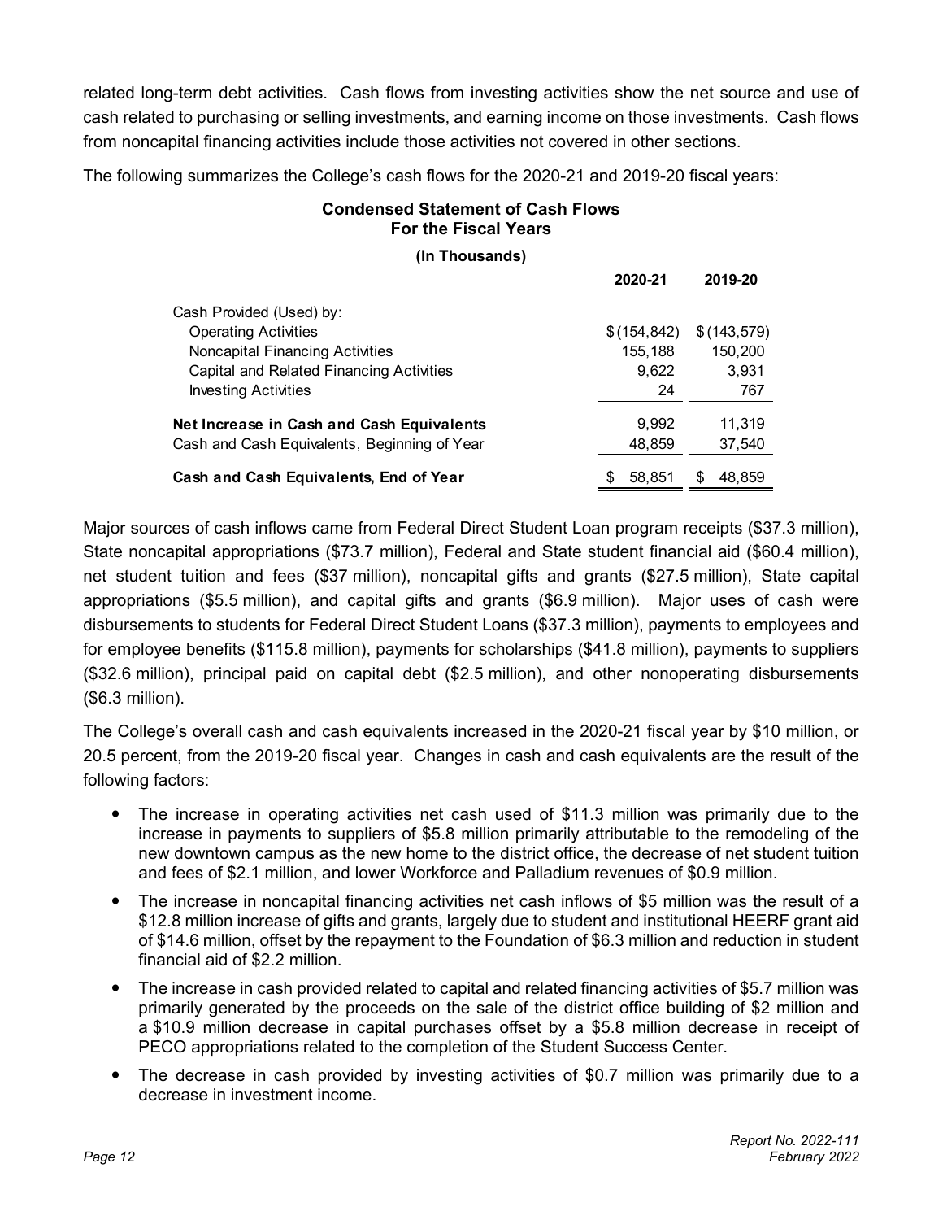related long-term debt activities. Cash flows from investing activities show the net source and use of cash related to purchasing or selling investments, and earning income on those investments. Cash flows from noncapital financing activities include those activities not covered in other sections.

The following summarizes the College's cash flows for the 2020-21 and 2019-20 fiscal years:

**Condensed Statement of Cash Flows**
**For the Fiscal Years**

**(In Thousands)**

| | 2020-21 | 2019-20 |
|---|---|---|
| Cash Provided (Used) by: | | |
| Operating Activities | $ (154,842) | $ (143,579) |
| Noncapital Financing Activities | 155,188 | 150,200 |
| Capital and Related Financing Activities | 9,622 | 3,931 |
| Investing Activities | 24 | 767 |
| **Net Increase in Cash and Cash Equivalents** | 9,992 | 11,319 |
| Cash and Cash Equivalents, Beginning of Year | 48,859 | 37,540 |
| **Cash and Cash Equivalents, End of Year** | $ 58,851 | $ 48,859 |

Major sources of cash inflows came from Federal Direct Student Loan program receipts ($37.3 million), State noncapital appropriations ($73.7 million), Federal and State student financial aid ($60.4 million), net student tuition and fees ($37 million), noncapital gifts and grants ($27.5 million), State capital appropriations ($5.5 million), and capital gifts and grants ($6.9 million). Major uses of cash were disbursements to students for Federal Direct Student Loans ($37.3 million), payments to employees and for employee benefits ($115.8 million), payments for scholarships ($41.8 million), payments to suppliers ($32.6 million), principal paid on capital debt ($2.5 million), and other nonoperating disbursements ($6.3 million).

The College's overall cash and cash equivalents increased in the 2020-21 fiscal year by $10 million, or 20.5 percent, from the 2019-20 fiscal year. Changes in cash and cash equivalents are the result of the following factors:

- The increase in operating activities net cash used of $11.3 million was primarily due to the increase in payments to suppliers of $5.8 million primarily attributable to the remodeling of the new downtown campus as the new home to the district office, the decrease of net student tuition and fees of $2.1 million, and lower Workforce and Palladium revenues of $0.9 million.
- The increase in noncapital financing activities net cash inflows of $5 million was the result of a $12.8 million increase of gifts and grants, largely due to student and institutional HEERF grant aid of $14.6 million, offset by the repayment to the Foundation of $6.3 million and reduction in student financial aid of $2.2 million.
- The increase in cash provided related to capital and related financing activities of $5.7 million was primarily generated by the proceeds on the sale of the district office building of $2 million and a $10.9 million decrease in capital purchases offset by a $5.8 million decrease in receipt of PECO appropriations related to the completion of the Student Success Center.
- The decrease in cash provided by investing activities of $0.7 million was primarily due to a decrease in investment income.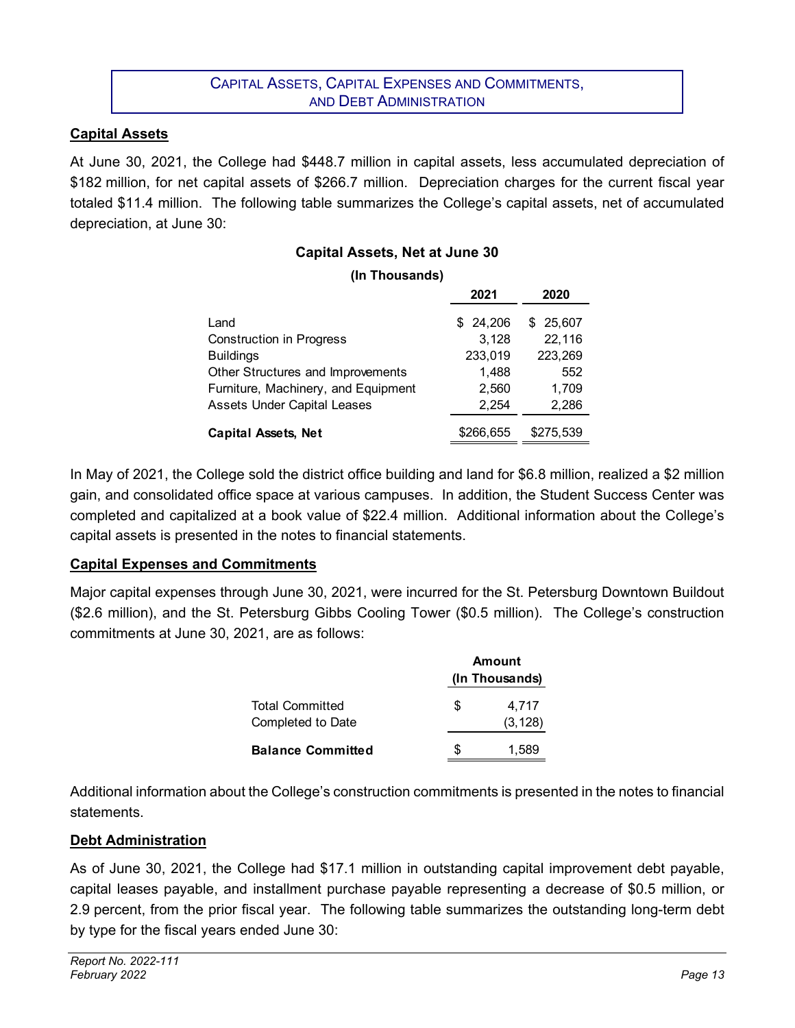## Capital Assets, Capital Expenses and Commitments, and Debt Administration

### Capital Assets

At June 30, 2021, the College had $448.7 million in capital assets, less accumulated depreciation of $182 million, for net capital assets of $266.7 million. Depreciation charges for the current fiscal year totaled $11.4 million. The following table summarizes the College's capital assets, net of accumulated depreciation, at June 30:

**Capital Assets, Net at June 30**

**(In Thousands)**

| | 2021 | 2020 |
|---|---|---|
| Land | $ 24,206 | $ 25,607 |
| Construction in Progress | 3,128 | 22,116 |
| Buildings | 233,019 | 223,269 |
| Other Structures and Improvements | 1,488 | 552 |
| Furniture, Machinery, and Equipment | 2,560 | 1,709 |
| Assets Under Capital Leases | 2,254 | 2,286 |
| **Capital Assets, Net** | $266,655 | $275,539 |

In May of 2021, the College sold the district office building and land for $6.8 million, realized a $2 million gain, and consolidated office space at various campuses. In addition, the Student Success Center was completed and capitalized at a book value of $22.4 million. Additional information about the College's capital assets is presented in the notes to financial statements.

### Capital Expenses and Commitments

Major capital expenses through June 30, 2021, were incurred for the St. Petersburg Downtown Buildout ($2.6 million), and the St. Petersburg Gibbs Cooling Tower ($0.5 million). The College's construction commitments at June 30, 2021, are as follows:

| | Amount (In Thousands) |
|---|---|
| Total Committed | $ 4,717 |
| Completed to Date | (3,128) |
| **Balance Committed** | $ 1,589 |

Additional information about the College's construction commitments is presented in the notes to financial statements.

### Debt Administration

As of June 30, 2021, the College had $17.1 million in outstanding capital improvement debt payable, capital leases payable, and installment purchase payable representing a decrease of $0.5 million, or 2.9 percent, from the prior fiscal year. The following table summarizes the outstanding long-term debt by type for the fiscal years ended June 30: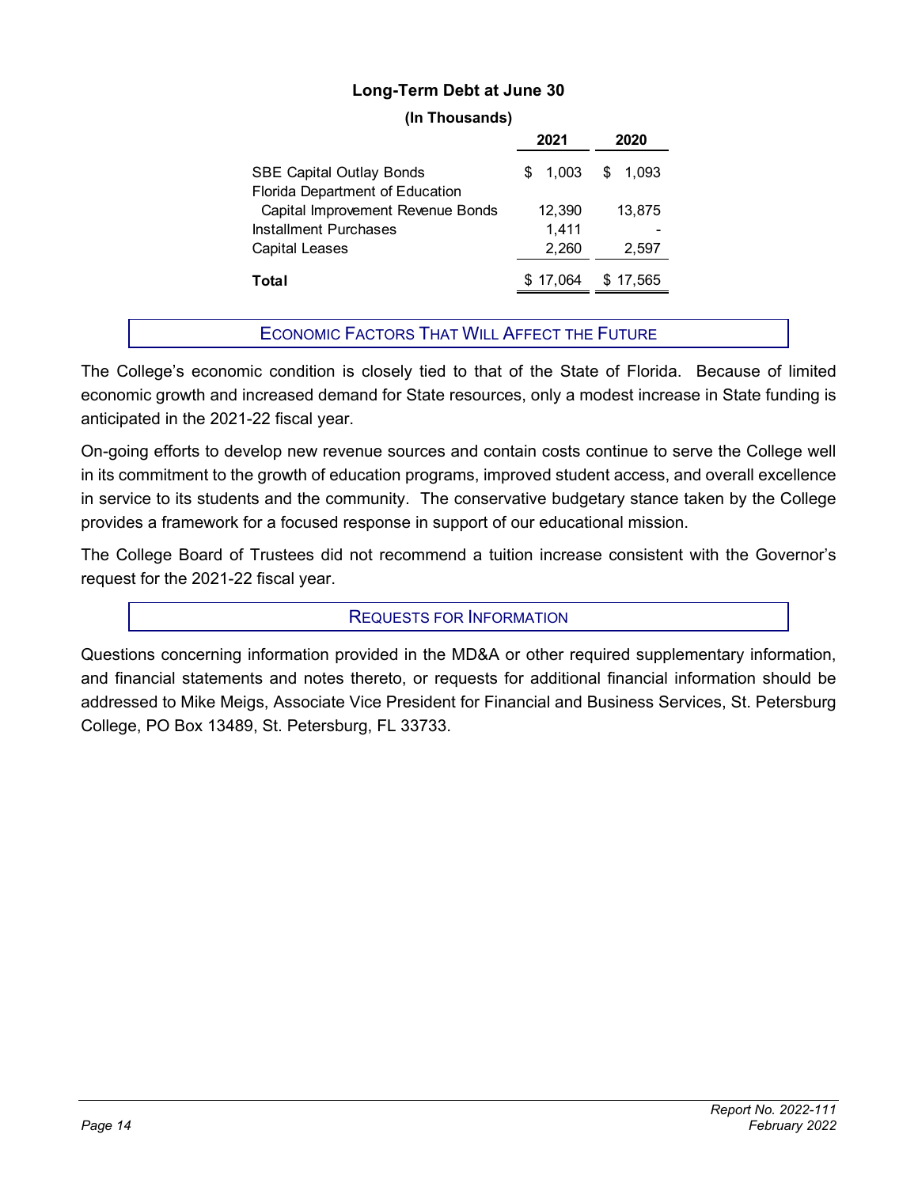**Long-Term Debt at June 30**

**(In Thousands)**

| | 2021 | 2020 |
|---|---|---|
| SBE Capital Outlay Bonds | $ 1,003 | $ 1,093 |
| Florida Department of Education Capital Improvement Revenue Bonds | 12,390 | 13,875 |
| Installment Purchases | 1,411 | - |
| Capital Leases | 2,260 | 2,597 |
| **Total** | $ 17,064 | $ 17,565 |

## ECONOMIC FACTORS THAT WILL AFFECT THE FUTURE

The College's economic condition is closely tied to that of the State of Florida. Because of limited economic growth and increased demand for State resources, only a modest increase in State funding is anticipated in the 2021-22 fiscal year.

On-going efforts to develop new revenue sources and contain costs continue to serve the College well in its commitment to the growth of education programs, improved student access, and overall excellence in service to its students and the community. The conservative budgetary stance taken by the College provides a framework for a focused response in support of our educational mission.

The College Board of Trustees did not recommend a tuition increase consistent with the Governor's request for the 2021-22 fiscal year.

## REQUESTS FOR INFORMATION

Questions concerning information provided in the MD&A or other required supplementary information, and financial statements and notes thereto, or requests for additional financial information should be addressed to Mike Meigs, Associate Vice President for Financial and Business Services, St. Petersburg College, PO Box 13489, St. Petersburg, FL 33733.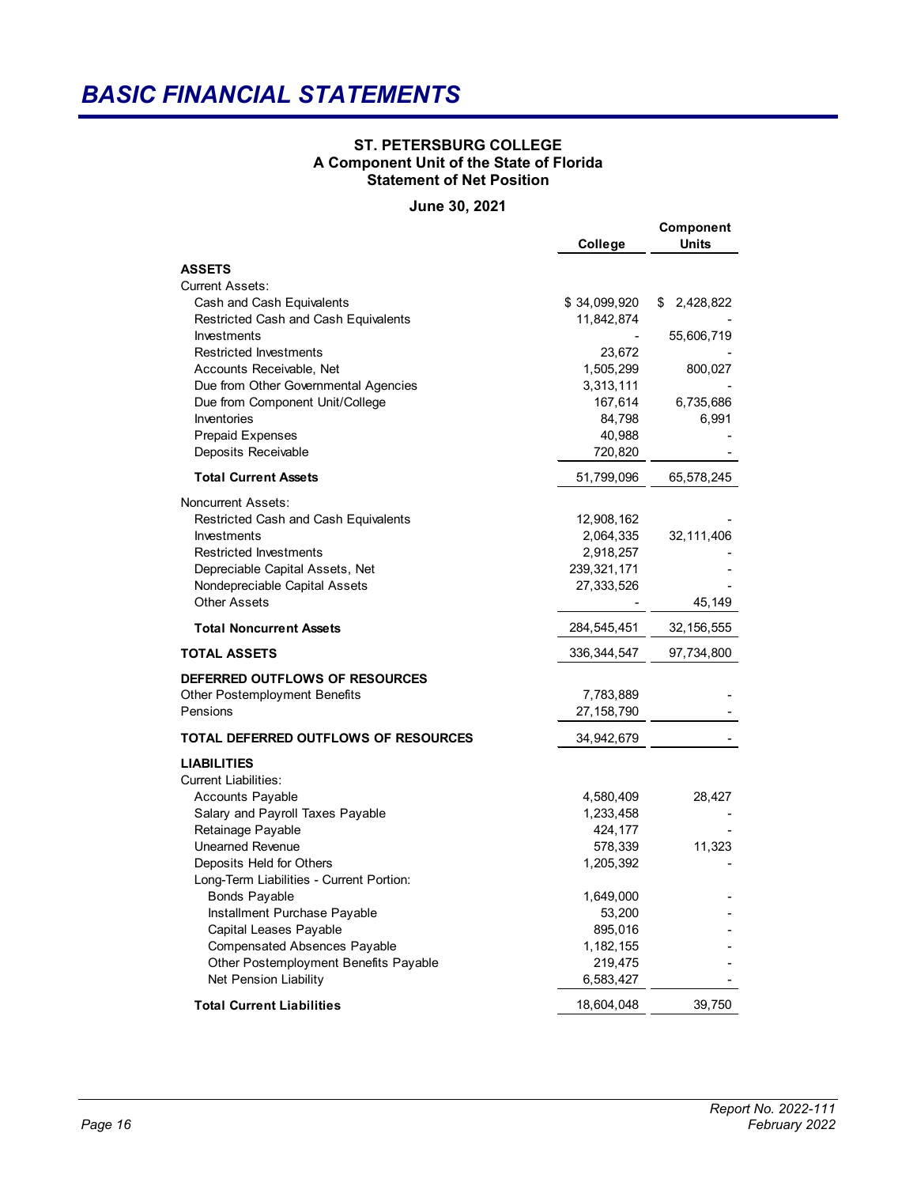# BASIC FINANCIAL STATEMENTS

**ST. PETERSBURG COLLEGE**
**A Component Unit of the State of Florida**
**Statement of Net Position**

**June 30, 2021**

| | College | Component Units |
|---|---|---|
| **ASSETS** | | |
| Current Assets: | | |
| Cash and Cash Equivalents | $ 34,099,920 | $ 2,428,822 |
| Restricted Cash and Cash Equivalents | 11,842,874 | - |
| Investments | - | 55,606,719 |
| Restricted Investments | 23,672 | - |
| Accounts Receivable, Net | 1,505,299 | 800,027 |
| Due from Other Governmental Agencies | 3,313,111 | - |
| Due from Component Unit/College | 167,614 | 6,735,686 |
| Inventories | 84,798 | 6,991 |
| Prepaid Expenses | 40,988 | - |
| Deposits Receivable | 720,820 | - |
| **Total Current Assets** | 51,799,096 | 65,578,245 |
| Noncurrent Assets: | | |
| Restricted Cash and Cash Equivalents | 12,908,162 | - |
| Investments | 2,064,335 | 32,111,406 |
| Restricted Investments | 2,918,257 | - |
| Depreciable Capital Assets, Net | 239,321,171 | - |
| Nondepreciable Capital Assets | 27,333,526 | - |
| Other Assets | - | 45,149 |
| **Total Noncurrent Assets** | 284,545,451 | 32,156,555 |
| **TOTAL ASSETS** | 336,344,547 | 97,734,800 |
| **DEFERRED OUTFLOWS OF RESOURCES** | | |
| Other Postemployment Benefits | 7,783,889 | - |
| Pensions | 27,158,790 | - |
| **TOTAL DEFERRED OUTFLOWS OF RESOURCES** | 34,942,679 | - |
| **LIABILITIES** | | |
| Current Liabilities: | | |
| Accounts Payable | 4,580,409 | 28,427 |
| Salary and Payroll Taxes Payable | 1,233,458 | - |
| Retainage Payable | 424,177 | - |
| Unearned Revenue | 578,339 | 11,323 |
| Deposits Held for Others | 1,205,392 | - |
| Long-Term Liabilities - Current Portion: | | |
| Bonds Payable | 1,649,000 | - |
| Installment Purchase Payable | 53,200 | - |
| Capital Leases Payable | 895,016 | - |
| Compensated Absences Payable | 1,182,155 | - |
| Other Postemployment Benefits Payable | 219,475 | - |
| Net Pension Liability | 6,583,427 | - |
| **Total Current Liabilities** | 18,604,048 | 39,750 |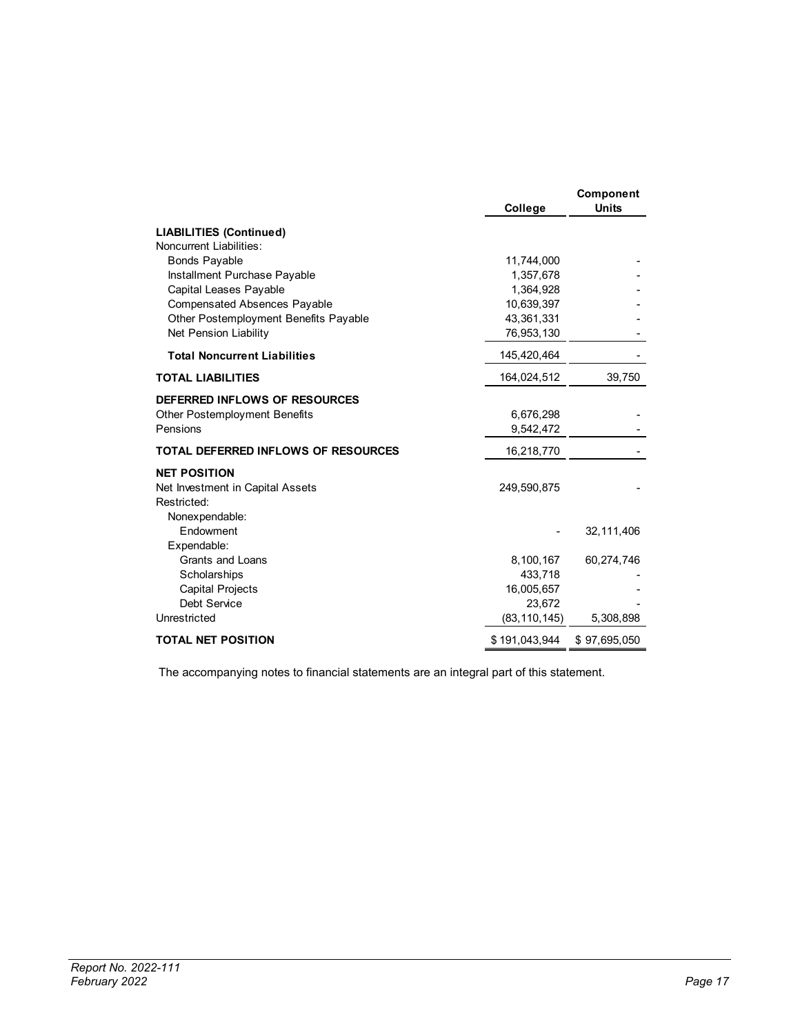| | College | Component Units |
|---|---|---|
| **LIABILITIES (Continued)** | | |
| Noncurrent Liabilities: | | |
| Bonds Payable | 11,744,000 | - |
| Installment Purchase Payable | 1,357,678 | - |
| Capital Leases Payable | 1,364,928 | - |
| Compensated Absences Payable | 10,639,397 | - |
| Other Postemployment Benefits Payable | 43,361,331 | - |
| Net Pension Liability | 76,953,130 | - |
| **Total Noncurrent Liabilities** | 145,420,464 | - |
| **TOTAL LIABILITIES** | 164,024,512 | 39,750 |
| **DEFERRED INFLOWS OF RESOURCES** | | |
| Other Postemployment Benefits | 6,676,298 | - |
| Pensions | 9,542,472 | - |
| **TOTAL DEFERRED INFLOWS OF RESOURCES** | 16,218,770 | - |
| **NET POSITION** | | |
| Net Investment in Capital Assets | 249,590,875 | - |
| Restricted: | | |
| Nonexpendable: | | |
| Endowment | - | 32,111,406 |
| Expendable: | | |
| Grants and Loans | 8,100,167 | 60,274,746 |
| Scholarships | 433,718 | - |
| Capital Projects | 16,005,657 | - |
| Debt Service | 23,672 | - |
| Unrestricted | (83,110,145) | 5,308,898 |
| **TOTAL NET POSITION** | $ 191,043,944 | $ 97,695,050 |

The accompanying notes to financial statements are an integral part of this statement.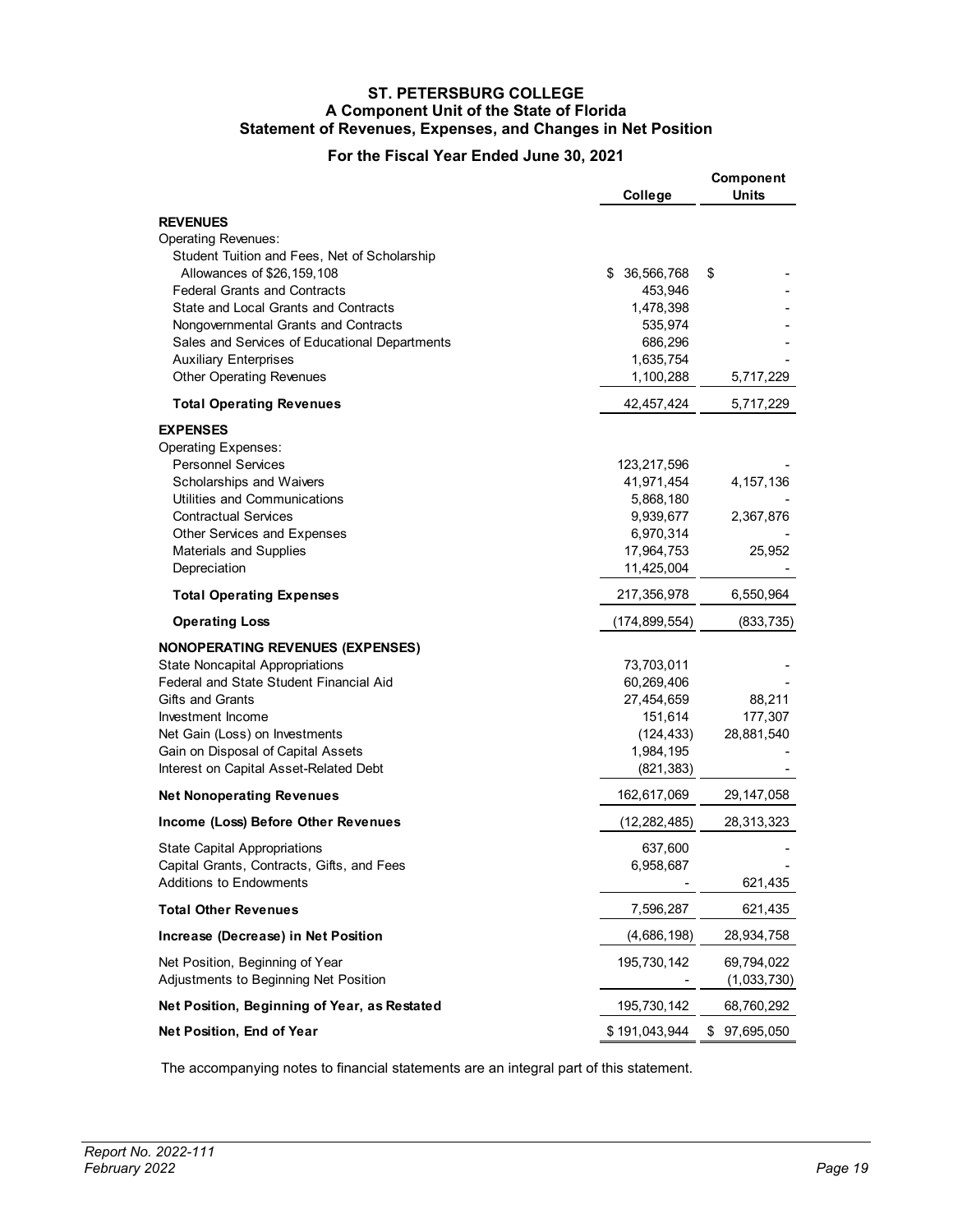# ST. PETERSBURG COLLEGE
## A Component Unit of the State of Florida
## Statement of Revenues, Expenses, and Changes in Net Position
### For the Fiscal Year Ended June 30, 2021

| | College | Component Units |
|---|---|---|
| **REVENUES** | | |
| Operating Revenues: | | |
| Student Tuition and Fees, Net of Scholarship Allowances of $26,159,108 | $ 36,566,768 | $ - |
| Federal Grants and Contracts | 453,946 | - |
| State and Local Grants and Contracts | 1,478,398 | - |
| Nongovernmental Grants and Contracts | 535,974 | - |
| Sales and Services of Educational Departments | 686,296 | - |
| Auxiliary Enterprises | 1,635,754 | - |
| Other Operating Revenues | 1,100,288 | 5,717,229 |
| **Total Operating Revenues** | 42,457,424 | 5,717,229 |
| **EXPENSES** | | |
| Operating Expenses: | | |
| Personnel Services | 123,217,596 | - |
| Scholarships and Waivers | 41,971,454 | 4,157,136 |
| Utilities and Communications | 5,868,180 | - |
| Contractual Services | 9,939,677 | 2,367,876 |
| Other Services and Expenses | 6,970,314 | - |
| Materials and Supplies | 17,964,753 | 25,952 |
| Depreciation | 11,425,004 | - |
| **Total Operating Expenses** | 217,356,978 | 6,550,964 |
| **Operating Loss** | (174,899,554) | (833,735) |
| **NONOPERATING REVENUES (EXPENSES)** | | |
| State Noncapital Appropriations | 73,703,011 | - |
| Federal and State Student Financial Aid | 60,269,406 | - |
| Gifts and Grants | 27,454,659 | 88,211 |
| Investment Income | 151,614 | 177,307 |
| Net Gain (Loss) on Investments | (124,433) | 28,881,540 |
| Gain on Disposal of Capital Assets | 1,984,195 | - |
| Interest on Capital Asset-Related Debt | (821,383) | - |
| **Net Nonoperating Revenues** | 162,617,069 | 29,147,058 |
| **Income (Loss) Before Other Revenues** | (12,282,485) | 28,313,323 |
| State Capital Appropriations | 637,600 | - |
| Capital Grants, Contracts, Gifts, and Fees | 6,958,687 | - |
| Additions to Endowments | - | 621,435 |
| **Total Other Revenues** | 7,596,287 | 621,435 |
| **Increase (Decrease) in Net Position** | (4,686,198) | 28,934,758 |
| Net Position, Beginning of Year | 195,730,142 | 69,794,022 |
| Adjustments to Beginning Net Position | - | (1,033,730) |
| **Net Position, Beginning of Year, as Restated** | 195,730,142 | 68,760,292 |
| **Net Position, End of Year** | $ 191,043,944 | $ 97,695,050 |

The accompanying notes to financial statements are an integral part of this statement.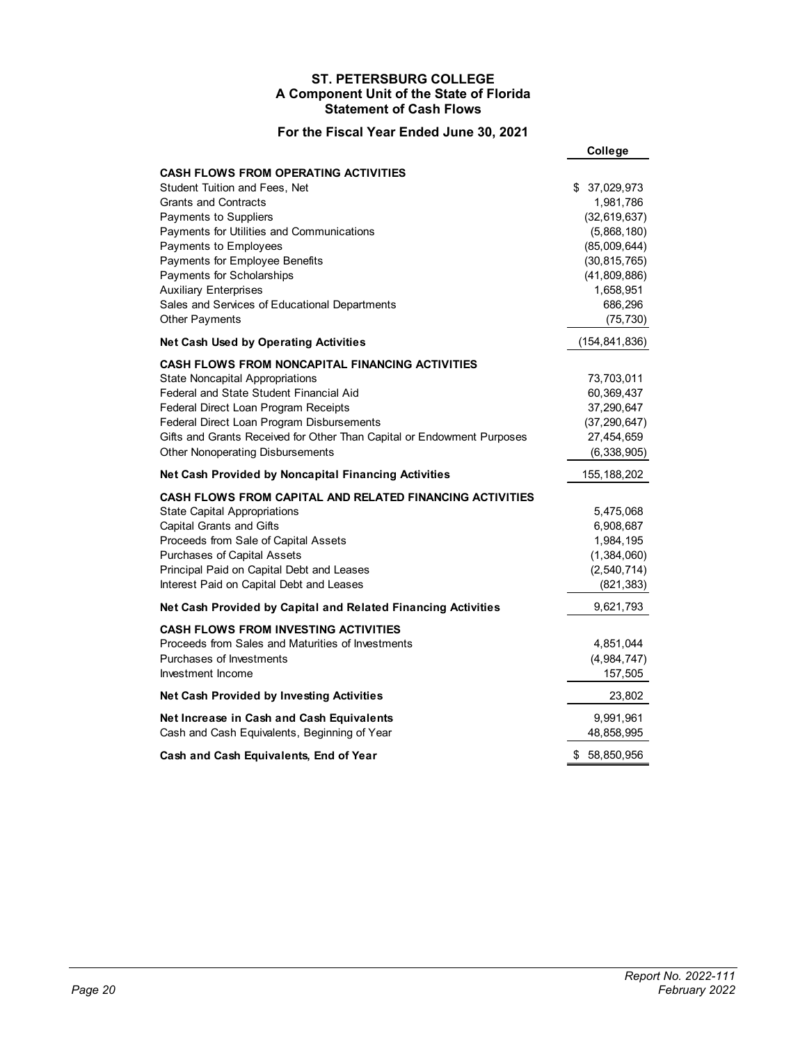# ST. PETERSBURG COLLEGE
## A Component Unit of the State of Florida
## Statement of Cash Flows

### For the Fiscal Year Ended June 30, 2021

| | College |
|---|---|
| **CASH FLOWS FROM OPERATING ACTIVITIES** | |
| Student Tuition and Fees, Net | $ 37,029,973 |
| Grants and Contracts | 1,981,786 |
| Payments to Suppliers | (32,619,637) |
| Payments for Utilities and Communications | (5,868,180) |
| Payments to Employees | (85,009,644) |
| Payments for Employee Benefits | (30,815,765) |
| Payments for Scholarships | (41,809,886) |
| Auxiliary Enterprises | 1,658,951 |
| Sales and Services of Educational Departments | 686,296 |
| Other Payments | (75,730) |
| **Net Cash Used by Operating Activities** | (154,841,836) |
| **CASH FLOWS FROM NONCAPITAL FINANCING ACTIVITIES** | |
| State Noncapital Appropriations | 73,703,011 |
| Federal and State Student Financial Aid | 60,369,437 |
| Federal Direct Loan Program Receipts | 37,290,647 |
| Federal Direct Loan Program Disbursements | (37,290,647) |
| Gifts and Grants Received for Other Than Capital or Endowment Purposes | 27,454,659 |
| Other Nonoperating Disbursements | (6,338,905) |
| **Net Cash Provided by Noncapital Financing Activities** | 155,188,202 |
| **CASH FLOWS FROM CAPITAL AND RELATED FINANCING ACTIVITIES** | |
| State Capital Appropriations | 5,475,068 |
| Capital Grants and Gifts | 6,908,687 |
| Proceeds from Sale of Capital Assets | 1,984,195 |
| Purchases of Capital Assets | (1,384,060) |
| Principal Paid on Capital Debt and Leases | (2,540,714) |
| Interest Paid on Capital Debt and Leases | (821,383) |
| **Net Cash Provided by Capital and Related Financing Activities** | 9,621,793 |
| **CASH FLOWS FROM INVESTING ACTIVITIES** | |
| Proceeds from Sales and Maturities of Investments | 4,851,044 |
| Purchases of Investments | (4,984,747) |
| Investment Income | 157,505 |
| **Net Cash Provided by Investing Activities** | 23,802 |
| **Net Increase in Cash and Cash Equivalents** | 9,991,961 |
| Cash and Cash Equivalents, Beginning of Year | 48,858,995 |
| **Cash and Cash Equivalents, End of Year** | $ 58,850,956 |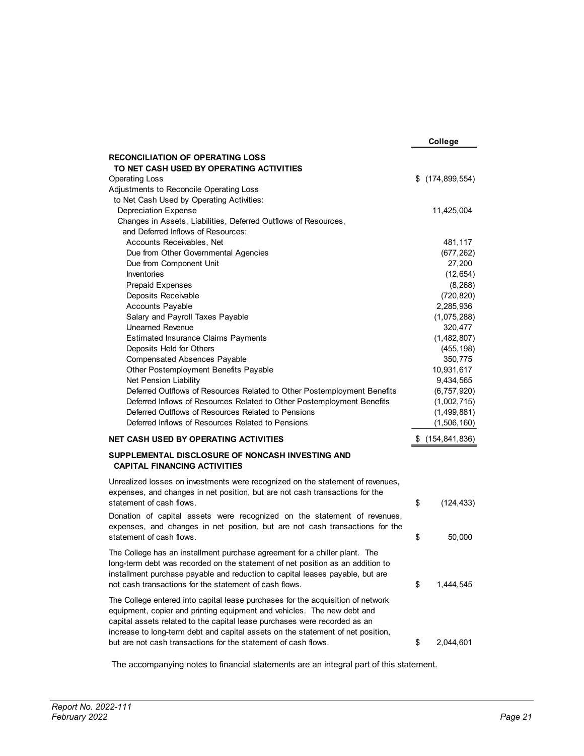| | College |
|---|---|
| **RECONCILIATION OF OPERATING LOSS TO NET CASH USED BY OPERATING ACTIVITIES** | |
| Operating Loss | $ (174,899,554) |
| Adjustments to Reconcile Operating Loss to Net Cash Used by Operating Activities: | |
| Depreciation Expense | 11,425,004 |
| Changes in Assets, Liabilities, Deferred Outflows of Resources, and Deferred Inflows of Resources: | |
| Accounts Receivables, Net | 481,117 |
| Due from Other Governmental Agencies | (677,262) |
| Due from Component Unit | 27,200 |
| Inventories | (12,654) |
| Prepaid Expenses | (8,268) |
| Deposits Receivable | (720,820) |
| Accounts Payable | 2,285,936 |
| Salary and Payroll Taxes Payable | (1,075,288) |
| Unearned Revenue | 320,477 |
| Estimated Insurance Claims Payments | (1,482,807) |
| Deposits Held for Others | (455,198) |
| Compensated Absences Payable | 350,775 |
| Other Postemployment Benefits Payable | 10,931,617 |
| Net Pension Liability | 9,434,565 |
| Deferred Outflows of Resources Related to Other Postemployment Benefits | (6,757,920) |
| Deferred Inflows of Resources Related to Other Postemployment Benefits | (1,002,715) |
| Deferred Outflows of Resources Related to Pensions | (1,499,881) |
| Deferred Inflows of Resources Related to Pensions | (1,506,160) |
| **NET CASH USED BY OPERATING ACTIVITIES** | $ (154,841,836) |

**SUPPLEMENTAL DISCLOSURE OF NONCASH INVESTING AND CAPITAL FINANCING ACTIVITIES**

| | |
|---|---|
| Unrealized losses on investments were recognized on the statement of revenues, expenses, and changes in net position, but are not cash transactions for the statement of cash flows. | $ (124,433) |
| Donation of capital assets were recognized on the statement of revenues, expenses, and changes in net position, but are not cash transactions for the statement of cash flows. | $ 50,000 |
| The College has an installment purchase agreement for a chiller plant. The long-term debt was recorded on the statement of net position as an addition to installment purchase payable and reduction to capital leases payable, but are not cash transactions for the statement of cash flows. | $ 1,444,545 |
| The College entered into capital lease purchases for the acquisition of network equipment, copier and printing equipment and vehicles. The new debt and capital assets related to the capital lease purchases were recorded as an increase to long-term debt and capital assets on the statement of net position, but are not cash transactions for the statement of cash flows. | $ 2,044,601 |

The accompanying notes to financial statements are an integral part of this statement.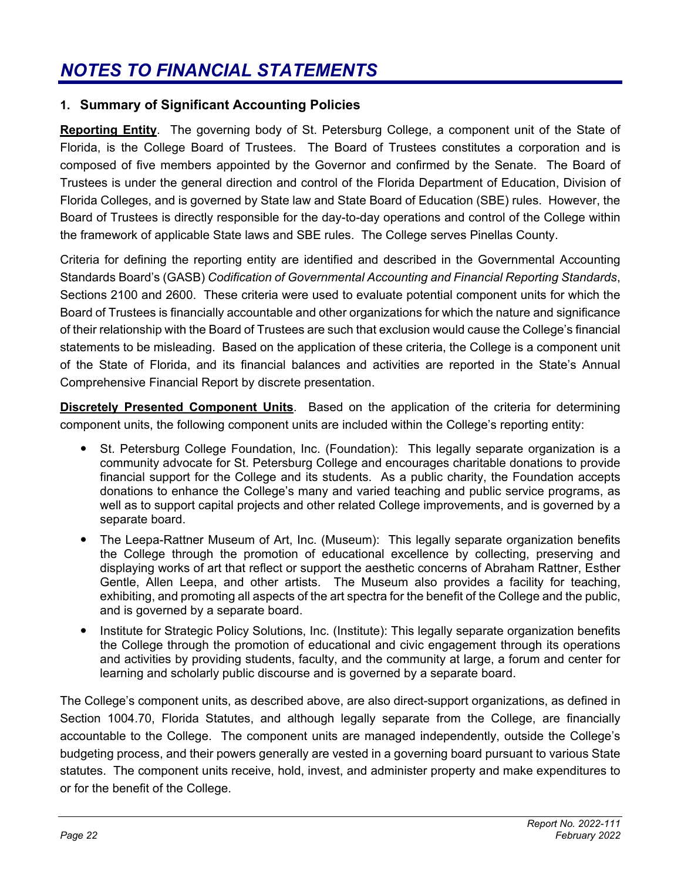# NOTES TO FINANCIAL STATEMENTS

## 1. Summary of Significant Accounting Policies

**Reporting Entity**. The governing body of St. Petersburg College, a component unit of the State of Florida, is the College Board of Trustees. The Board of Trustees constitutes a corporation and is composed of five members appointed by the Governor and confirmed by the Senate. The Board of Trustees is under the general direction and control of the Florida Department of Education, Division of Florida Colleges, and is governed by State law and State Board of Education (SBE) rules. However, the Board of Trustees is directly responsible for the day-to-day operations and control of the College within the framework of applicable State laws and SBE rules. The College serves Pinellas County.

Criteria for defining the reporting entity are identified and described in the Governmental Accounting Standards Board's (GASB) *Codification of Governmental Accounting and Financial Reporting Standards*, Sections 2100 and 2600. These criteria were used to evaluate potential component units for which the Board of Trustees is financially accountable and other organizations for which the nature and significance of their relationship with the Board of Trustees are such that exclusion would cause the College's financial statements to be misleading. Based on the application of these criteria, the College is a component unit of the State of Florida, and its financial balances and activities are reported in the State's Annual Comprehensive Financial Report by discrete presentation.

**Discretely Presented Component Units**. Based on the application of the criteria for determining component units, the following component units are included within the College's reporting entity:

- St. Petersburg College Foundation, Inc. (Foundation): This legally separate organization is a community advocate for St. Petersburg College and encourages charitable donations to provide financial support for the College and its students. As a public charity, the Foundation accepts donations to enhance the College's many and varied teaching and public service programs, as well as to support capital projects and other related College improvements, and is governed by a separate board.
- The Leepa-Rattner Museum of Art, Inc. (Museum): This legally separate organization benefits the College through the promotion of educational excellence by collecting, preserving and displaying works of art that reflect or support the aesthetic concerns of Abraham Rattner, Esther Gentle, Allen Leepa, and other artists. The Museum also provides a facility for teaching, exhibiting, and promoting all aspects of the art spectra for the benefit of the College and the public, and is governed by a separate board.
- Institute for Strategic Policy Solutions, Inc. (Institute): This legally separate organization benefits the College through the promotion of educational and civic engagement through its operations and activities by providing students, faculty, and the community at large, a forum and center for learning and scholarly public discourse and is governed by a separate board.

The College's component units, as described above, are also direct-support organizations, as defined in Section 1004.70, Florida Statutes, and although legally separate from the College, are financially accountable to the College. The component units are managed independently, outside the College's budgeting process, and their powers generally are vested in a governing board pursuant to various State statutes. The component units receive, hold, invest, and administer property and make expenditures to or for the benefit of the College.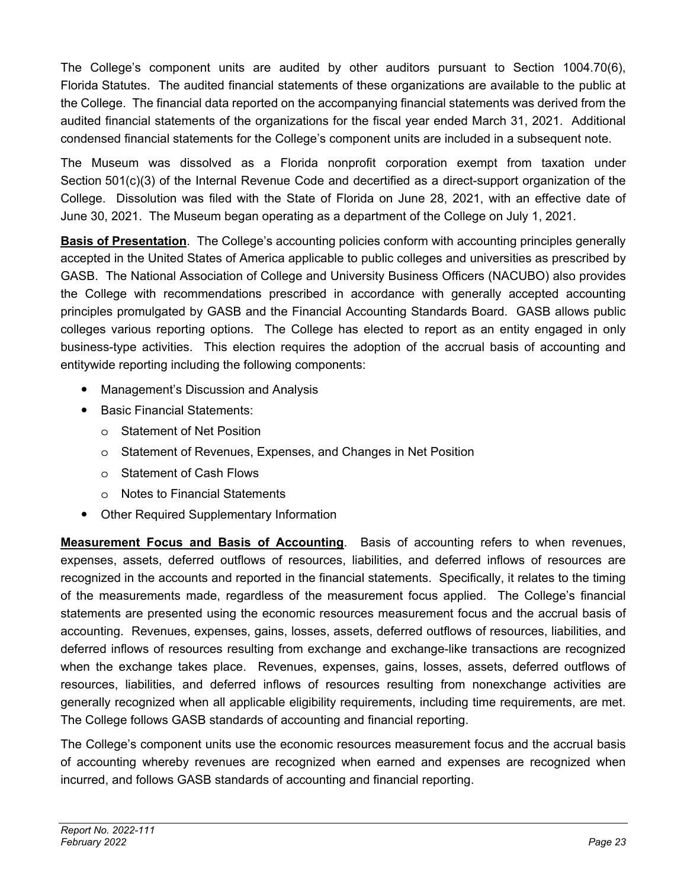The College's component units are audited by other auditors pursuant to Section 1004.70(6), Florida Statutes. The audited financial statements of these organizations are available to the public at the College. The financial data reported on the accompanying financial statements was derived from the audited financial statements of the organizations for the fiscal year ended March 31, 2021. Additional condensed financial statements for the College's component units are included in a subsequent note.

The Museum was dissolved as a Florida nonprofit corporation exempt from taxation under Section 501(c)(3) of the Internal Revenue Code and decertified as a direct-support organization of the College. Dissolution was filed with the State of Florida on June 28, 2021, with an effective date of June 30, 2021. The Museum began operating as a department of the College on July 1, 2021.

**Basis of Presentation**. The College's accounting policies conform with accounting principles generally accepted in the United States of America applicable to public colleges and universities as prescribed by GASB. The National Association of College and University Business Officers (NACUBO) also provides the College with recommendations prescribed in accordance with generally accepted accounting principles promulgated by GASB and the Financial Accounting Standards Board. GASB allows public colleges various reporting options. The College has elected to report as an entity engaged in only business-type activities. This election requires the adoption of the accrual basis of accounting and entitywide reporting including the following components:

- Management's Discussion and Analysis
- Basic Financial Statements:
  - Statement of Net Position
  - Statement of Revenues, Expenses, and Changes in Net Position
  - Statement of Cash Flows
  - Notes to Financial Statements
- Other Required Supplementary Information

**Measurement Focus and Basis of Accounting**. Basis of accounting refers to when revenues, expenses, assets, deferred outflows of resources, liabilities, and deferred inflows of resources are recognized in the accounts and reported in the financial statements. Specifically, it relates to the timing of the measurements made, regardless of the measurement focus applied. The College's financial statements are presented using the economic resources measurement focus and the accrual basis of accounting. Revenues, expenses, gains, losses, assets, deferred outflows of resources, liabilities, and deferred inflows of resources resulting from exchange and exchange-like transactions are recognized when the exchange takes place. Revenues, expenses, gains, losses, assets, deferred outflows of resources, liabilities, and deferred inflows of resources resulting from nonexchange activities are generally recognized when all applicable eligibility requirements, including time requirements, are met. The College follows GASB standards of accounting and financial reporting.

The College's component units use the economic resources measurement focus and the accrual basis of accounting whereby revenues are recognized when earned and expenses are recognized when incurred, and follows GASB standards of accounting and financial reporting.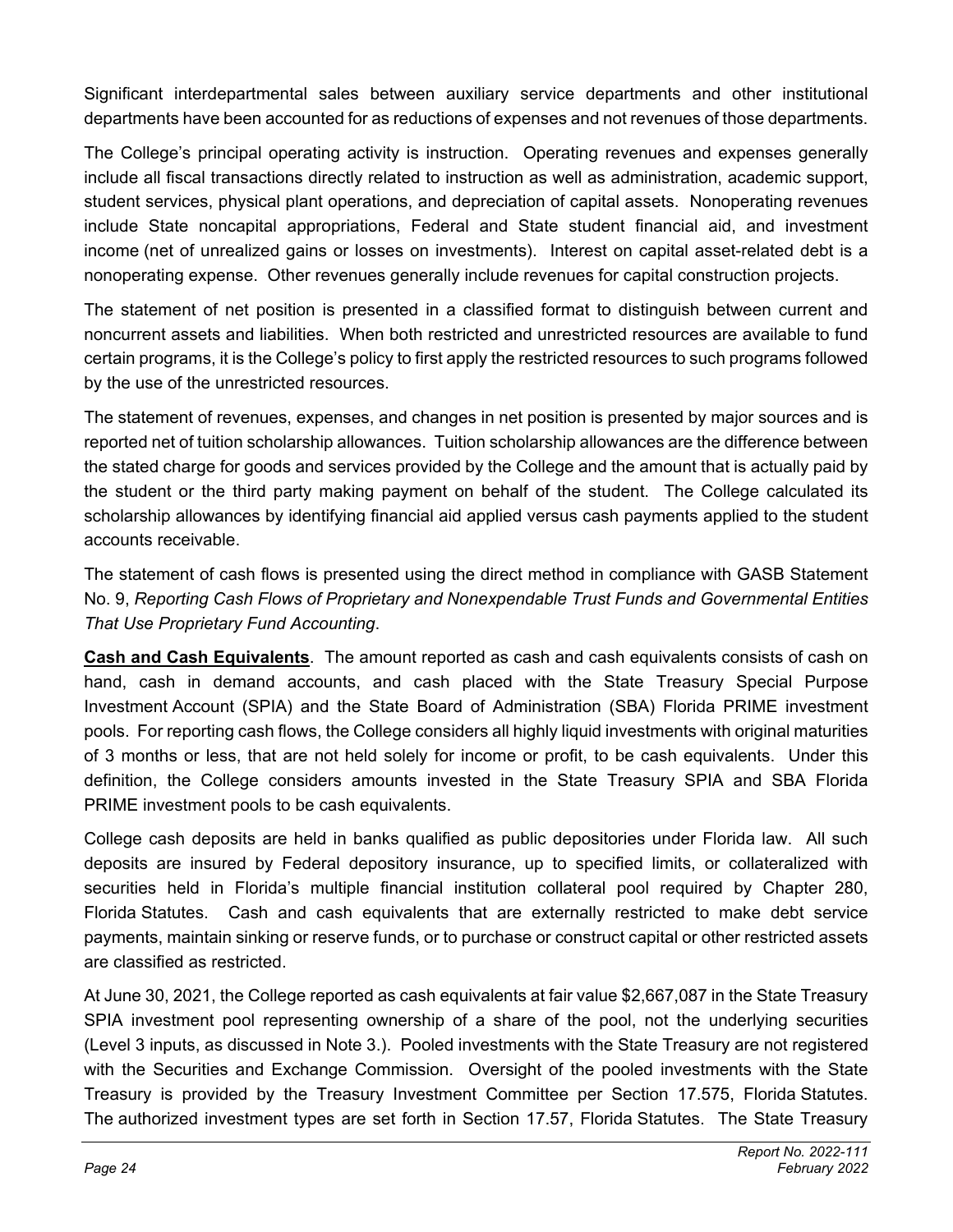Significant interdepartmental sales between auxiliary service departments and other institutional departments have been accounted for as reductions of expenses and not revenues of those departments.

The College's principal operating activity is instruction. Operating revenues and expenses generally include all fiscal transactions directly related to instruction as well as administration, academic support, student services, physical plant operations, and depreciation of capital assets. Nonoperating revenues include State noncapital appropriations, Federal and State student financial aid, and investment income (net of unrealized gains or losses on investments). Interest on capital asset-related debt is a nonoperating expense. Other revenues generally include revenues for capital construction projects.

The statement of net position is presented in a classified format to distinguish between current and noncurrent assets and liabilities. When both restricted and unrestricted resources are available to fund certain programs, it is the College's policy to first apply the restricted resources to such programs followed by the use of the unrestricted resources.

The statement of revenues, expenses, and changes in net position is presented by major sources and is reported net of tuition scholarship allowances. Tuition scholarship allowances are the difference between the stated charge for goods and services provided by the College and the amount that is actually paid by the student or the third party making payment on behalf of the student. The College calculated its scholarship allowances by identifying financial aid applied versus cash payments applied to the student accounts receivable.

The statement of cash flows is presented using the direct method in compliance with GASB Statement No. 9, *Reporting Cash Flows of Proprietary and Nonexpendable Trust Funds and Governmental Entities That Use Proprietary Fund Accounting*.

**Cash and Cash Equivalents**. The amount reported as cash and cash equivalents consists of cash on hand, cash in demand accounts, and cash placed with the State Treasury Special Purpose Investment Account (SPIA) and the State Board of Administration (SBA) Florida PRIME investment pools. For reporting cash flows, the College considers all highly liquid investments with original maturities of 3 months or less, that are not held solely for income or profit, to be cash equivalents. Under this definition, the College considers amounts invested in the State Treasury SPIA and SBA Florida PRIME investment pools to be cash equivalents.

College cash deposits are held in banks qualified as public depositories under Florida law. All such deposits are insured by Federal depository insurance, up to specified limits, or collateralized with securities held in Florida's multiple financial institution collateral pool required by Chapter 280, Florida Statutes. Cash and cash equivalents that are externally restricted to make debt service payments, maintain sinking or reserve funds, or to purchase or construct capital or other restricted assets are classified as restricted.

At June 30, 2021, the College reported as cash equivalents at fair value $2,667,087 in the State Treasury SPIA investment pool representing ownership of a share of the pool, not the underlying securities (Level 3 inputs, as discussed in Note 3.). Pooled investments with the State Treasury are not registered with the Securities and Exchange Commission. Oversight of the pooled investments with the State Treasury is provided by the Treasury Investment Committee per Section 17.575, Florida Statutes. The authorized investment types are set forth in Section 17.57, Florida Statutes. The State Treasury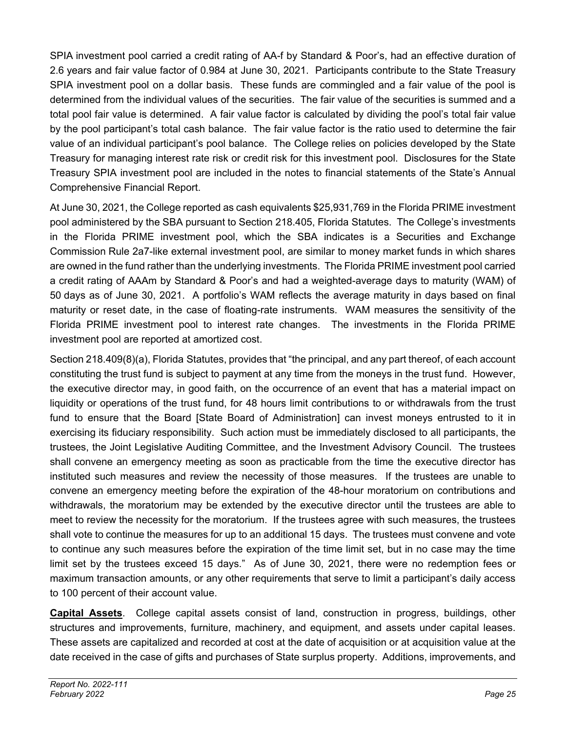SPIA investment pool carried a credit rating of AA-f by Standard & Poor's, had an effective duration of 2.6 years and fair value factor of 0.984 at June 30, 2021. Participants contribute to the State Treasury SPIA investment pool on a dollar basis. These funds are commingled and a fair value of the pool is determined from the individual values of the securities. The fair value of the securities is summed and a total pool fair value is determined. A fair value factor is calculated by dividing the pool's total fair value by the pool participant's total cash balance. The fair value factor is the ratio used to determine the fair value of an individual participant's pool balance. The College relies on policies developed by the State Treasury for managing interest rate risk or credit risk for this investment pool. Disclosures for the State Treasury SPIA investment pool are included in the notes to financial statements of the State's Annual Comprehensive Financial Report.

At June 30, 2021, the College reported as cash equivalents $25,931,769 in the Florida PRIME investment pool administered by the SBA pursuant to Section 218.405, Florida Statutes. The College's investments in the Florida PRIME investment pool, which the SBA indicates is a Securities and Exchange Commission Rule 2a7-like external investment pool, are similar to money market funds in which shares are owned in the fund rather than the underlying investments. The Florida PRIME investment pool carried a credit rating of AAAm by Standard & Poor's and had a weighted-average days to maturity (WAM) of 50 days as of June 30, 2021. A portfolio's WAM reflects the average maturity in days based on final maturity or reset date, in the case of floating-rate instruments. WAM measures the sensitivity of the Florida PRIME investment pool to interest rate changes. The investments in the Florida PRIME investment pool are reported at amortized cost.

Section 218.409(8)(a), Florida Statutes, provides that "the principal, and any part thereof, of each account constituting the trust fund is subject to payment at any time from the moneys in the trust fund. However, the executive director may, in good faith, on the occurrence of an event that has a material impact on liquidity or operations of the trust fund, for 48 hours limit contributions to or withdrawals from the trust fund to ensure that the Board [State Board of Administration] can invest moneys entrusted to it in exercising its fiduciary responsibility. Such action must be immediately disclosed to all participants, the trustees, the Joint Legislative Auditing Committee, and the Investment Advisory Council. The trustees shall convene an emergency meeting as soon as practicable from the time the executive director has instituted such measures and review the necessity of those measures. If the trustees are unable to convene an emergency meeting before the expiration of the 48-hour moratorium on contributions and withdrawals, the moratorium may be extended by the executive director until the trustees are able to meet to review the necessity for the moratorium. If the trustees agree with such measures, the trustees shall vote to continue the measures for up to an additional 15 days. The trustees must convene and vote to continue any such measures before the expiration of the time limit set, but in no case may the time limit set by the trustees exceed 15 days." As of June 30, 2021, there were no redemption fees or maximum transaction amounts, or any other requirements that serve to limit a participant's daily access to 100 percent of their account value.

**Capital Assets**. College capital assets consist of land, construction in progress, buildings, other structures and improvements, furniture, machinery, and equipment, and assets under capital leases. These assets are capitalized and recorded at cost at the date of acquisition or at acquisition value at the date received in the case of gifts and purchases of State surplus property. Additions, improvements, and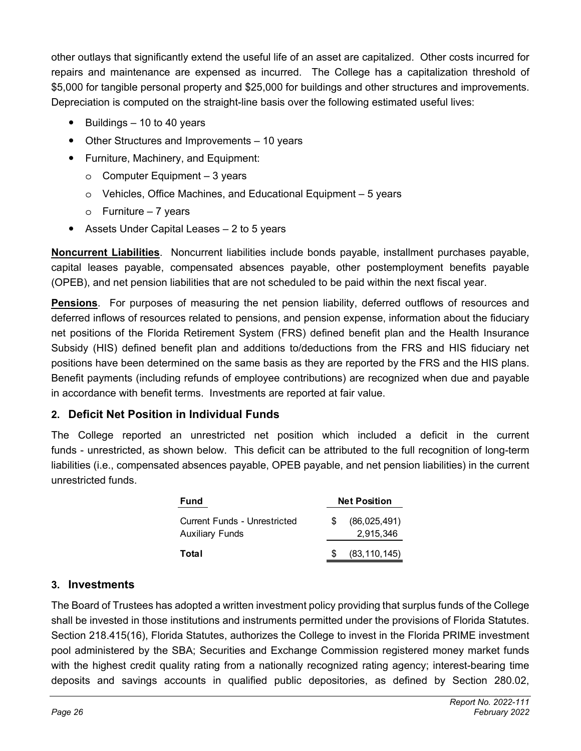other outlays that significantly extend the useful life of an asset are capitalized. Other costs incurred for repairs and maintenance are expensed as incurred. The College has a capitalization threshold of $5,000 for tangible personal property and $25,000 for buildings and other structures and improvements. Depreciation is computed on the straight-line basis over the following estimated useful lives:

- Buildings – 10 to 40 years
- Other Structures and Improvements – 10 years
- Furniture, Machinery, and Equipment:
  - Computer Equipment – 3 years
  - Vehicles, Office Machines, and Educational Equipment – 5 years
  - Furniture – 7 years
- Assets Under Capital Leases – 2 to 5 years

**Noncurrent Liabilities**. Noncurrent liabilities include bonds payable, installment purchases payable, capital leases payable, compensated absences payable, other postemployment benefits payable (OPEB), and net pension liabilities that are not scheduled to be paid within the next fiscal year.

**Pensions**. For purposes of measuring the net pension liability, deferred outflows of resources and deferred inflows of resources related to pensions, and pension expense, information about the fiduciary net positions of the Florida Retirement System (FRS) defined benefit plan and the Health Insurance Subsidy (HIS) defined benefit plan and additions to/deductions from the FRS and HIS fiduciary net positions have been determined on the same basis as they are reported by the FRS and the HIS plans. Benefit payments (including refunds of employee contributions) are recognized when due and payable in accordance with benefit terms. Investments are reported at fair value.

## 2. Deficit Net Position in Individual Funds

The College reported an unrestricted net position which included a deficit in the current funds - unrestricted, as shown below. This deficit can be attributed to the full recognition of long-term liabilities (i.e., compensated absences payable, OPEB payable, and net pension liabilities) in the current unrestricted funds.

| Fund | Net Position |
|---|---|
| Current Funds - Unrestricted | $ (86,025,491) |
| Auxiliary Funds | 2,915,346 |
| **Total** | $ (83,110,145) |

## 3. Investments

The Board of Trustees has adopted a written investment policy providing that surplus funds of the College shall be invested in those institutions and instruments permitted under the provisions of Florida Statutes. Section 218.415(16), Florida Statutes, authorizes the College to invest in the Florida PRIME investment pool administered by the SBA; Securities and Exchange Commission registered money market funds with the highest credit quality rating from a nationally recognized rating agency; interest-bearing time deposits and savings accounts in qualified public depositories, as defined by Section 280.02,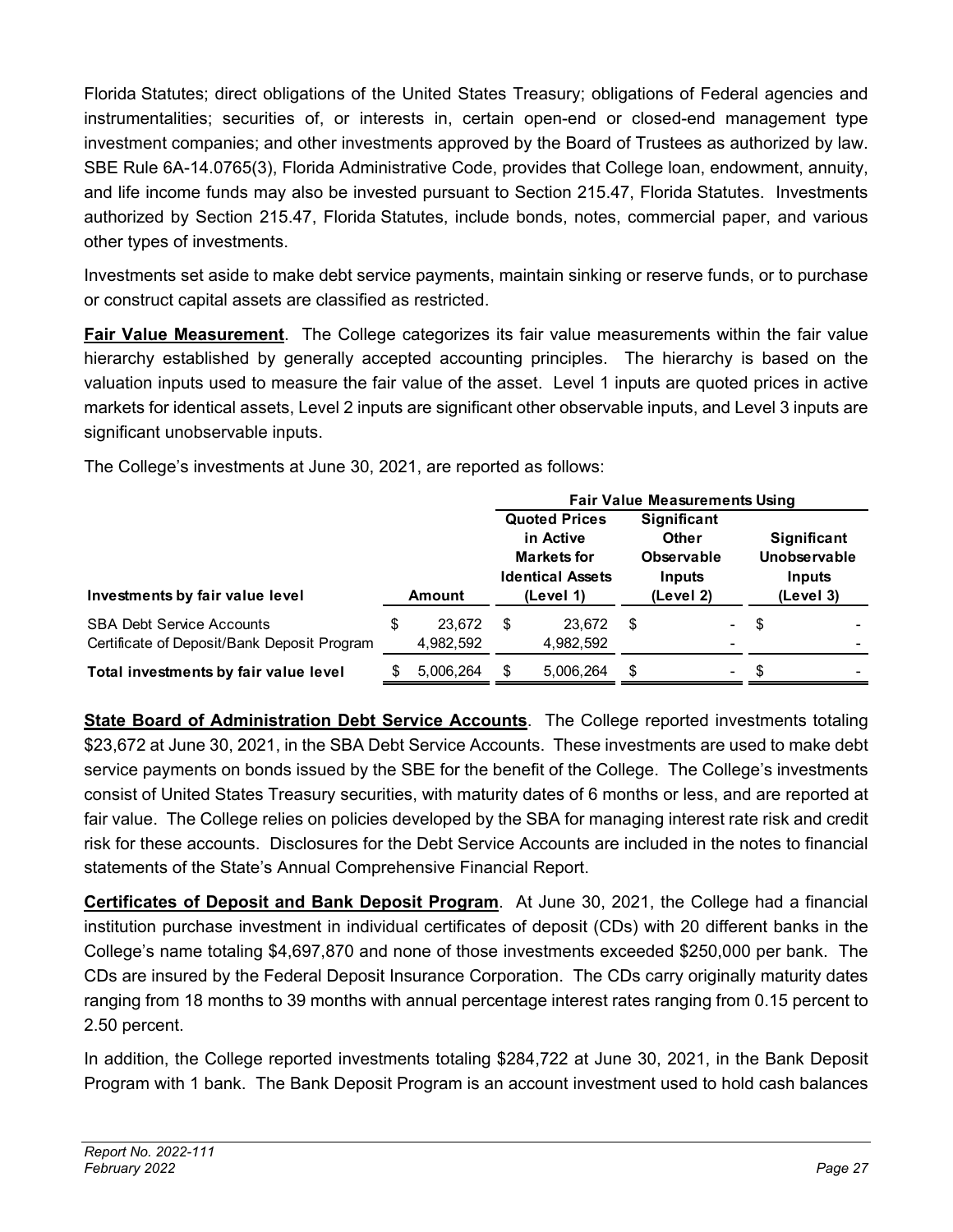Florida Statutes; direct obligations of the United States Treasury; obligations of Federal agencies and instrumentalities; securities of, or interests in, certain open-end or closed-end management type investment companies; and other investments approved by the Board of Trustees as authorized by law. SBE Rule 6A-14.0765(3), Florida Administrative Code, provides that College loan, endowment, annuity, and life income funds may also be invested pursuant to Section 215.47, Florida Statutes. Investments authorized by Section 215.47, Florida Statutes, include bonds, notes, commercial paper, and various other types of investments.

Investments set aside to make debt service payments, maintain sinking or reserve funds, or to purchase or construct capital assets are classified as restricted.

**Fair Value Measurement**. The College categorizes its fair value measurements within the fair value hierarchy established by generally accepted accounting principles. The hierarchy is based on the valuation inputs used to measure the fair value of the asset. Level 1 inputs are quoted prices in active markets for identical assets, Level 2 inputs are significant other observable inputs, and Level 3 inputs are significant unobservable inputs.

The College's investments at June 30, 2021, are reported as follows:

| | | Fair Value Measurements Using | | |
|---|---|---|---|---|
| **Investments by fair value level** | **Amount** | **Quoted Prices in Active Markets for Identical Assets (Level 1)** | **Significant Other Observable Inputs (Level 2)** | **Significant Unobservable Inputs (Level 3)** |
| SBA Debt Service Accounts | $ 23,672 | $ 23,672 | $ - | $ - |
| Certificate of Deposit/Bank Deposit Program | 4,982,592 | 4,982,592 | - | - |
| **Total investments by fair value level** | $ 5,006,264 | $ 5,006,264 | $ - | $ - |

**State Board of Administration Debt Service Accounts**. The College reported investments totaling $23,672 at June 30, 2021, in the SBA Debt Service Accounts. These investments are used to make debt service payments on bonds issued by the SBE for the benefit of the College. The College's investments consist of United States Treasury securities, with maturity dates of 6 months or less, and are reported at fair value. The College relies on policies developed by the SBA for managing interest rate risk and credit risk for these accounts. Disclosures for the Debt Service Accounts are included in the notes to financial statements of the State's Annual Comprehensive Financial Report.

**Certificates of Deposit and Bank Deposit Program**. At June 30, 2021, the College had a financial institution purchase investment in individual certificates of deposit (CDs) with 20 different banks in the College's name totaling $4,697,870 and none of those investments exceeded $250,000 per bank. The CDs are insured by the Federal Deposit Insurance Corporation. The CDs carry originally maturity dates ranging from 18 months to 39 months with annual percentage interest rates ranging from 0.15 percent to 2.50 percent.

In addition, the College reported investments totaling $284,722 at June 30, 2021, in the Bank Deposit Program with 1 bank. The Bank Deposit Program is an account investment used to hold cash balances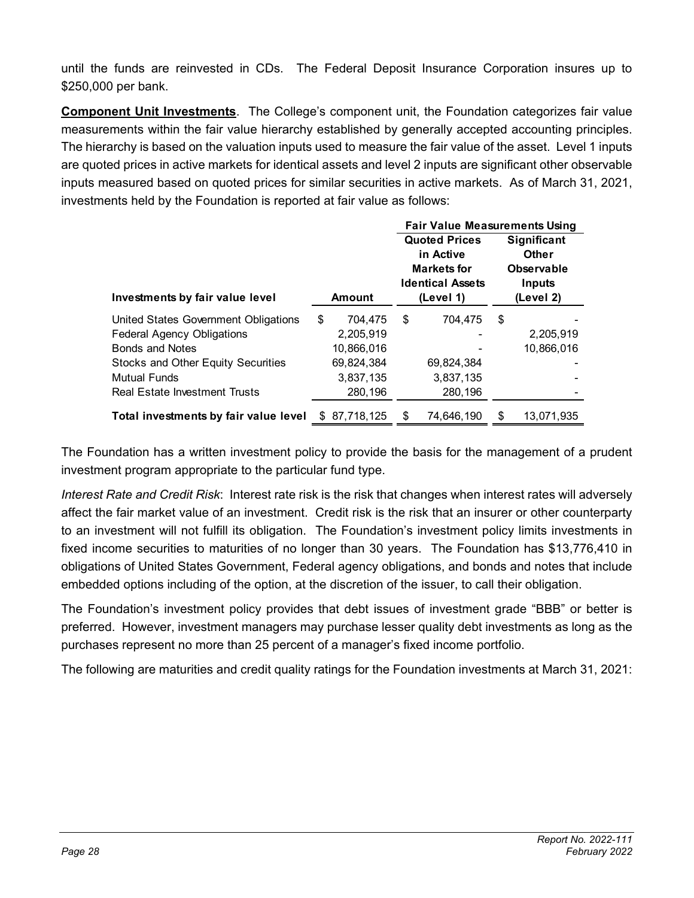until the funds are reinvested in CDs. The Federal Deposit Insurance Corporation insures up to $250,000 per bank.

**Component Unit Investments**. The College's component unit, the Foundation categorizes fair value measurements within the fair value hierarchy established by generally accepted accounting principles. The hierarchy is based on the valuation inputs used to measure the fair value of the asset. Level 1 inputs are quoted prices in active markets for identical assets and level 2 inputs are significant other observable inputs measured based on quoted prices for similar securities in active markets. As of March 31, 2021, investments held by the Foundation is reported at fair value as follows:

| | | Fair Value Measurements Using | |
|---|---|---|---|
| **Investments by fair value level** | **Amount** | **Quoted Prices in Active Markets for Identical Assets (Level 1)** | **Significant Other Observable Inputs (Level 2)** |
| United States Government Obligations | $ 704,475 | $ 704,475 | $ - |
| Federal Agency Obligations | 2,205,919 | - | 2,205,919 |
| Bonds and Notes | 10,866,016 | - | 10,866,016 |
| Stocks and Other Equity Securities | 69,824,384 | 69,824,384 | - |
| Mutual Funds | 3,837,135 | 3,837,135 | - |
| Real Estate Investment Trusts | 280,196 | 280,196 | - |
| **Total investments by fair value level** | $ 87,718,125 | $ 74,646,190 | $ 13,071,935 |

The Foundation has a written investment policy to provide the basis for the management of a prudent investment program appropriate to the particular fund type.

*Interest Rate and Credit Risk*: Interest rate risk is the risk that changes when interest rates will adversely affect the fair market value of an investment. Credit risk is the risk that an insurer or other counterparty to an investment will not fulfill its obligation. The Foundation's investment policy limits investments in fixed income securities to maturities of no longer than 30 years. The Foundation has $13,776,410 in obligations of United States Government, Federal agency obligations, and bonds and notes that include embedded options including of the option, at the discretion of the issuer, to call their obligation.

The Foundation's investment policy provides that debt issues of investment grade "BBB" or better is preferred. However, investment managers may purchase lesser quality debt investments as long as the purchases represent no more than 25 percent of a manager's fixed income portfolio.

The following are maturities and credit quality ratings for the Foundation investments at March 31, 2021: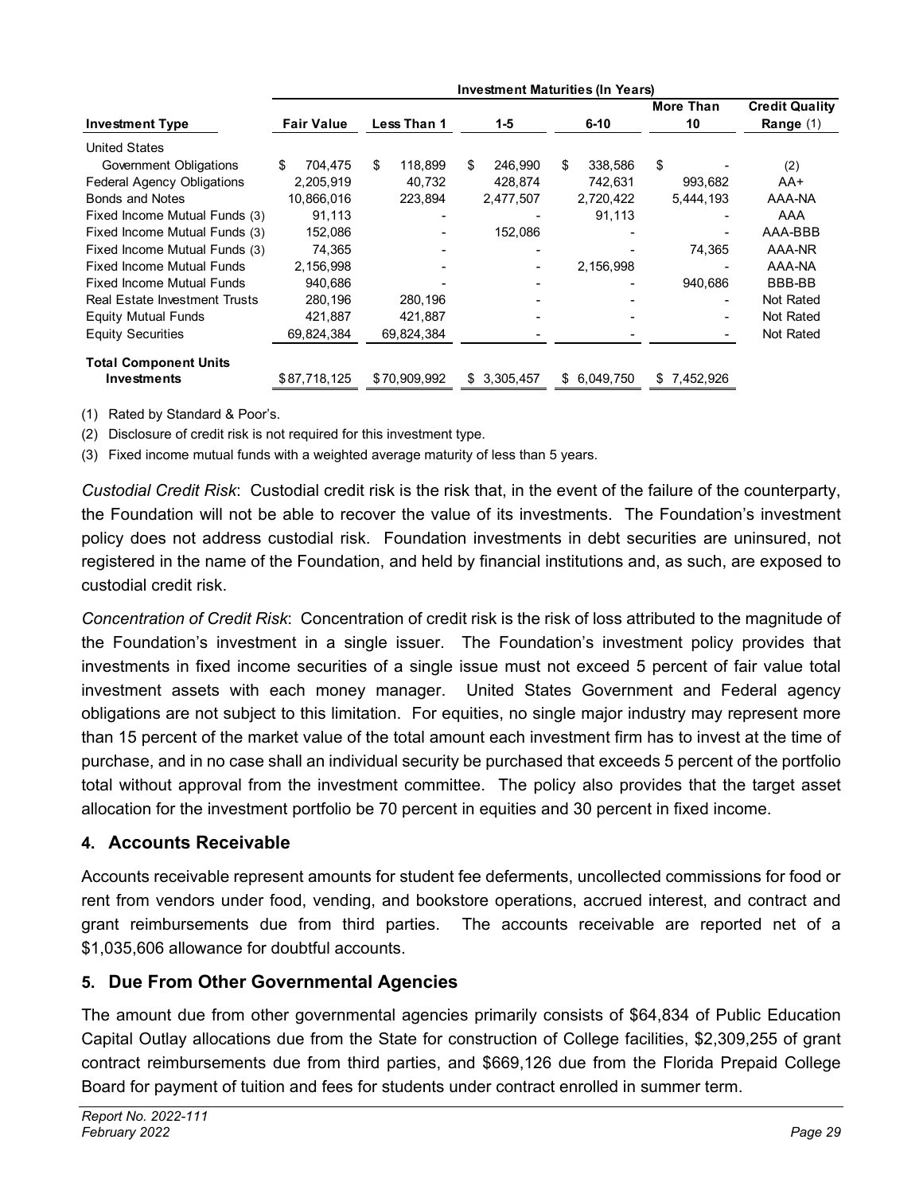| Investment Type | Fair Value | Investment Maturities (In Years) | | | | Credit Quality Range (1) |
|---|---|---|---|---|---|---|
| | | Less Than 1 | 1-5 | 6-10 | More Than 10 | |
| United States Government Obligations | $ 704,475 | $ 118,899 | $ 246,990 | $ 338,586 | $ - | (2) |
| Federal Agency Obligations | 2,205,919 | 40,732 | 428,874 | 742,631 | 993,682 | AA+ |
| Bonds and Notes | 10,866,016 | 223,894 | 2,477,507 | 2,720,422 | 5,444,193 | AAA-NA |
| Fixed Income Mutual Funds (3) | 91,113 | - | - | 91,113 | - | AAA |
| Fixed Income Mutual Funds (3) | 152,086 | - | 152,086 | - | - | AAA-BBB |
| Fixed Income Mutual Funds (3) | 74,365 | - | - | - | 74,365 | AAA-NR |
| Fixed Income Mutual Funds | 2,156,998 | - | - | 2,156,998 | - | AAA-NA |
| Fixed Income Mutual Funds | 940,686 | - | - | - | 940,686 | BBB-BB |
| Real Estate Investment Trusts | 280,196 | 280,196 | - | - | - | Not Rated |
| Equity Mutual Funds | 421,887 | 421,887 | - | - | - | Not Rated |
| Equity Securities | 69,824,384 | 69,824,384 | - | - | - | Not Rated |
| **Total Component Units Investments** | $ 87,718,125 | $ 70,909,992 | $ 3,305,457 | $ 6,049,750 | $ 7,452,926 | |

(1) Rated by Standard & Poor's.

(2) Disclosure of credit risk is not required for this investment type.

(3) Fixed income mutual funds with a weighted average maturity of less than 5 years.

*Custodial Credit Risk*: Custodial credit risk is the risk that, in the event of the failure of the counterparty, the Foundation will not be able to recover the value of its investments. The Foundation's investment policy does not address custodial risk. Foundation investments in debt securities are uninsured, not registered in the name of the Foundation, and held by financial institutions and, as such, are exposed to custodial credit risk.

*Concentration of Credit Risk*: Concentration of credit risk is the risk of loss attributed to the magnitude of the Foundation's investment in a single issuer. The Foundation's investment policy provides that investments in fixed income securities of a single issue must not exceed 5 percent of fair value total investment assets with each money manager. United States Government and Federal agency obligations are not subject to this limitation. For equities, no single major industry may represent more than 15 percent of the market value of the total amount each investment firm has to invest at the time of purchase, and in no case shall an individual security be purchased that exceeds 5 percent of the portfolio total without approval from the investment committee. The policy also provides that the target asset allocation for the investment portfolio be 70 percent in equities and 30 percent in fixed income.

## 4. Accounts Receivable

Accounts receivable represent amounts for student fee deferments, uncollected commissions for food or rent from vendors under food, vending, and bookstore operations, accrued interest, and contract and grant reimbursements due from third parties. The accounts receivable are reported net of a $1,035,606 allowance for doubtful accounts.

## 5. Due From Other Governmental Agencies

The amount due from other governmental agencies primarily consists of $64,834 of Public Education Capital Outlay allocations due from the State for construction of College facilities, $2,309,255 of grant contract reimbursements due from third parties, and $669,126 due from the Florida Prepaid College Board for payment of tuition and fees for students under contract enrolled in summer term.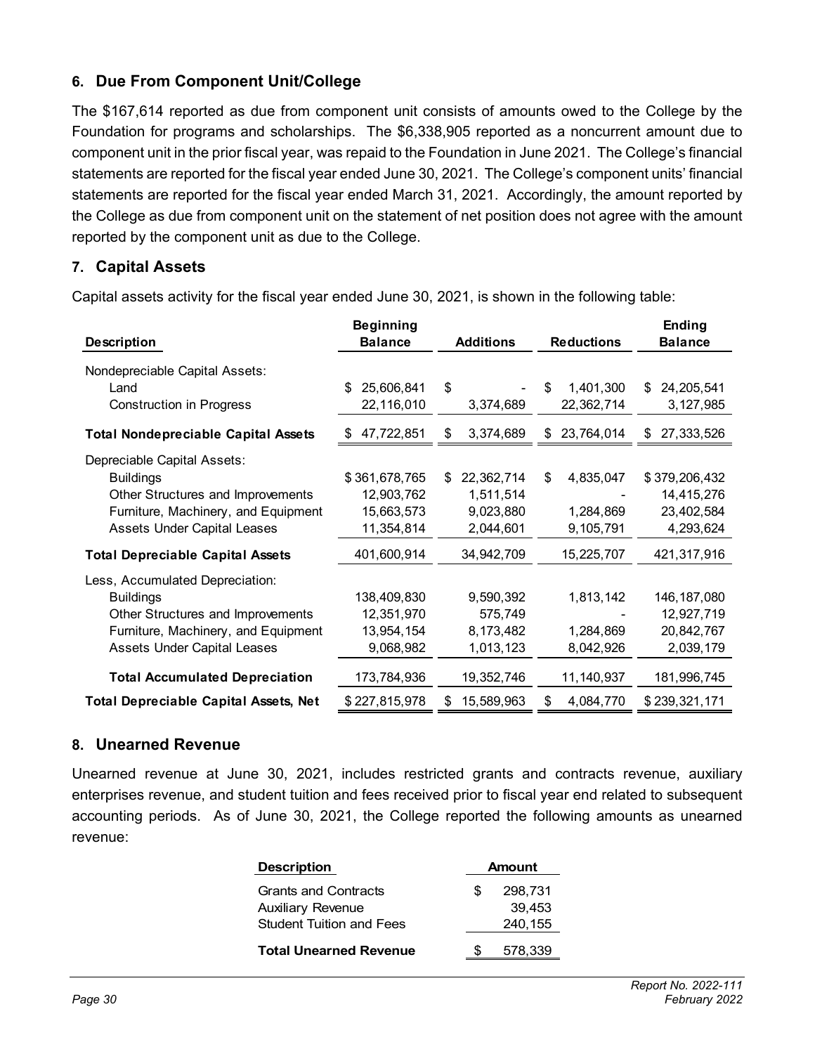## 6. Due From Component Unit/College

The $167,614 reported as due from component unit consists of amounts owed to the College by the Foundation for programs and scholarships. The $6,338,905 reported as a noncurrent amount due to component unit in the prior fiscal year, was repaid to the Foundation in June 2021. The College's financial statements are reported for the fiscal year ended June 30, 2021. The College's component units' financial statements are reported for the fiscal year ended March 31, 2021. Accordingly, the amount reported by the College as due from component unit on the statement of net position does not agree with the amount reported by the component unit as due to the College.

## 7. Capital Assets

Capital assets activity for the fiscal year ended June 30, 2021, is shown in the following table:

| Description | Beginning Balance | Additions | Reductions | Ending Balance |
|---|---|---|---|---|
| Nondepreciable Capital Assets: | | | | |
| Land | $ 25,606,841 | $ - | $ 1,401,300 | $ 24,205,541 |
| Construction in Progress | 22,116,010 | 3,374,689 | 22,362,714 | 3,127,985 |
| **Total Nondepreciable Capital Assets** | $ 47,722,851 | $ 3,374,689 | $ 23,764,014 | $ 27,333,526 |
| Depreciable Capital Assets: | | | | |
| Buildings | $ 361,678,765 | $ 22,362,714 | $ 4,835,047 | $ 379,206,432 |
| Other Structures and Improvements | 12,903,762 | 1,511,514 | - | 14,415,276 |
| Furniture, Machinery, and Equipment | 15,663,573 | 9,023,880 | 1,284,869 | 23,402,584 |
| Assets Under Capital Leases | 11,354,814 | 2,044,601 | 9,105,791 | 4,293,624 |
| **Total Depreciable Capital Assets** | 401,600,914 | 34,942,709 | 15,225,707 | 421,317,916 |
| Less, Accumulated Depreciation: | | | | |
| Buildings | 138,409,830 | 9,590,392 | 1,813,142 | 146,187,080 |
| Other Structures and Improvements | 12,351,970 | 575,749 | - | 12,927,719 |
| Furniture, Machinery, and Equipment | 13,954,154 | 8,173,482 | 1,284,869 | 20,842,767 |
| Assets Under Capital Leases | 9,068,982 | 1,013,123 | 8,042,926 | 2,039,179 |
| **Total Accumulated Depreciation** | 173,784,936 | 19,352,746 | 11,140,937 | 181,996,745 |
| **Total Depreciable Capital Assets, Net** | $ 227,815,978 | $ 15,589,963 | $ 4,084,770 | $ 239,321,171 |

## 8. Unearned Revenue

Unearned revenue at June 30, 2021, includes restricted grants and contracts revenue, auxiliary enterprises revenue, and student tuition and fees received prior to fiscal year end related to subsequent accounting periods. As of June 30, 2021, the College reported the following amounts as unearned revenue:

| Description | Amount |
|---|---|
| Grants and Contracts | $ 298,731 |
| Auxiliary Revenue | 39,453 |
| Student Tuition and Fees | 240,155 |
| **Total Unearned Revenue** | $ 578,339 |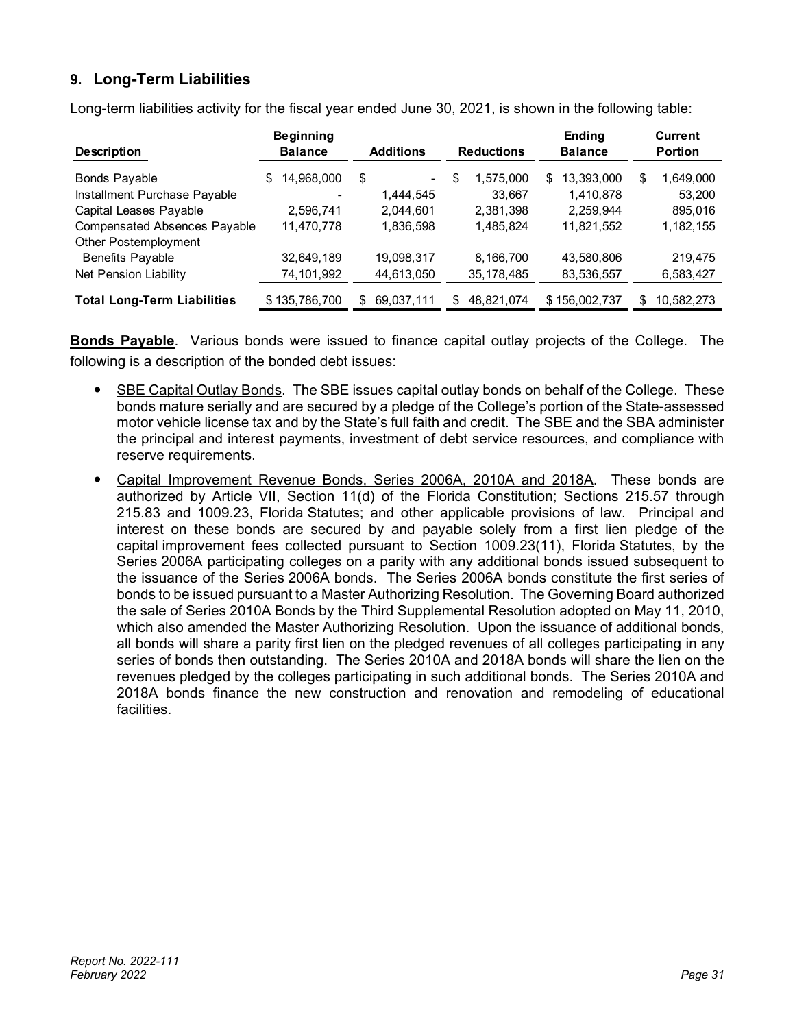## 9. Long-Term Liabilities

Long-term liabilities activity for the fiscal year ended June 30, 2021, is shown in the following table:

| Description | Beginning Balance | Additions | Reductions | Ending Balance | Current Portion |
|---|---|---|---|---|---|
| Bonds Payable | $ 14,968,000 | $ - | $ 1,575,000 | $ 13,393,000 | $ 1,649,000 |
| Installment Purchase Payable | - | 1,444,545 | 33,667 | 1,410,878 | 53,200 |
| Capital Leases Payable | 2,596,741 | 2,044,601 | 2,381,398 | 2,259,944 | 895,016 |
| Compensated Absences Payable | 11,470,778 | 1,836,598 | 1,485,824 | 11,821,552 | 1,182,155 |
| Other Postemployment Benefits Payable | 32,649,189 | 19,098,317 | 8,166,700 | 43,580,806 | 219,475 |
| Net Pension Liability | 74,101,992 | 44,613,050 | 35,178,485 | 83,536,557 | 6,583,427 |
| **Total Long-Term Liabilities** | $ 135,786,700 | $ 69,037,111 | $ 48,821,074 | $ 156,002,737 | $ 10,582,273 |

**Bonds Payable**. Various bonds were issued to finance capital outlay projects of the College. The following is a description of the bonded debt issues:

- SBE Capital Outlay Bonds. The SBE issues capital outlay bonds on behalf of the College. These bonds mature serially and are secured by a pledge of the College's portion of the State-assessed motor vehicle license tax and by the State's full faith and credit. The SBE and the SBA administer the principal and interest payments, investment of debt service resources, and compliance with reserve requirements.
- Capital Improvement Revenue Bonds, Series 2006A, 2010A and 2018A. These bonds are authorized by Article VII, Section 11(d) of the Florida Constitution; Sections 215.57 through 215.83 and 1009.23, Florida Statutes; and other applicable provisions of law. Principal and interest on these bonds are secured by and payable solely from a first lien pledge of the capital improvement fees collected pursuant to Section 1009.23(11), Florida Statutes, by the Series 2006A participating colleges on a parity with any additional bonds issued subsequent to the issuance of the Series 2006A bonds. The Series 2006A bonds constitute the first series of bonds to be issued pursuant to a Master Authorizing Resolution. The Governing Board authorized the sale of Series 2010A Bonds by the Third Supplemental Resolution adopted on May 11, 2010, which also amended the Master Authorizing Resolution. Upon the issuance of additional bonds, all bonds will share a parity first lien on the pledged revenues of all colleges participating in any series of bonds then outstanding. The Series 2010A and 2018A bonds will share the lien on the revenues pledged by the colleges participating in such additional bonds. The Series 2010A and 2018A bonds finance the new construction and renovation and remodeling of educational facilities.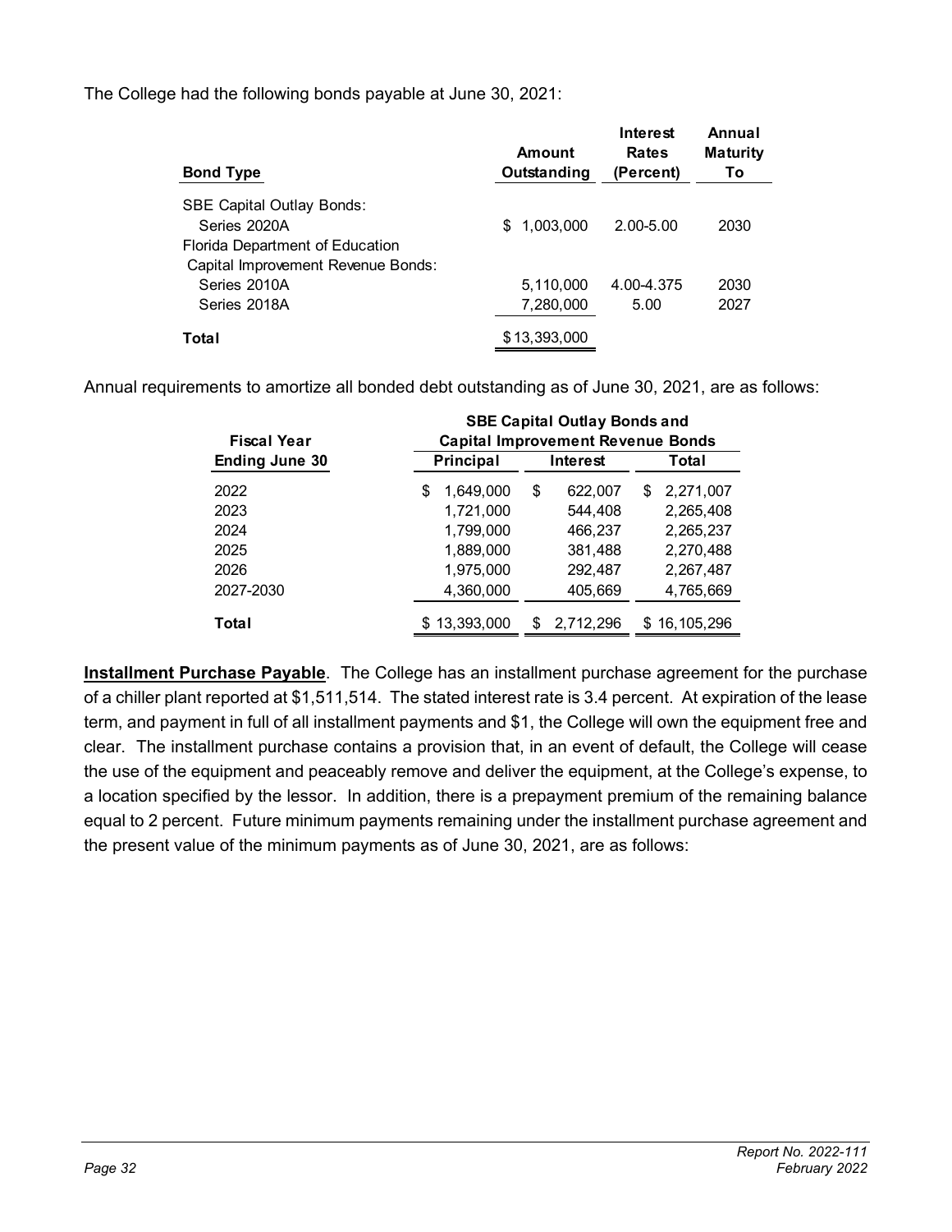The College had the following bonds payable at June 30, 2021:

| Bond Type | Amount Outstanding | Interest Rates (Percent) | Annual Maturity To |
|---|---|---|---|
| SBE Capital Outlay Bonds: | | | |
| Series 2020A | $ 1,003,000 | 2.00-5.00 | 2030 |
| Florida Department of Education Capital Improvement Revenue Bonds: | | | |
| Series 2010A | 5,110,000 | 4.00-4.375 | 2030 |
| Series 2018A | 7,280,000 | 5.00 | 2027 |
| **Total** | $ 13,393,000 | | |

Annual requirements to amortize all bonded debt outstanding as of June 30, 2021, are as follows:

| Fiscal Year Ending June 30 | SBE Capital Outlay Bonds and Capital Improvement Revenue Bonds | | |
|---|---|---|---|
| | Principal | Interest | Total |
| 2022 | $ 1,649,000 | $ 622,007 | $ 2,271,007 |
| 2023 | 1,721,000 | 544,408 | 2,265,408 |
| 2024 | 1,799,000 | 466,237 | 2,265,237 |
| 2025 | 1,889,000 | 381,488 | 2,270,488 |
| 2026 | 1,975,000 | 292,487 | 2,267,487 |
| 2027-2030 | 4,360,000 | 405,669 | 4,765,669 |
| **Total** | $ 13,393,000 | $ 2,712,296 | $ 16,105,296 |

**Installment Purchase Payable**. The College has an installment purchase agreement for the purchase of a chiller plant reported at $1,511,514. The stated interest rate is 3.4 percent. At expiration of the lease term, and payment in full of all installment payments and $1, the College will own the equipment free and clear. The installment purchase contains a provision that, in an event of default, the College will cease the use of the equipment and peaceably remove and deliver the equipment, at the College's expense, to a location specified by the lessor. In addition, there is a prepayment premium of the remaining balance equal to 2 percent. Future minimum payments remaining under the installment purchase agreement and the present value of the minimum payments as of June 30, 2021, are as follows: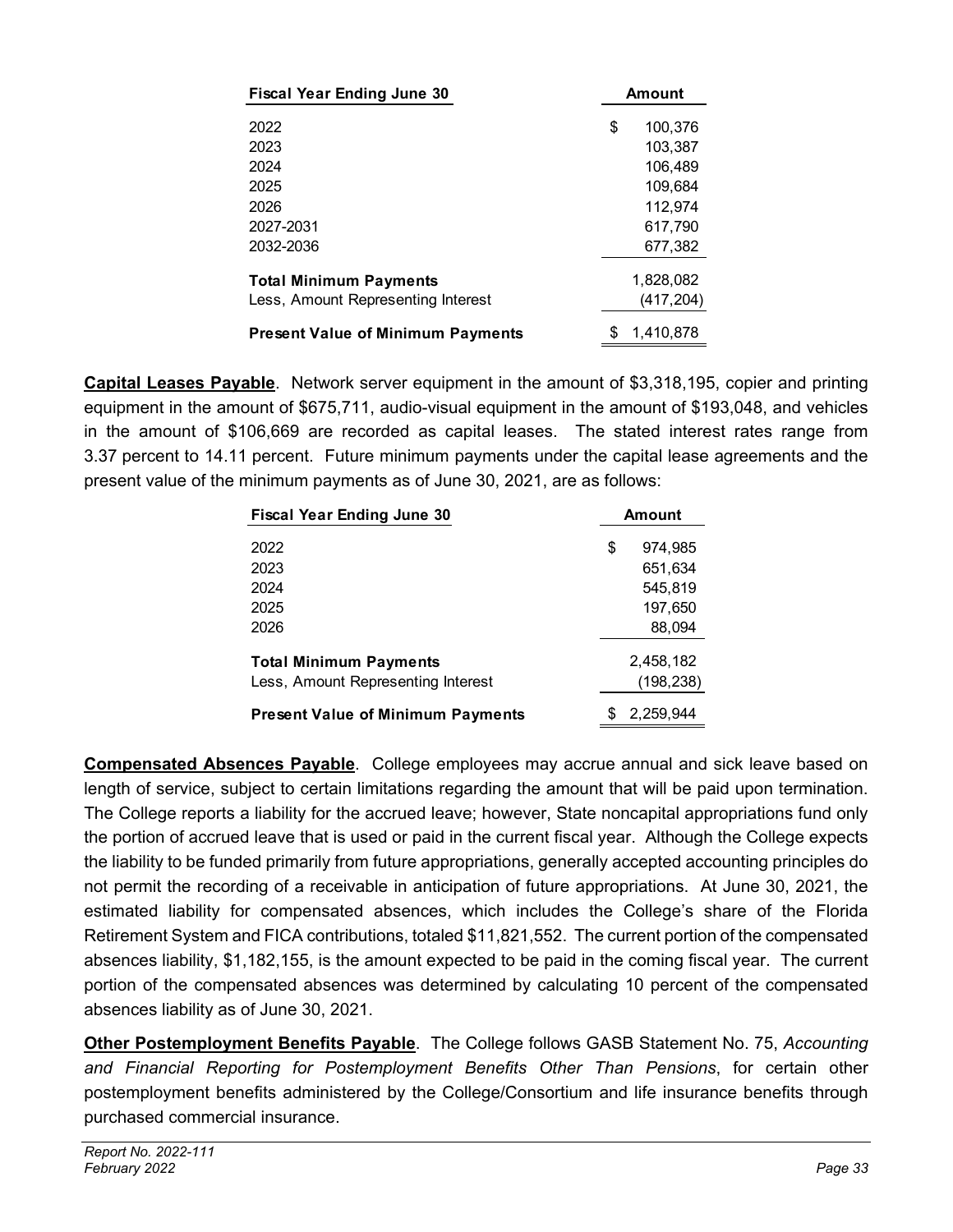| Fiscal Year Ending June 30 | Amount |
|---|---|
| 2022 | $ 100,376 |
| 2023 | 103,387 |
| 2024 | 106,489 |
| 2025 | 109,684 |
| 2026 | 112,974 |
| 2027-2031 | 617,790 |
| 2032-2036 | 677,382 |
| **Total Minimum Payments** | 1,828,082 |
| Less, Amount Representing Interest | (417,204) |
| **Present Value of Minimum Payments** | $ 1,410,878 |

**Capital Leases Payable**. Network server equipment in the amount of $3,318,195, copier and printing equipment in the amount of $675,711, audio-visual equipment in the amount of $193,048, and vehicles in the amount of $106,669 are recorded as capital leases. The stated interest rates range from 3.37 percent to 14.11 percent. Future minimum payments under the capital lease agreements and the present value of the minimum payments as of June 30, 2021, are as follows:

| Fiscal Year Ending June 30 | Amount |
|---|---|
| 2022 | $ 974,985 |
| 2023 | 651,634 |
| 2024 | 545,819 |
| 2025 | 197,650 |
| 2026 | 88,094 |
| **Total Minimum Payments** | 2,458,182 |
| Less, Amount Representing Interest | (198,238) |
| **Present Value of Minimum Payments** | $ 2,259,944 |

**Compensated Absences Payable**. College employees may accrue annual and sick leave based on length of service, subject to certain limitations regarding the amount that will be paid upon termination. The College reports a liability for the accrued leave; however, State noncapital appropriations fund only the portion of accrued leave that is used or paid in the current fiscal year. Although the College expects the liability to be funded primarily from future appropriations, generally accepted accounting principles do not permit the recording of a receivable in anticipation of future appropriations. At June 30, 2021, the estimated liability for compensated absences, which includes the College's share of the Florida Retirement System and FICA contributions, totaled $11,821,552. The current portion of the compensated absences liability, $1,182,155, is the amount expected to be paid in the coming fiscal year. The current portion of the compensated absences was determined by calculating 10 percent of the compensated absences liability as of June 30, 2021.

**Other Postemployment Benefits Payable**. The College follows GASB Statement No. 75, *Accounting and Financial Reporting for Postemployment Benefits Other Than Pensions*, for certain other postemployment benefits administered by the College/Consortium and life insurance benefits through purchased commercial insurance.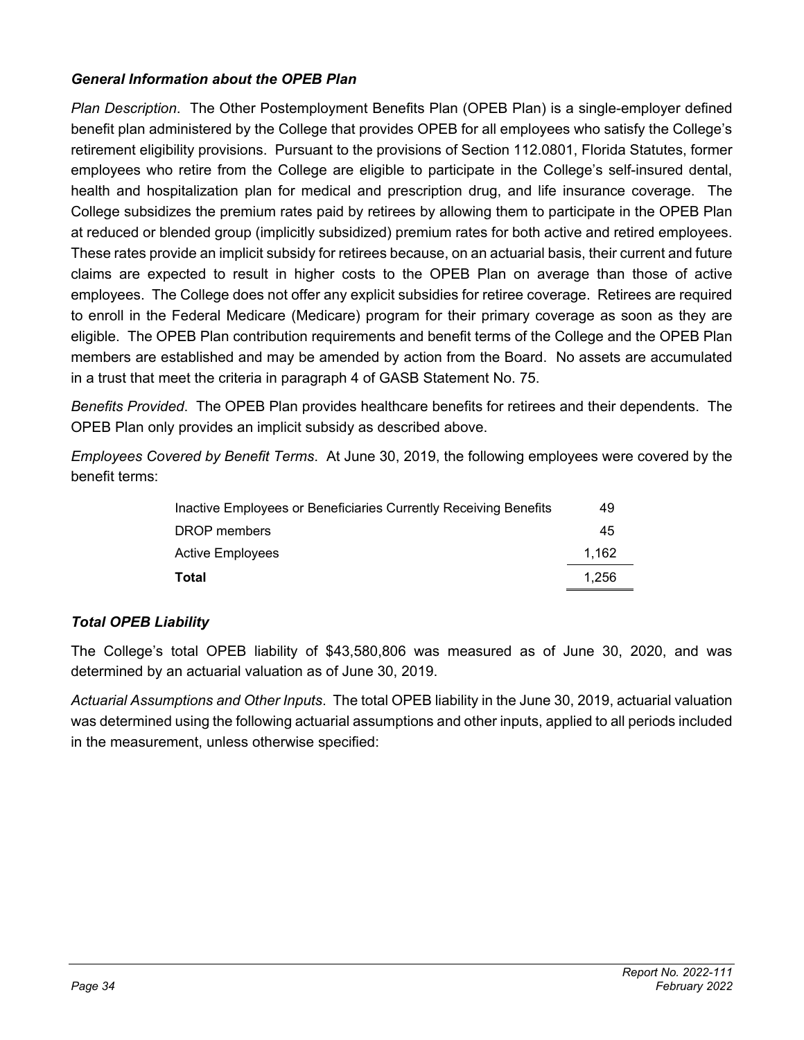### *General Information about the OPEB Plan*

*Plan Description*. The Other Postemployment Benefits Plan (OPEB Plan) is a single-employer defined benefit plan administered by the College that provides OPEB for all employees who satisfy the College's retirement eligibility provisions. Pursuant to the provisions of Section 112.0801, Florida Statutes, former employees who retire from the College are eligible to participate in the College's self-insured dental, health and hospitalization plan for medical and prescription drug, and life insurance coverage. The College subsidizes the premium rates paid by retirees by allowing them to participate in the OPEB Plan at reduced or blended group (implicitly subsidized) premium rates for both active and retired employees. These rates provide an implicit subsidy for retirees because, on an actuarial basis, their current and future claims are expected to result in higher costs to the OPEB Plan on average than those of active employees. The College does not offer any explicit subsidies for retiree coverage. Retirees are required to enroll in the Federal Medicare (Medicare) program for their primary coverage as soon as they are eligible. The OPEB Plan contribution requirements and benefit terms of the College and the OPEB Plan members are established and may be amended by action from the Board. No assets are accumulated in a trust that meet the criteria in paragraph 4 of GASB Statement No. 75.

*Benefits Provided*. The OPEB Plan provides healthcare benefits for retirees and their dependents. The OPEB Plan only provides an implicit subsidy as described above.

*Employees Covered by Benefit Terms*. At June 30, 2019, the following employees were covered by the benefit terms:

| | |
|---|---:|
| Inactive Employees or Beneficiaries Currently Receiving Benefits | 49 |
| DROP members | 45 |
| Active Employees | 1,162 |
| **Total** | 1,256 |

### *Total OPEB Liability*

The College's total OPEB liability of $43,580,806 was measured as of June 30, 2020, and was determined by an actuarial valuation as of June 30, 2019.

*Actuarial Assumptions and Other Inputs*. The total OPEB liability in the June 30, 2019, actuarial valuation was determined using the following actuarial assumptions and other inputs, applied to all periods included in the measurement, unless otherwise specified: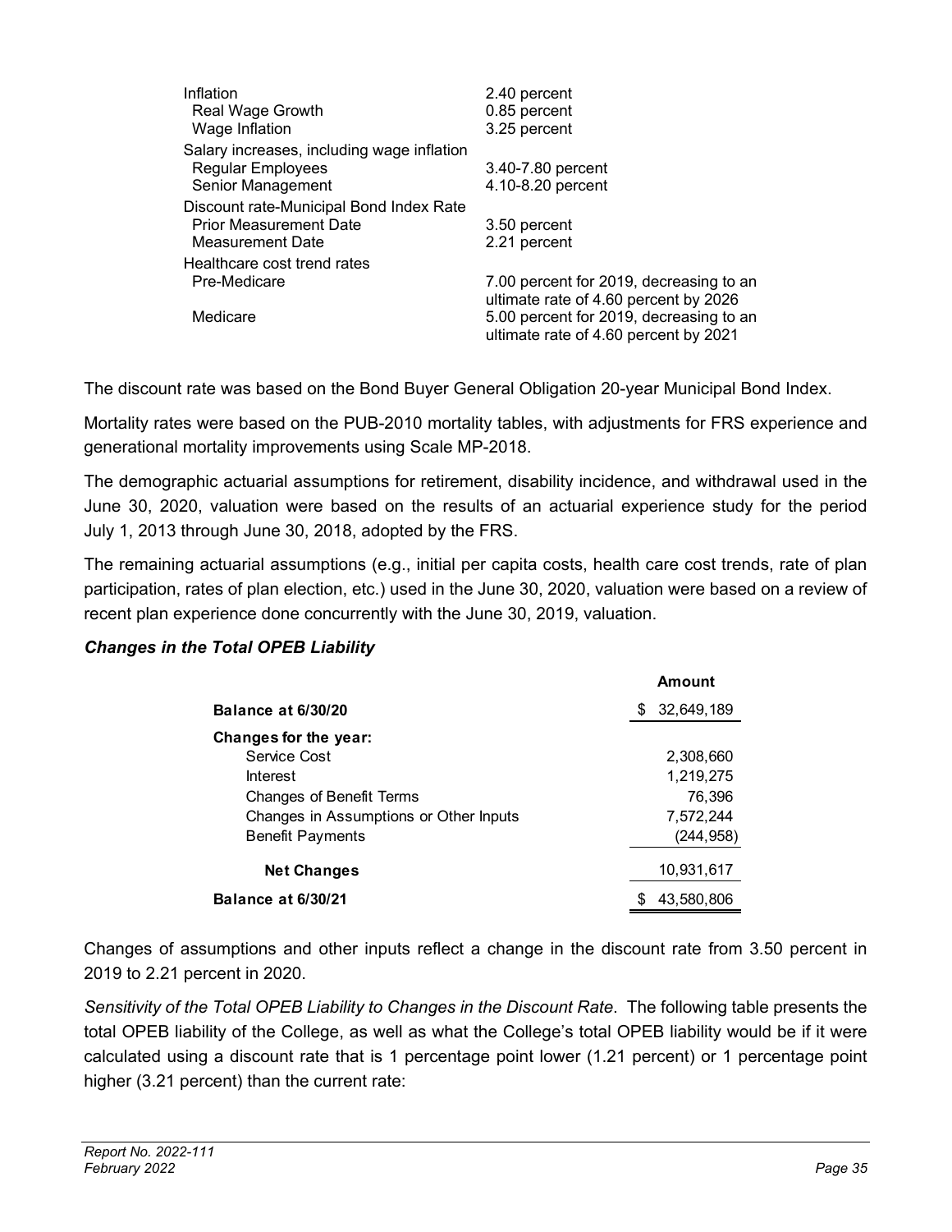| | |
|---|---|
| Inflation | 2.40 percent |
| Real Wage Growth | 0.85 percent |
| Wage Inflation | 3.25 percent |
| Salary increases, including wage inflation | |
| Regular Employees | 3.40-7.80 percent |
| Senior Management | 4.10-8.20 percent |
| Discount rate-Municipal Bond Index Rate | |
| Prior Measurement Date | 3.50 percent |
| Measurement Date | 2.21 percent |
| Healthcare cost trend rates | |
| Pre-Medicare | 7.00 percent for 2019, decreasing to an ultimate rate of 4.60 percent by 2026 |
| Medicare | 5.00 percent for 2019, decreasing to an ultimate rate of 4.60 percent by 2021 |

The discount rate was based on the Bond Buyer General Obligation 20-year Municipal Bond Index.

Mortality rates were based on the PUB-2010 mortality tables, with adjustments for FRS experience and generational mortality improvements using Scale MP-2018.

The demographic actuarial assumptions for retirement, disability incidence, and withdrawal used in the June 30, 2020, valuation were based on the results of an actuarial experience study for the period July 1, 2013 through June 30, 2018, adopted by the FRS.

The remaining actuarial assumptions (e.g., initial per capita costs, health care cost trends, rate of plan participation, rates of plan election, etc.) used in the June 30, 2020, valuation were based on a review of recent plan experience done concurrently with the June 30, 2019, valuation.

***Changes in the Total OPEB Liability***

| | Amount |
|---|---|
| **Balance at 6/30/20** | $ 32,649,189 |
| **Changes for the year:** | |
| Service Cost | 2,308,660 |
| Interest | 1,219,275 |
| Changes of Benefit Terms | 76,396 |
| Changes in Assumptions or Other Inputs | 7,572,244 |
| Benefit Payments | (244,958) |
| **Net Changes** | 10,931,617 |
| **Balance at 6/30/21** | $ 43,580,806 |

Changes of assumptions and other inputs reflect a change in the discount rate from 3.50 percent in 2019 to 2.21 percent in 2020.

*Sensitivity of the Total OPEB Liability to Changes in the Discount Rate*. The following table presents the total OPEB liability of the College, as well as what the College's total OPEB liability would be if it were calculated using a discount rate that is 1 percentage point lower (1.21 percent) or 1 percentage point higher (3.21 percent) than the current rate: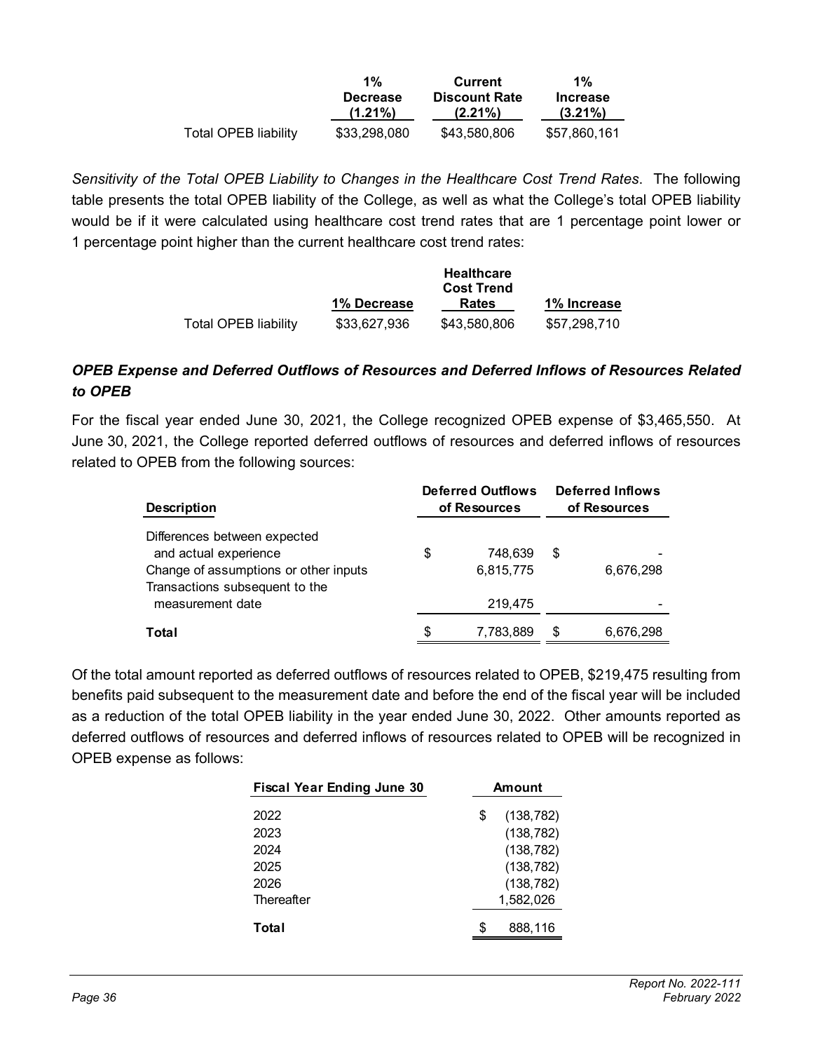| | 1% Decrease (1.21%) | Current Discount Rate (2.21%) | 1% Increase (3.21%) |
|---|---|---|---|
| Total OPEB liability | $33,298,080 | $43,580,806 | $57,860,161 |

*Sensitivity of the Total OPEB Liability to Changes in the Healthcare Cost Trend Rates*. The following table presents the total OPEB liability of the College, as well as what the College's total OPEB liability would be if it were calculated using healthcare cost trend rates that are 1 percentage point lower or 1 percentage point higher than the current healthcare cost trend rates:

| | 1% Decrease | Healthcare Cost Trend Rates | 1% Increase |
|---|---|---|---|
| Total OPEB liability | $33,627,936 | $43,580,806 | $57,298,710 |

### *OPEB Expense and Deferred Outflows of Resources and Deferred Inflows of Resources Related to OPEB*

For the fiscal year ended June 30, 2021, the College recognized OPEB expense of $3,465,550. At June 30, 2021, the College reported deferred outflows of resources and deferred inflows of resources related to OPEB from the following sources:

| Description | Deferred Outflows of Resources | Deferred Inflows of Resources |
|---|---|---|
| Differences between expected and actual experience | $ 748,639 | $ - |
| Change of assumptions or other inputs | 6,815,775 | 6,676,298 |
| Transactions subsequent to the measurement date | 219,475 | - |
| **Total** | $ 7,783,889 | $ 6,676,298 |

Of the total amount reported as deferred outflows of resources related to OPEB, $219,475 resulting from benefits paid subsequent to the measurement date and before the end of the fiscal year will be included as a reduction of the total OPEB liability in the year ended June 30, 2022. Other amounts reported as deferred outflows of resources and deferred inflows of resources related to OPEB will be recognized in OPEB expense as follows:

| Fiscal Year Ending June 30 | Amount |
|---|---|
| 2022 | $ (138,782) |
| 2023 | (138,782) |
| 2024 | (138,782) |
| 2025 | (138,782) |
| 2026 | (138,782) |
| Thereafter | 1,582,026 |
| **Total** | $ 888,116 |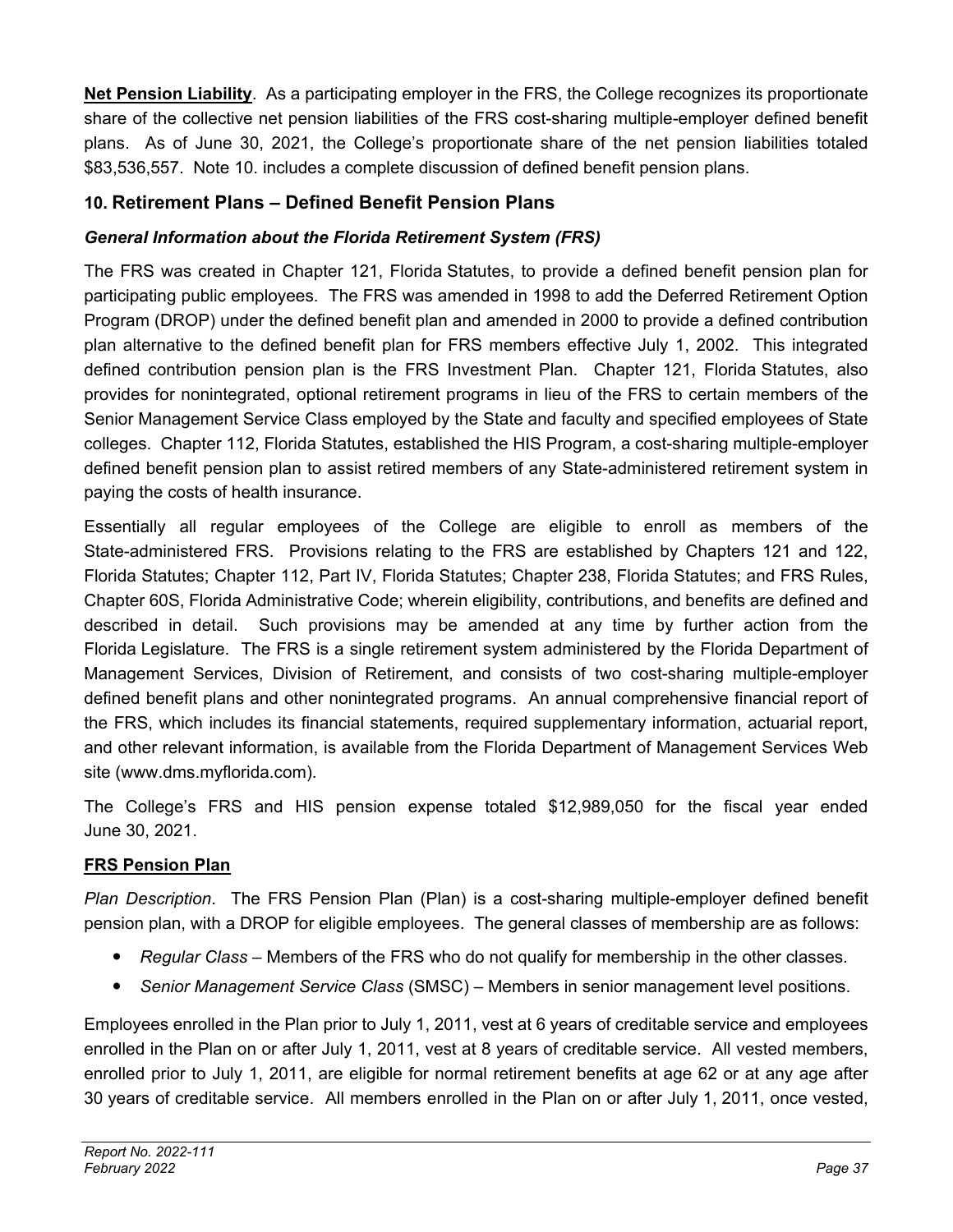**Net Pension Liability**. As a participating employer in the FRS, the College recognizes its proportionate share of the collective net pension liabilities of the FRS cost-sharing multiple-employer defined benefit plans. As of June 30, 2021, the College's proportionate share of the net pension liabilities totaled $83,536,557. Note 10. includes a complete discussion of defined benefit pension plans.

## 10. Retirement Plans – Defined Benefit Pension Plans

### *General Information about the Florida Retirement System (FRS)*

The FRS was created in Chapter 121, Florida Statutes, to provide a defined benefit pension plan for participating public employees. The FRS was amended in 1998 to add the Deferred Retirement Option Program (DROP) under the defined benefit plan and amended in 2000 to provide a defined contribution plan alternative to the defined benefit plan for FRS members effective July 1, 2002. This integrated defined contribution pension plan is the FRS Investment Plan. Chapter 121, Florida Statutes, also provides for nonintegrated, optional retirement programs in lieu of the FRS to certain members of the Senior Management Service Class employed by the State and faculty and specified employees of State colleges. Chapter 112, Florida Statutes, established the HIS Program, a cost-sharing multiple-employer defined benefit pension plan to assist retired members of any State-administered retirement system in paying the costs of health insurance.

Essentially all regular employees of the College are eligible to enroll as members of the State-administered FRS. Provisions relating to the FRS are established by Chapters 121 and 122, Florida Statutes; Chapter 112, Part IV, Florida Statutes; Chapter 238, Florida Statutes; and FRS Rules, Chapter 60S, Florida Administrative Code; wherein eligibility, contributions, and benefits are defined and described in detail. Such provisions may be amended at any time by further action from the Florida Legislature. The FRS is a single retirement system administered by the Florida Department of Management Services, Division of Retirement, and consists of two cost-sharing multiple-employer defined benefit plans and other nonintegrated programs. An annual comprehensive financial report of the FRS, which includes its financial statements, required supplementary information, actuarial report, and other relevant information, is available from the Florida Department of Management Services Web site (www.dms.myflorida.com).

The College's FRS and HIS pension expense totaled $12,989,050 for the fiscal year ended June 30, 2021.

**FRS Pension Plan**

*Plan Description*. The FRS Pension Plan (Plan) is a cost-sharing multiple-employer defined benefit pension plan, with a DROP for eligible employees. The general classes of membership are as follows:

- *Regular Class* – Members of the FRS who do not qualify for membership in the other classes.
- *Senior Management Service Class* (SMSC) – Members in senior management level positions.

Employees enrolled in the Plan prior to July 1, 2011, vest at 6 years of creditable service and employees enrolled in the Plan on or after July 1, 2011, vest at 8 years of creditable service. All vested members, enrolled prior to July 1, 2011, are eligible for normal retirement benefits at age 62 or at any age after 30 years of creditable service. All members enrolled in the Plan on or after July 1, 2011, once vested,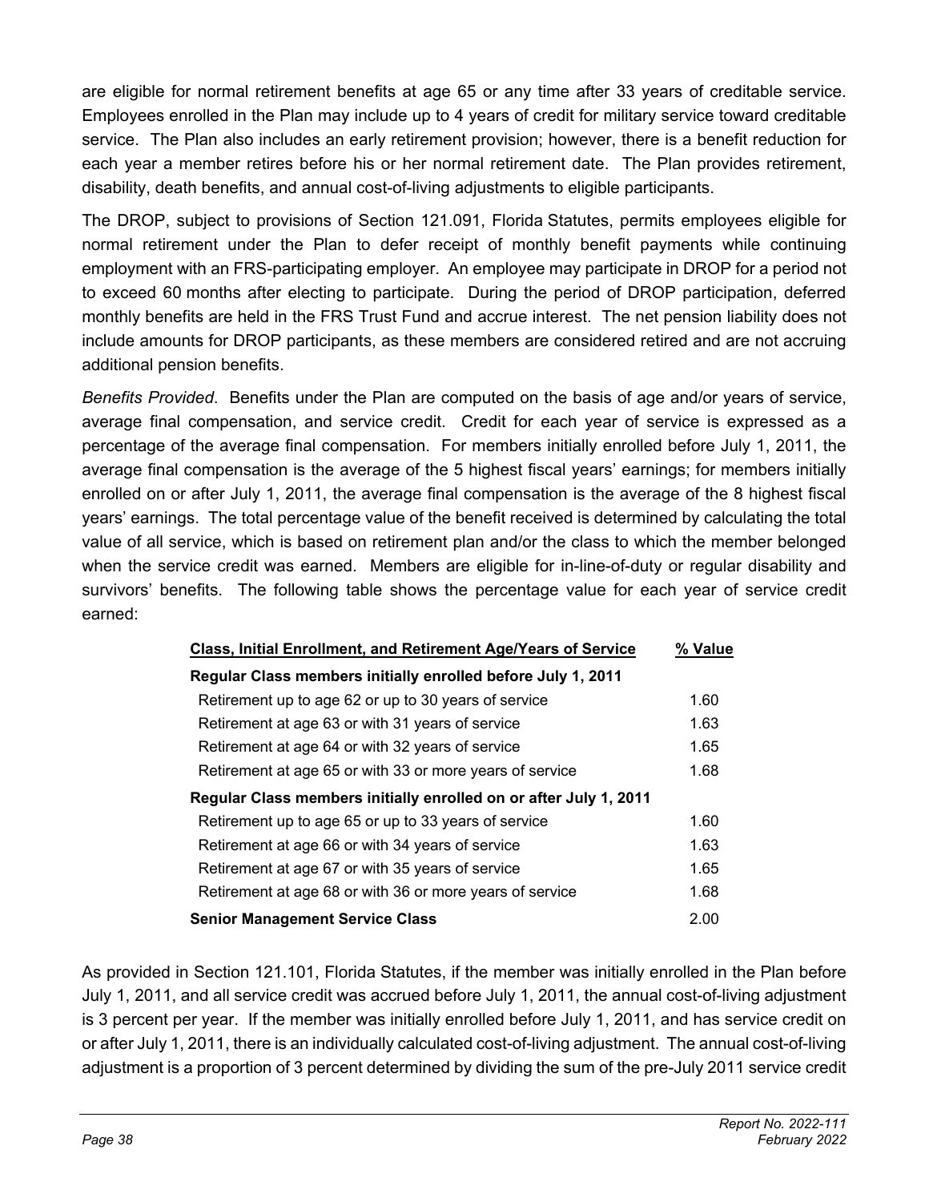are eligible for normal retirement benefits at age 65 or any time after 33 years of creditable service. Employees enrolled in the Plan may include up to 4 years of credit for military service toward creditable service. The Plan also includes an early retirement provision; however, there is a benefit reduction for each year a member retires before his or her normal retirement date. The Plan provides retirement, disability, death benefits, and annual cost-of-living adjustments to eligible participants.

The DROP, subject to provisions of Section 121.091, Florida Statutes, permits employees eligible for normal retirement under the Plan to defer receipt of monthly benefit payments while continuing employment with an FRS-participating employer. An employee may participate in DROP for a period not to exceed 60 months after electing to participate. During the period of DROP participation, deferred monthly benefits are held in the FRS Trust Fund and accrue interest. The net pension liability does not include amounts for DROP participants, as these members are considered retired and are not accruing additional pension benefits.

*Benefits Provided*. Benefits under the Plan are computed on the basis of age and/or years of service, average final compensation, and service credit. Credit for each year of service is expressed as a percentage of the average final compensation. For members initially enrolled before July 1, 2011, the average final compensation is the average of the 5 highest fiscal years' earnings; for members initially enrolled on or after July 1, 2011, the average final compensation is the average of the 8 highest fiscal years' earnings. The total percentage value of the benefit received is determined by calculating the total value of all service, which is based on retirement plan and/or the class to which the member belonged when the service credit was earned. Members are eligible for in-line-of-duty or regular disability and survivors' benefits. The following table shows the percentage value for each year of service credit earned:

| Class, Initial Enrollment, and Retirement Age/Years of Service | % Value |
|---|---|
| **Regular Class members initially enrolled before July 1, 2011** | |
| Retirement up to age 62 or up to 30 years of service | 1.60 |
| Retirement at age 63 or with 31 years of service | 1.63 |
| Retirement at age 64 or with 32 years of service | 1.65 |
| Retirement at age 65 or with 33 or more years of service | 1.68 |
| **Regular Class members initially enrolled on or after July 1, 2011** | |
| Retirement up to age 65 or up to 33 years of service | 1.60 |
| Retirement at age 66 or with 34 years of service | 1.63 |
| Retirement at age 67 or with 35 years of service | 1.65 |
| Retirement at age 68 or with 36 or more years of service | 1.68 |
| **Senior Management Service Class** | 2.00 |

As provided in Section 121.101, Florida Statutes, if the member was initially enrolled in the Plan before July 1, 2011, and all service credit was accrued before July 1, 2011, the annual cost-of-living adjustment is 3 percent per year. If the member was initially enrolled before July 1, 2011, and has service credit on or after July 1, 2011, there is an individually calculated cost-of-living adjustment. The annual cost-of-living adjustment is a proportion of 3 percent determined by dividing the sum of the pre-July 2011 service credit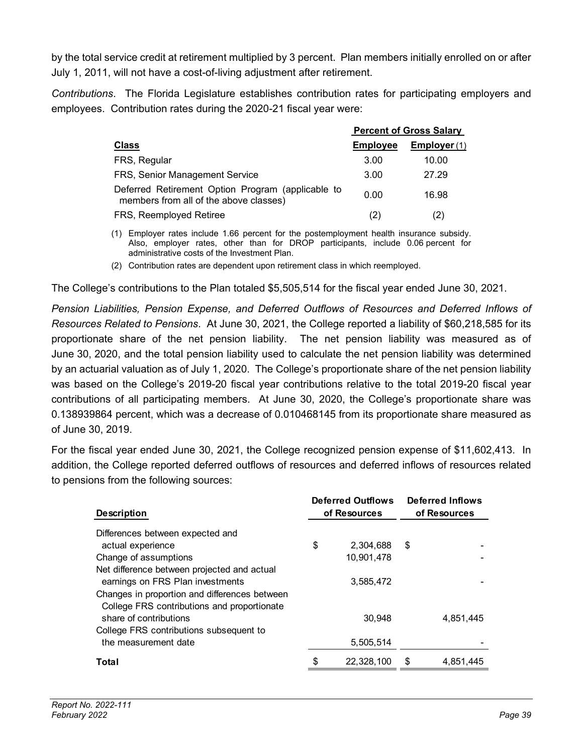by the total service credit at retirement multiplied by 3 percent. Plan members initially enrolled on or after July 1, 2011, will not have a cost-of-living adjustment after retirement.

*Contributions*. The Florida Legislature establishes contribution rates for participating employers and employees. Contribution rates during the 2020-21 fiscal year were:

| | Percent of Gross Salary | |
|---|---|---|
| **Class** | **Employee** | **Employer** (1) |
| FRS, Regular | 3.00 | 10.00 |
| FRS, Senior Management Service | 3.00 | 27.29 |
| Deferred Retirement Option Program (applicable to members from all of the above classes) | 0.00 | 16.98 |
| FRS, Reemployed Retiree | (2) | (2) |

(1) Employer rates include 1.66 percent for the postemployment health insurance subsidy. Also, employer rates, other than for DROP participants, include 0.06 percent for administrative costs of the Investment Plan.

(2) Contribution rates are dependent upon retirement class in which reemployed.

The College's contributions to the Plan totaled $5,505,514 for the fiscal year ended June 30, 2021.

*Pension Liabilities, Pension Expense, and Deferred Outflows of Resources and Deferred Inflows of Resources Related to Pensions*. At June 30, 2021, the College reported a liability of $60,218,585 for its proportionate share of the net pension liability. The net pension liability was measured as of June 30, 2020, and the total pension liability used to calculate the net pension liability was determined by an actuarial valuation as of July 1, 2020. The College's proportionate share of the net pension liability was based on the College's 2019-20 fiscal year contributions relative to the total 2019-20 fiscal year contributions of all participating members. At June 30, 2020, the College's proportionate share was 0.138939864 percent, which was a decrease of 0.010468145 from its proportionate share measured as of June 30, 2019.

For the fiscal year ended June 30, 2021, the College recognized pension expense of $11,602,413. In addition, the College reported deferred outflows of resources and deferred inflows of resources related to pensions from the following sources:

| Description | Deferred Outflows of Resources | Deferred Inflows of Resources |
|---|---|---|
| Differences between expected and actual experience | $ 2,304,688 | $ - |
| Change of assumptions | 10,901,478 | - |
| Net difference between projected and actual earnings on FRS Plan investments | 3,585,472 | - |
| Changes in proportion and differences between College FRS contributions and proportionate share of contributions | 30,948 | 4,851,445 |
| College FRS contributions subsequent to the measurement date | 5,505,514 | - |
| **Total** | $ 22,328,100 | $ 4,851,445 |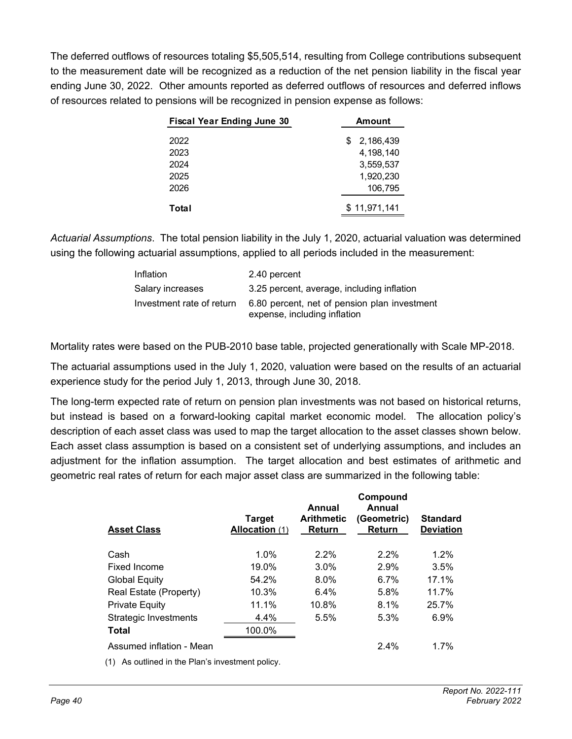The deferred outflows of resources totaling $5,505,514, resulting from College contributions subsequent to the measurement date will be recognized as a reduction of the net pension liability in the fiscal year ending June 30, 2022. Other amounts reported as deferred outflows of resources and deferred inflows of resources related to pensions will be recognized in pension expense as follows:

| Fiscal Year Ending June 30 | Amount |
|---|---|
| 2022 | $ 2,186,439 |
| 2023 | 4,198,140 |
| 2024 | 3,559,537 |
| 2025 | 1,920,230 |
| 2026 | 106,795 |
| **Total** | $ 11,971,141 |

*Actuarial Assumptions*. The total pension liability in the July 1, 2020, actuarial valuation was determined using the following actuarial assumptions, applied to all periods included in the measurement:

| | |
|---|---|
| Inflation | 2.40 percent |
| Salary increases | 3.25 percent, average, including inflation |
| Investment rate of return | 6.80 percent, net of pension plan investment expense, including inflation |

Mortality rates were based on the PUB-2010 base table, projected generationally with Scale MP-2018.

The actuarial assumptions used in the July 1, 2020, valuation were based on the results of an actuarial experience study for the period July 1, 2013, through June 30, 2018.

The long-term expected rate of return on pension plan investments was not based on historical returns, but instead is based on a forward-looking capital market economic model. The allocation policy's description of each asset class was used to map the target allocation to the asset classes shown below. Each asset class assumption is based on a consistent set of underlying assumptions, and includes an adjustment for the inflation assumption. The target allocation and best estimates of arithmetic and geometric real rates of return for each major asset class are summarized in the following table:

| Asset Class | Target Allocation (1) | Annual Arithmetic Return | Compound Annual (Geometric) Return | Standard Deviation |
|---|---|---|---|---|
| Cash | 1.0% | 2.2% | 2.2% | 1.2% |
| Fixed Income | 19.0% | 3.0% | 2.9% | 3.5% |
| Global Equity | 54.2% | 8.0% | 6.7% | 17.1% |
| Real Estate (Property) | 10.3% | 6.4% | 5.8% | 11.7% |
| Private Equity | 11.1% | 10.8% | 8.1% | 25.7% |
| Strategic Investments | 4.4% | 5.5% | 5.3% | 6.9% |
| **Total** | 100.0% | | | |
| Assumed inflation - Mean | | | 2.4% | 1.7% |

(1) As outlined in the Plan's investment policy.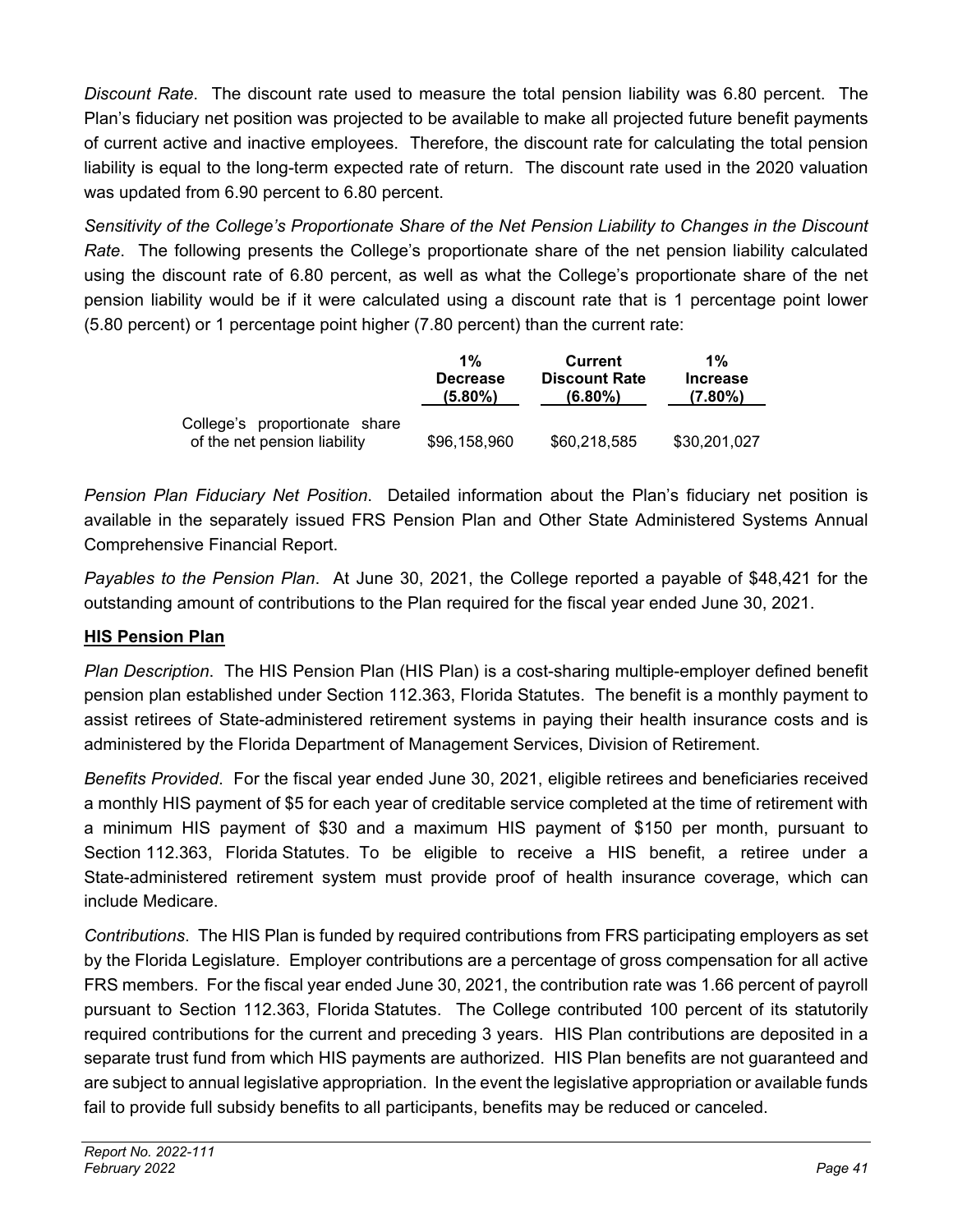*Discount Rate*. The discount rate used to measure the total pension liability was 6.80 percent. The Plan's fiduciary net position was projected to be available to make all projected future benefit payments of current active and inactive employees. Therefore, the discount rate for calculating the total pension liability is equal to the long-term expected rate of return. The discount rate used in the 2020 valuation was updated from 6.90 percent to 6.80 percent.

*Sensitivity of the College's Proportionate Share of the Net Pension Liability to Changes in the Discount Rate*. The following presents the College's proportionate share of the net pension liability calculated using the discount rate of 6.80 percent, as well as what the College's proportionate share of the net pension liability would be if it were calculated using a discount rate that is 1 percentage point lower (5.80 percent) or 1 percentage point higher (7.80 percent) than the current rate:

| | 1% Decrease (5.80%) | Current Discount Rate (6.80%) | 1% Increase (7.80%) |
|---|---|---|---|
| College's proportionate share of the net pension liability | $96,158,960 | $60,218,585 | $30,201,027 |

*Pension Plan Fiduciary Net Position*. Detailed information about the Plan's fiduciary net position is available in the separately issued FRS Pension Plan and Other State Administered Systems Annual Comprehensive Financial Report.

*Payables to the Pension Plan*. At June 30, 2021, the College reported a payable of $48,421 for the outstanding amount of contributions to the Plan required for the fiscal year ended June 30, 2021.

**HIS Pension Plan**

*Plan Description*. The HIS Pension Plan (HIS Plan) is a cost-sharing multiple-employer defined benefit pension plan established under Section 112.363, Florida Statutes. The benefit is a monthly payment to assist retirees of State-administered retirement systems in paying their health insurance costs and is administered by the Florida Department of Management Services, Division of Retirement.

*Benefits Provided*. For the fiscal year ended June 30, 2021, eligible retirees and beneficiaries received a monthly HIS payment of $5 for each year of creditable service completed at the time of retirement with a minimum HIS payment of $30 and a maximum HIS payment of $150 per month, pursuant to Section 112.363, Florida Statutes. To be eligible to receive a HIS benefit, a retiree under a State-administered retirement system must provide proof of health insurance coverage, which can include Medicare.

*Contributions*. The HIS Plan is funded by required contributions from FRS participating employers as set by the Florida Legislature. Employer contributions are a percentage of gross compensation for all active FRS members. For the fiscal year ended June 30, 2021, the contribution rate was 1.66 percent of payroll pursuant to Section 112.363, Florida Statutes. The College contributed 100 percent of its statutorily required contributions for the current and preceding 3 years. HIS Plan contributions are deposited in a separate trust fund from which HIS payments are authorized. HIS Plan benefits are not guaranteed and are subject to annual legislative appropriation. In the event the legislative appropriation or available funds fail to provide full subsidy benefits to all participants, benefits may be reduced or canceled.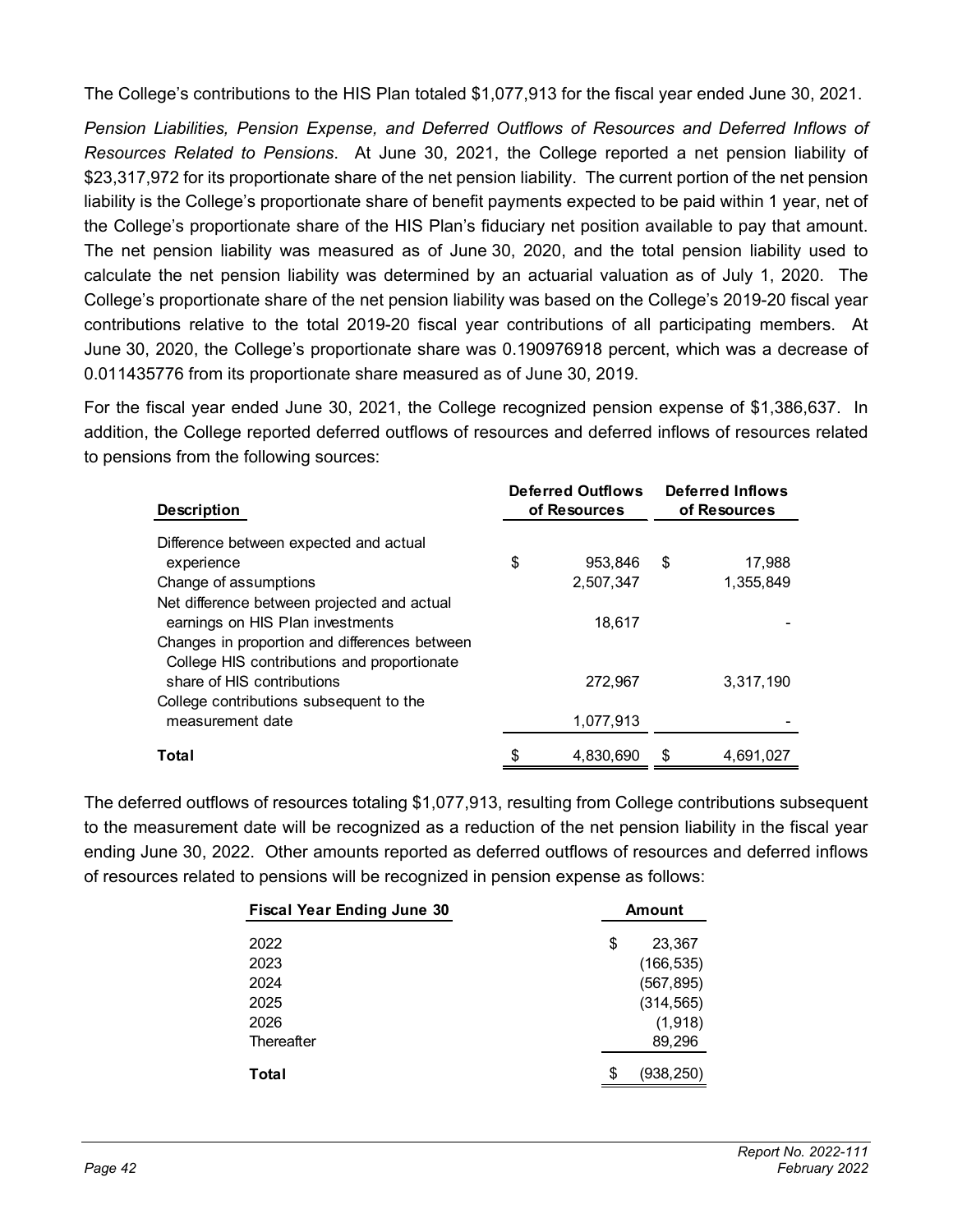The College's contributions to the HIS Plan totaled $1,077,913 for the fiscal year ended June 30, 2021.

*Pension Liabilities, Pension Expense, and Deferred Outflows of Resources and Deferred Inflows of Resources Related to Pensions*. At June 30, 2021, the College reported a net pension liability of $23,317,972 for its proportionate share of the net pension liability. The current portion of the net pension liability is the College's proportionate share of benefit payments expected to be paid within 1 year, net of the College's proportionate share of the HIS Plan's fiduciary net position available to pay that amount. The net pension liability was measured as of June 30, 2020, and the total pension liability used to calculate the net pension liability was determined by an actuarial valuation as of July 1, 2020. The College's proportionate share of the net pension liability was based on the College's 2019-20 fiscal year contributions relative to the total 2019-20 fiscal year contributions of all participating members. At June 30, 2020, the College's proportionate share was 0.190976918 percent, which was a decrease of 0.011435776 from its proportionate share measured as of June 30, 2019.

For the fiscal year ended June 30, 2021, the College recognized pension expense of $1,386,637. In addition, the College reported deferred outflows of resources and deferred inflows of resources related to pensions from the following sources:

| Description | Deferred Outflows of Resources | Deferred Inflows of Resources |
|---|---|---|
| Difference between expected and actual experience | $ 953,846 | $ 17,988 |
| Change of assumptions | 2,507,347 | 1,355,849 |
| Net difference between projected and actual earnings on HIS Plan investments | 18,617 | - |
| Changes in proportion and differences between College HIS contributions and proportionate share of HIS contributions | 272,967 | 3,317,190 |
| College contributions subsequent to the measurement date | 1,077,913 | - |
| **Total** | $ 4,830,690 | $ 4,691,027 |

The deferred outflows of resources totaling $1,077,913, resulting from College contributions subsequent to the measurement date will be recognized as a reduction of the net pension liability in the fiscal year ending June 30, 2022. Other amounts reported as deferred outflows of resources and deferred inflows of resources related to pensions will be recognized in pension expense as follows:

| Fiscal Year Ending June 30 | Amount |
|---|---|
| 2022 | $ 23,367 |
| 2023 | (166,535) |
| 2024 | (567,895) |
| 2025 | (314,565) |
| 2026 | (1,918) |
| Thereafter | 89,296 |
| **Total** | $ (938,250) |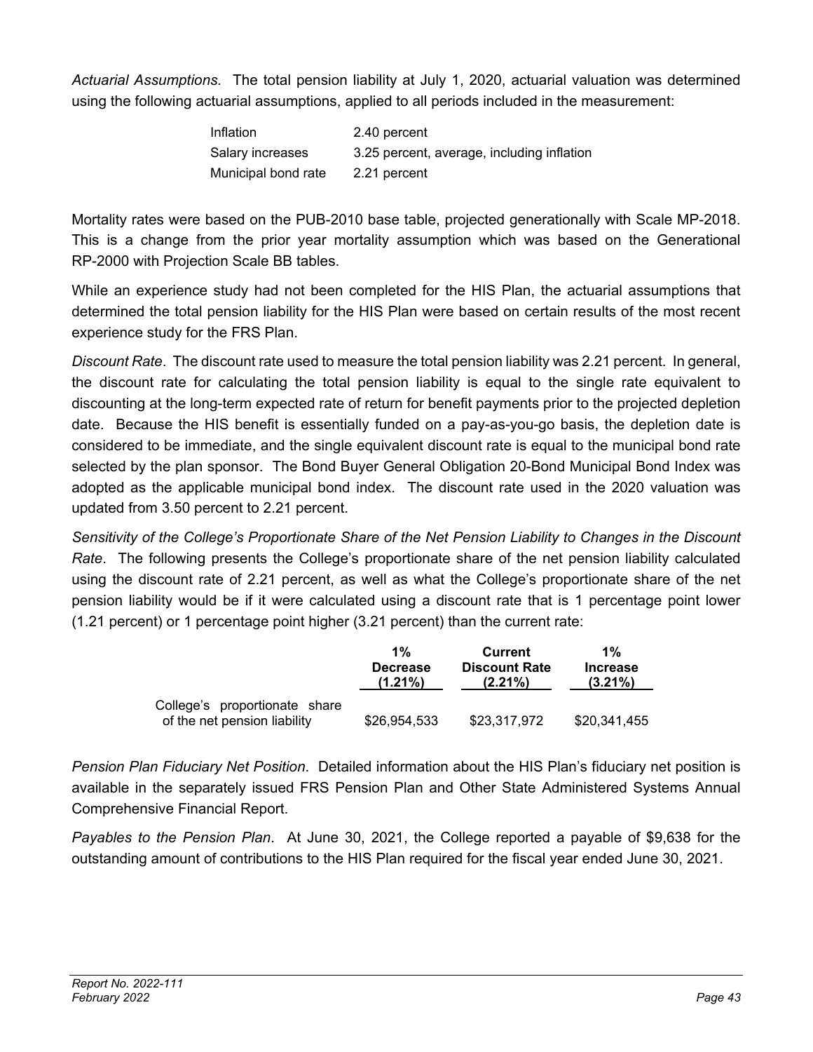*Actuarial Assumptions*. The total pension liability at July 1, 2020, actuarial valuation was determined using the following actuarial assumptions, applied to all periods included in the measurement:

| | |
|---|---|
| Inflation | 2.40 percent |
| Salary increases | 3.25 percent, average, including inflation |
| Municipal bond rate | 2.21 percent |

Mortality rates were based on the PUB-2010 base table, projected generationally with Scale MP-2018. This is a change from the prior year mortality assumption which was based on the Generational RP-2000 with Projection Scale BB tables.

While an experience study had not been completed for the HIS Plan, the actuarial assumptions that determined the total pension liability for the HIS Plan were based on certain results of the most recent experience study for the FRS Plan.

*Discount Rate*. The discount rate used to measure the total pension liability was 2.21 percent. In general, the discount rate for calculating the total pension liability is equal to the single rate equivalent to discounting at the long-term expected rate of return for benefit payments prior to the projected depletion date. Because the HIS benefit is essentially funded on a pay-as-you-go basis, the depletion date is considered to be immediate, and the single equivalent discount rate is equal to the municipal bond rate selected by the plan sponsor. The Bond Buyer General Obligation 20-Bond Municipal Bond Index was adopted as the applicable municipal bond index. The discount rate used in the 2020 valuation was updated from 3.50 percent to 2.21 percent.

*Sensitivity of the College's Proportionate Share of the Net Pension Liability to Changes in the Discount Rate*. The following presents the College's proportionate share of the net pension liability calculated using the discount rate of 2.21 percent, as well as what the College's proportionate share of the net pension liability would be if it were calculated using a discount rate that is 1 percentage point lower (1.21 percent) or 1 percentage point higher (3.21 percent) than the current rate:

| | 1% Decrease (1.21%) | Current Discount Rate (2.21%) | 1% Increase (3.21%) |
|---|---|---|---|
| College's proportionate share of the net pension liability | $26,954,533 | $23,317,972 | $20,341,455 |

*Pension Plan Fiduciary Net Position*. Detailed information about the HIS Plan's fiduciary net position is available in the separately issued FRS Pension Plan and Other State Administered Systems Annual Comprehensive Financial Report.

*Payables to the Pension Plan*. At June 30, 2021, the College reported a payable of $9,638 for the outstanding amount of contributions to the HIS Plan required for the fiscal year ended June 30, 2021.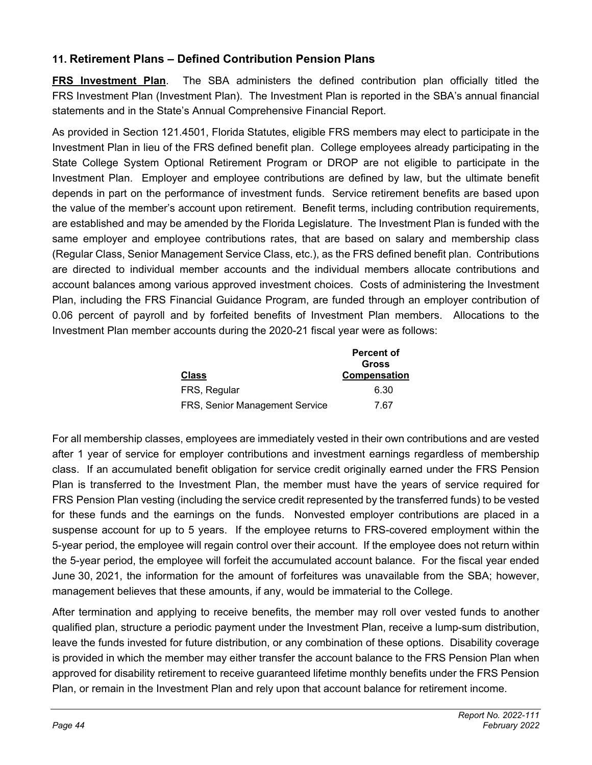## 11. Retirement Plans – Defined Contribution Pension Plans

**FRS Investment Plan**. The SBA administers the defined contribution plan officially titled the FRS Investment Plan (Investment Plan). The Investment Plan is reported in the SBA's annual financial statements and in the State's Annual Comprehensive Financial Report.

As provided in Section 121.4501, Florida Statutes, eligible FRS members may elect to participate in the Investment Plan in lieu of the FRS defined benefit plan. College employees already participating in the State College System Optional Retirement Program or DROP are not eligible to participate in the Investment Plan. Employer and employee contributions are defined by law, but the ultimate benefit depends in part on the performance of investment funds. Service retirement benefits are based upon the value of the member's account upon retirement. Benefit terms, including contribution requirements, are established and may be amended by the Florida Legislature. The Investment Plan is funded with the same employer and employee contributions rates, that are based on salary and membership class (Regular Class, Senior Management Service Class, etc.), as the FRS defined benefit plan. Contributions are directed to individual member accounts and the individual members allocate contributions and account balances among various approved investment choices. Costs of administering the Investment Plan, including the FRS Financial Guidance Program, are funded through an employer contribution of 0.06 percent of payroll and by forfeited benefits of Investment Plan members. Allocations to the Investment Plan member accounts during the 2020-21 fiscal year were as follows:

| Class | Percent of Gross Compensation |
|---|---|
| FRS, Regular | 6.30 |
| FRS, Senior Management Service | 7.67 |

For all membership classes, employees are immediately vested in their own contributions and are vested after 1 year of service for employer contributions and investment earnings regardless of membership class. If an accumulated benefit obligation for service credit originally earned under the FRS Pension Plan is transferred to the Investment Plan, the member must have the years of service required for FRS Pension Plan vesting (including the service credit represented by the transferred funds) to be vested for these funds and the earnings on the funds. Nonvested employer contributions are placed in a suspense account for up to 5 years. If the employee returns to FRS-covered employment within the 5-year period, the employee will regain control over their account. If the employee does not return within the 5-year period, the employee will forfeit the accumulated account balance. For the fiscal year ended June 30, 2021, the information for the amount of forfeitures was unavailable from the SBA; however, management believes that these amounts, if any, would be immaterial to the College.

After termination and applying to receive benefits, the member may roll over vested funds to another qualified plan, structure a periodic payment under the Investment Plan, receive a lump-sum distribution, leave the funds invested for future distribution, or any combination of these options. Disability coverage is provided in which the member may either transfer the account balance to the FRS Pension Plan when approved for disability retirement to receive guaranteed lifetime monthly benefits under the FRS Pension Plan, or remain in the Investment Plan and rely upon that account balance for retirement income.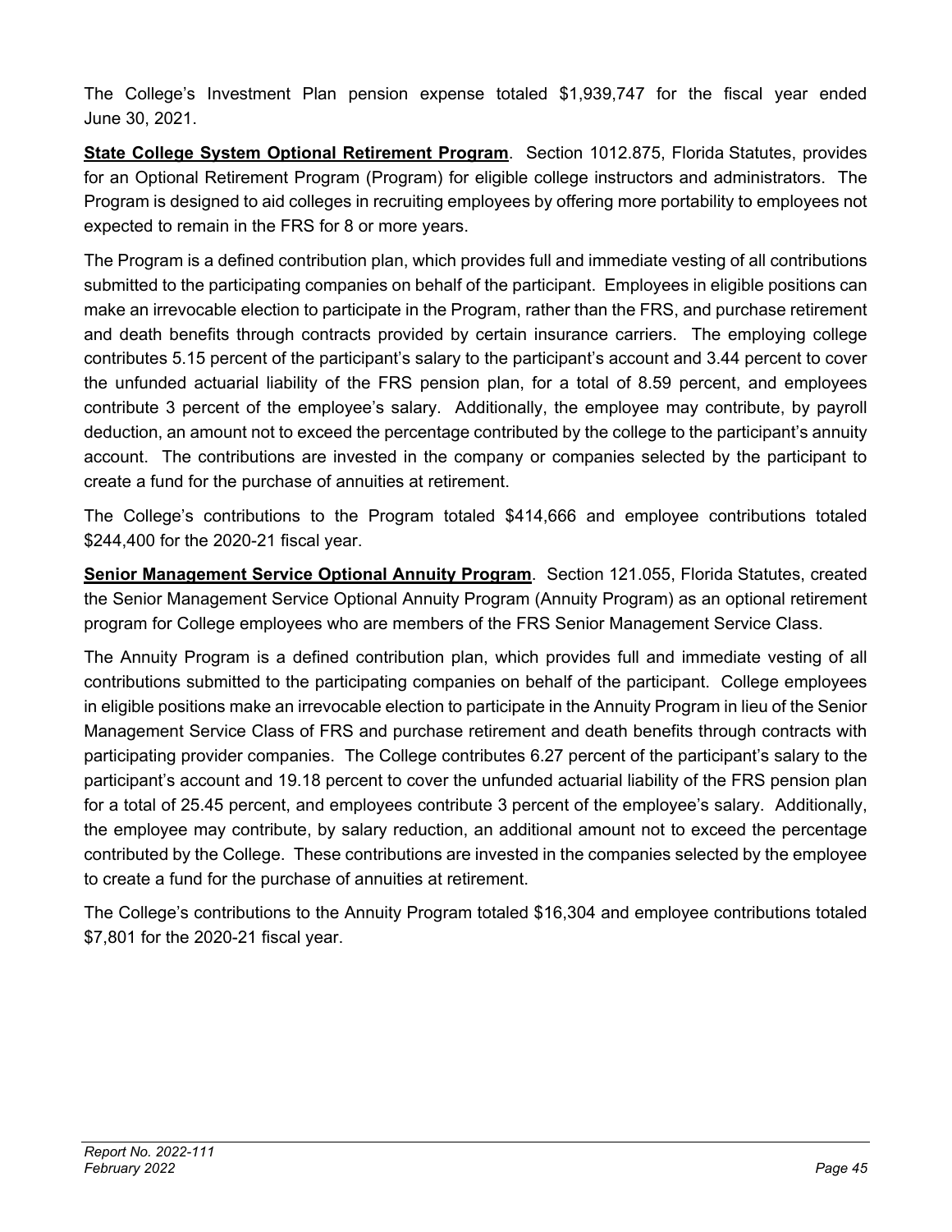The College's Investment Plan pension expense totaled $1,939,747 for the fiscal year ended June 30, 2021.

**State College System Optional Retirement Program**. Section 1012.875, Florida Statutes, provides for an Optional Retirement Program (Program) for eligible college instructors and administrators. The Program is designed to aid colleges in recruiting employees by offering more portability to employees not expected to remain in the FRS for 8 or more years.

The Program is a defined contribution plan, which provides full and immediate vesting of all contributions submitted to the participating companies on behalf of the participant. Employees in eligible positions can make an irrevocable election to participate in the Program, rather than the FRS, and purchase retirement and death benefits through contracts provided by certain insurance carriers. The employing college contributes 5.15 percent of the participant's salary to the participant's account and 3.44 percent to cover the unfunded actuarial liability of the FRS pension plan, for a total of 8.59 percent, and employees contribute 3 percent of the employee's salary. Additionally, the employee may contribute, by payroll deduction, an amount not to exceed the percentage contributed by the college to the participant's annuity account. The contributions are invested in the company or companies selected by the participant to create a fund for the purchase of annuities at retirement.

The College's contributions to the Program totaled $414,666 and employee contributions totaled $244,400 for the 2020-21 fiscal year.

**Senior Management Service Optional Annuity Program**. Section 121.055, Florida Statutes, created the Senior Management Service Optional Annuity Program (Annuity Program) as an optional retirement program for College employees who are members of the FRS Senior Management Service Class.

The Annuity Program is a defined contribution plan, which provides full and immediate vesting of all contributions submitted to the participating companies on behalf of the participant. College employees in eligible positions make an irrevocable election to participate in the Annuity Program in lieu of the Senior Management Service Class of FRS and purchase retirement and death benefits through contracts with participating provider companies. The College contributes 6.27 percent of the participant's salary to the participant's account and 19.18 percent to cover the unfunded actuarial liability of the FRS pension plan for a total of 25.45 percent, and employees contribute 3 percent of the employee's salary. Additionally, the employee may contribute, by salary reduction, an additional amount not to exceed the percentage contributed by the College. These contributions are invested in the companies selected by the employee to create a fund for the purchase of annuities at retirement.

The College's contributions to the Annuity Program totaled $16,304 and employee contributions totaled $7,801 for the 2020-21 fiscal year.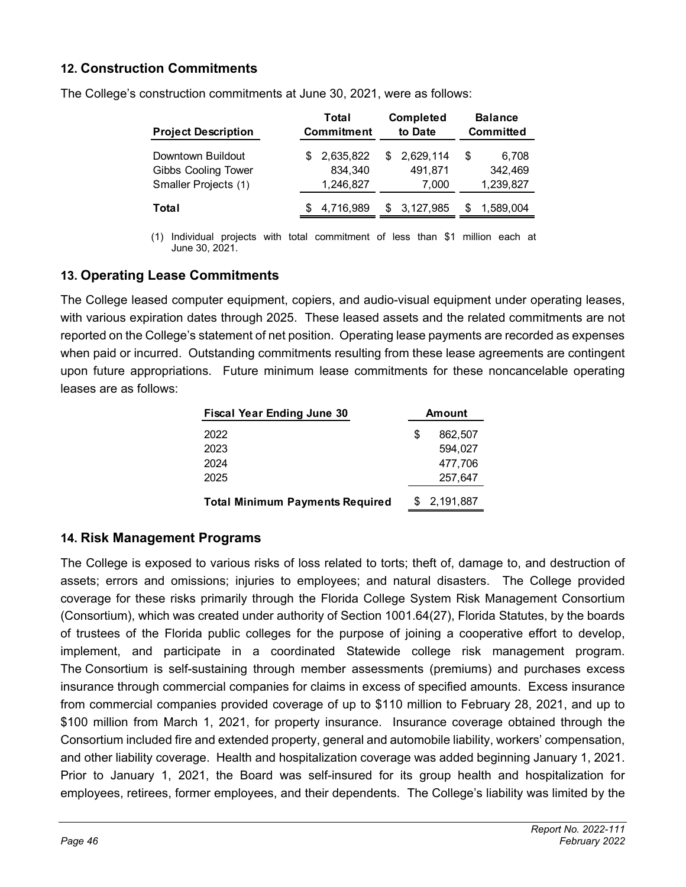## 12. Construction Commitments

The College's construction commitments at June 30, 2021, were as follows:

| Project Description | Total Commitment | Completed to Date | Balance Committed |
|---|---|---|---|
| Downtown Buildout | $ 2,635,822 | $ 2,629,114 | $ 6,708 |
| Gibbs Cooling Tower | 834,340 | 491,871 | 342,469 |
| Smaller Projects (1) | 1,246,827 | 7,000 | 1,239,827 |
| **Total** | $ 4,716,989 | $ 3,127,985 | $ 1,589,004 |

(1) Individual projects with total commitment of less than $1 million each at June 30, 2021.

## 13. Operating Lease Commitments

The College leased computer equipment, copiers, and audio-visual equipment under operating leases, with various expiration dates through 2025. These leased assets and the related commitments are not reported on the College's statement of net position. Operating lease payments are recorded as expenses when paid or incurred. Outstanding commitments resulting from these lease agreements are contingent upon future appropriations. Future minimum lease commitments for these noncancelable operating leases are as follows:

| Fiscal Year Ending June 30 | Amount |
|---|---|
| 2022 | $ 862,507 |
| 2023 | 594,027 |
| 2024 | 477,706 |
| 2025 | 257,647 |
| **Total Minimum Payments Required** | $ 2,191,887 |

## 14. Risk Management Programs

The College is exposed to various risks of loss related to torts; theft of, damage to, and destruction of assets; errors and omissions; injuries to employees; and natural disasters. The College provided coverage for these risks primarily through the Florida College System Risk Management Consortium (Consortium), which was created under authority of Section 1001.64(27), Florida Statutes, by the boards of trustees of the Florida public colleges for the purpose of joining a cooperative effort to develop, implement, and participate in a coordinated Statewide college risk management program. The Consortium is self-sustaining through member assessments (premiums) and purchases excess insurance through commercial companies for claims in excess of specified amounts. Excess insurance from commercial companies provided coverage of up to $110 million to February 28, 2021, and up to $100 million from March 1, 2021, for property insurance. Insurance coverage obtained through the Consortium included fire and extended property, general and automobile liability, workers' compensation, and other liability coverage. Health and hospitalization coverage was added beginning January 1, 2021. Prior to January 1, 2021, the Board was self-insured for its group health and hospitalization for employees, retirees, former employees, and their dependents. The College's liability was limited by the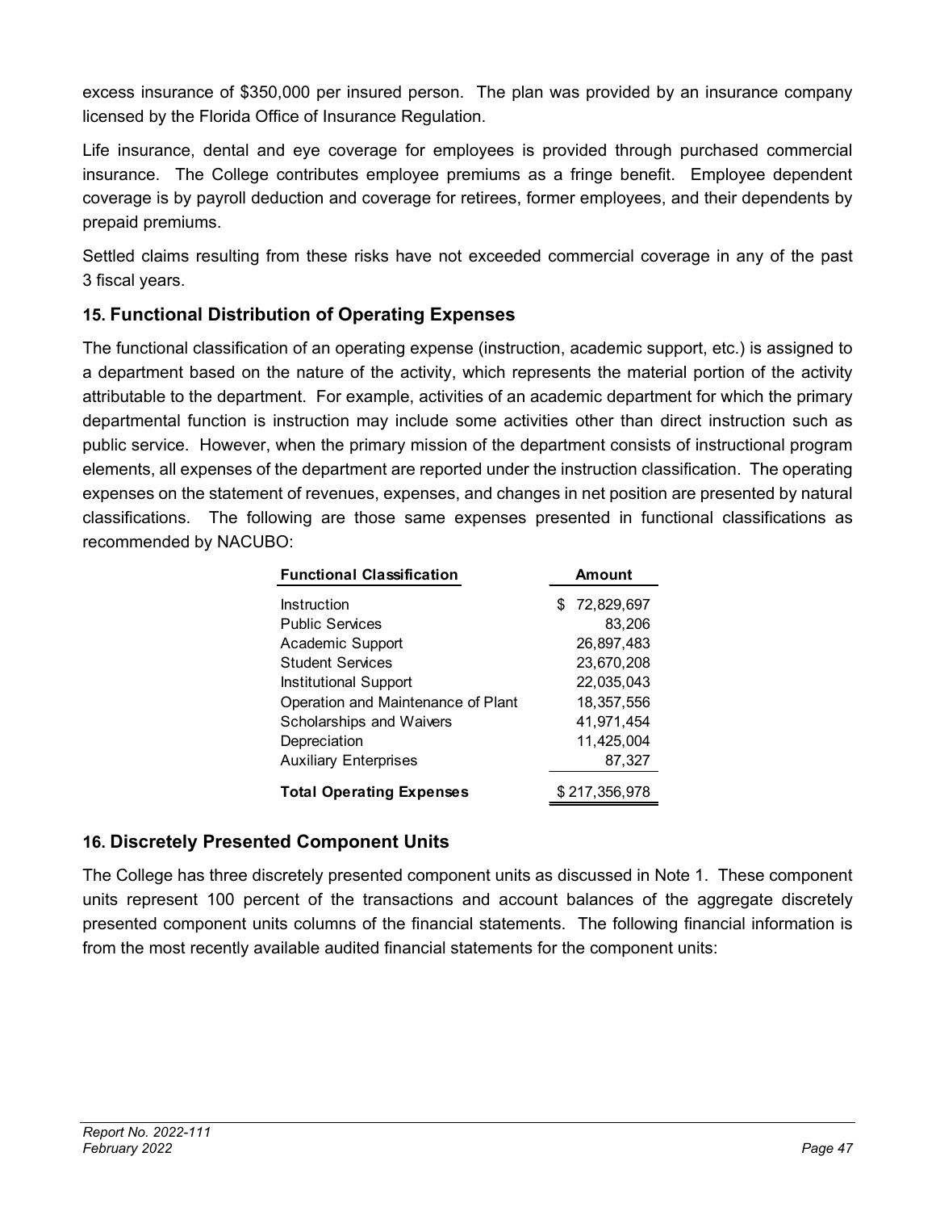excess insurance of $350,000 per insured person. The plan was provided by an insurance company licensed by the Florida Office of Insurance Regulation.

Life insurance, dental and eye coverage for employees is provided through purchased commercial insurance. The College contributes employee premiums as a fringe benefit. Employee dependent coverage is by payroll deduction and coverage for retirees, former employees, and their dependents by prepaid premiums.

Settled claims resulting from these risks have not exceeded commercial coverage in any of the past 3 fiscal years.

## 15. Functional Distribution of Operating Expenses

The functional classification of an operating expense (instruction, academic support, etc.) is assigned to a department based on the nature of the activity, which represents the material portion of the activity attributable to the department. For example, activities of an academic department for which the primary departmental function is instruction may include some activities other than direct instruction such as public service. However, when the primary mission of the department consists of instructional program elements, all expenses of the department are reported under the instruction classification. The operating expenses on the statement of revenues, expenses, and changes in net position are presented by natural classifications. The following are those same expenses presented in functional classifications as recommended by NACUBO:

| Functional Classification | Amount |
|---|---|
| Instruction | $ 72,829,697 |
| Public Services | 83,206 |
| Academic Support | 26,897,483 |
| Student Services | 23,670,208 |
| Institutional Support | 22,035,043 |
| Operation and Maintenance of Plant | 18,357,556 |
| Scholarships and Waivers | 41,971,454 |
| Depreciation | 11,425,004 |
| Auxiliary Enterprises | 87,327 |
| **Total Operating Expenses** | $ 217,356,978 |

## 16. Discretely Presented Component Units

The College has three discretely presented component units as discussed in Note 1. These component units represent 100 percent of the transactions and account balances of the aggregate discretely presented component units columns of the financial statements. The following financial information is from the most recently available audited financial statements for the component units: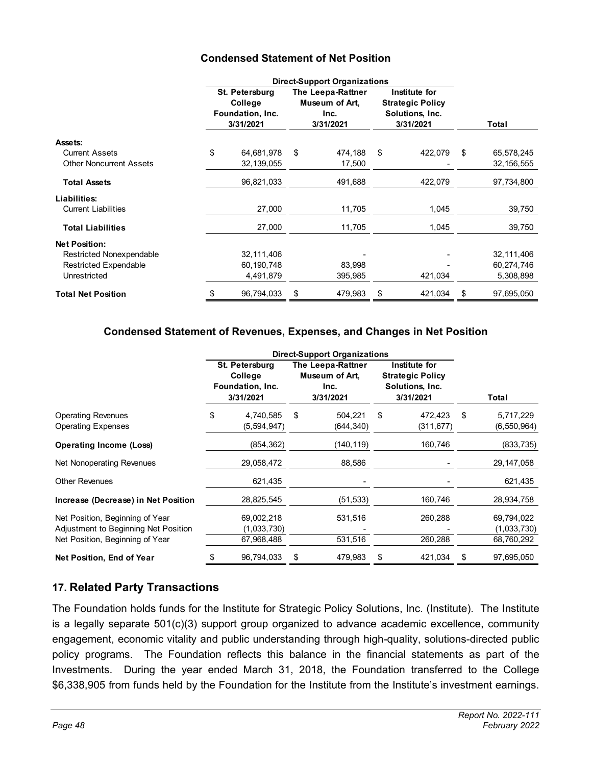### Condensed Statement of Net Position

| | Direct-Support Organizations | | | |
|---|---|---|---|---|
| | St. Petersburg College Foundation, Inc. 3/31/2021 | The Leepa-Rattner Museum of Art, Inc. 3/31/2021 | Institute for Strategic Policy Solutions, Inc. 3/31/2021 | Total |
| **Assets:** | | | | |
| Current Assets | $ 64,681,978 | $ 474,188 | $ 422,079 | $ 65,578,245 |
| Other Noncurrent Assets | 32,139,055 | 17,500 | - | 32,156,555 |
| **Total Assets** | 96,821,033 | 491,688 | 422,079 | 97,734,800 |
| **Liabilities:** | | | | |
| Current Liabilities | 27,000 | 11,705 | 1,045 | 39,750 |
| **Total Liabilities** | 27,000 | 11,705 | 1,045 | 39,750 |
| **Net Position:** | | | | |
| Restricted Nonexpendable | 32,111,406 | - | - | 32,111,406 |
| Restricted Expendable | 60,190,748 | 83,998 | - | 60,274,746 |
| Unrestricted | 4,491,879 | 395,985 | 421,034 | 5,308,898 |
| **Total Net Position** | $ 96,794,033 | $ 479,983 | $ 421,034 | $ 97,695,050 |

### Condensed Statement of Revenues, Expenses, and Changes in Net Position

| | Direct-Support Organizations | | | |
|---|---|---|---|---|
| | St. Petersburg College Foundation, Inc. 3/31/2021 | The Leepa-Rattner Museum of Art, Inc. 3/31/2021 | Institute for Strategic Policy Solutions, Inc. 3/31/2021 | Total |
| Operating Revenues | $ 4,740,585 | $ 504,221 | $ 472,423 | $ 5,717,229 |
| Operating Expenses | (5,594,947) | (644,340) | (311,677) | (6,550,964) |
| **Operating Income (Loss)** | (854,362) | (140,119) | 160,746 | (833,735) |
| Net Nonoperating Revenues | 29,058,472 | 88,586 | - | 29,147,058 |
| Other Revenues | 621,435 | - | - | 621,435 |
| **Increase (Decrease) in Net Position** | 28,825,545 | (51,533) | 160,746 | 28,934,758 |
| Net Position, Beginning of Year | 69,002,218 | 531,516 | 260,288 | 69,794,022 |
| Adjustment to Beginning Net Position | (1,033,730) | - | - | (1,033,730) |
| Net Position, Beginning of Year | 67,968,488 | 531,516 | 260,288 | 68,760,292 |
| **Net Position, End of Year** | $ 96,794,033 | $ 479,983 | $ 421,034 | $ 97,695,050 |

## 17. Related Party Transactions

The Foundation holds funds for the Institute for Strategic Policy Solutions, Inc. (Institute). The Institute is a legally separate 501(c)(3) support group organized to advance academic excellence, community engagement, economic vitality and public understanding through high-quality, solutions-directed public policy programs. The Foundation reflects this balance in the financial statements as part of the Investments. During the year ended March 31, 2018, the Foundation transferred to the College $6,338,905 from funds held by the Foundation for the Institute from the Institute's investment earnings.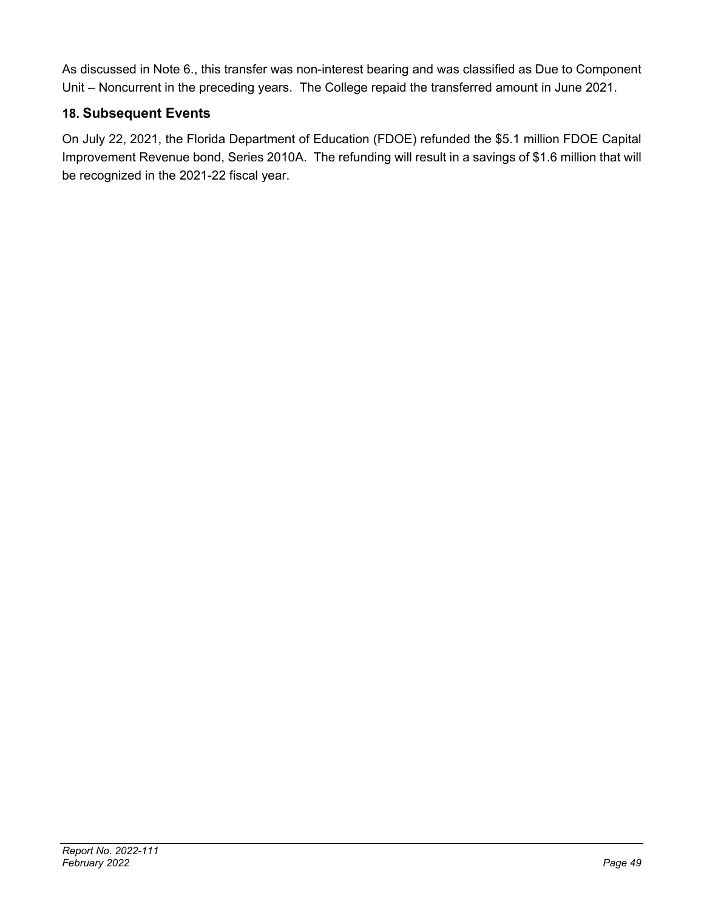As discussed in Note 6., this transfer was non-interest bearing and was classified as Due to Component Unit – Noncurrent in the preceding years. The College repaid the transferred amount in June 2021.

## 18. Subsequent Events

On July 22, 2021, the Florida Department of Education (FDOE) refunded the $5.1 million FDOE Capital Improvement Revenue bond, Series 2010A. The refunding will result in a savings of $1.6 million that will be recognized in the 2021-22 fiscal year.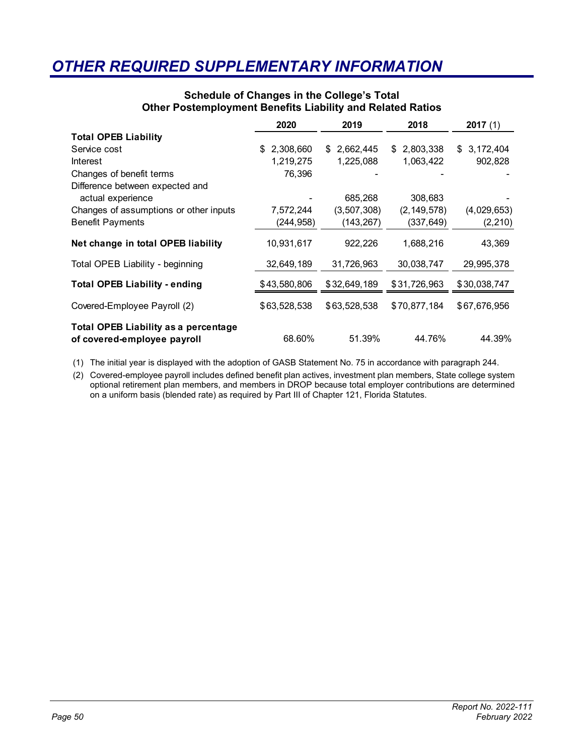# OTHER REQUIRED SUPPLEMENTARY INFORMATION

## Schedule of Changes in the College's Total Other Postemployment Benefits Liability and Related Ratios

| | 2020 | 2019 | 2018 | 2017 (1) |
|---|---|---|---|---|
| **Total OPEB Liability** | | | | |
| Service cost | $ 2,308,660 | $ 2,662,445 | $ 2,803,338 | $ 3,172,404 |
| Interest | 1,219,275 | 1,225,088 | 1,063,422 | 902,828 |
| Changes of benefit terms | 76,396 | - | - | - |
| Difference between expected and actual experience | - | 685,268 | 308,683 | - |
| Changes of assumptions or other inputs | 7,572,244 | (3,507,308) | (2,149,578) | (4,029,653) |
| Benefit Payments | (244,958) | (143,267) | (337,649) | (2,210) |
| **Net change in total OPEB liability** | 10,931,617 | 922,226 | 1,688,216 | 43,369 |
| Total OPEB Liability - beginning | 32,649,189 | 31,726,963 | 30,038,747 | 29,995,378 |
| **Total OPEB Liability - ending** | $43,580,806 | $32,649,189 | $31,726,963 | $30,038,747 |
| Covered-Employee Payroll (2) | $63,528,538 | $63,528,538 | $70,877,184 | $67,676,956 |
| **Total OPEB Liability as a percentage of covered-employee payroll** | 68.60% | 51.39% | 44.76% | 44.39% |

(1) The initial year is displayed with the adoption of GASB Statement No. 75 in accordance with paragraph 244.

(2) Covered-employee payroll includes defined benefit plan actives, investment plan members, State college system optional retirement plan members, and members in DROP because total employer contributions are determined on a uniform basis (blended rate) as required by Part III of Chapter 121, Florida Statutes.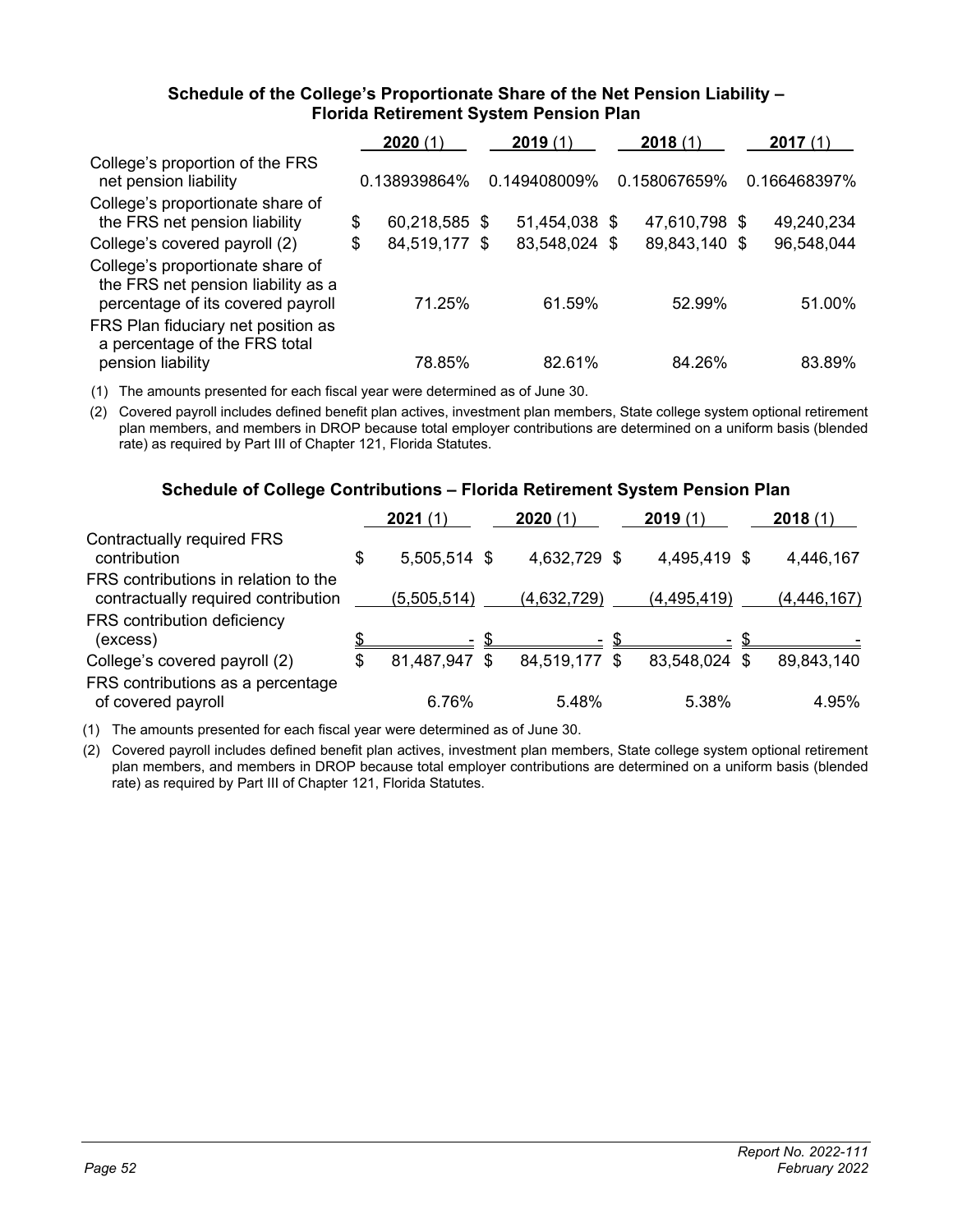### Schedule of the College's Proportionate Share of the Net Pension Liability – Florida Retirement System Pension Plan

| | **2020** (1) | **2019** (1) | **2018** (1) | **2017** (1) |
|---|---|---|---|---|
| College's proportion of the FRS net pension liability | 0.138939864% | 0.149408009% | 0.158067659% | 0.166468397% |
| College's proportionate share of the FRS net pension liability | $ 60,218,585 | $ 51,454,038 | $ 47,610,798 | $ 49,240,234 |
| College's covered payroll (2) | $ 84,519,177 | $ 83,548,024 | $ 89,843,140 | $ 96,548,044 |
| College's proportionate share of the FRS net pension liability as a percentage of its covered payroll | 71.25% | 61.59% | 52.99% | 51.00% |
| FRS Plan fiduciary net position as a percentage of the FRS total pension liability | 78.85% | 82.61% | 84.26% | 83.89% |

(1) The amounts presented for each fiscal year were determined as of June 30.

(2) Covered payroll includes defined benefit plan actives, investment plan members, State college system optional retirement plan members, and members in DROP because total employer contributions are determined on a uniform basis (blended rate) as required by Part III of Chapter 121, Florida Statutes.

### Schedule of College Contributions – Florida Retirement System Pension Plan

| | **2021** (1) | **2020** (1) | **2019** (1) | **2018** (1) |
|---|---|---|---|---|
| Contractually required FRS contribution | $ 5,505,514 | $ 4,632,729 | $ 4,495,419 | $ 4,446,167 |
| FRS contributions in relation to the contractually required contribution | (5,505,514) | (4,632,729) | (4,495,419) | (4,446,167) |
| FRS contribution deficiency (excess) | $ - | $ - | $ - | $ - |
| College's covered payroll (2) | $ 81,487,947 | $ 84,519,177 | $ 83,548,024 | $ 89,843,140 |
| FRS contributions as a percentage of covered payroll | 6.76% | 5.48% | 5.38% | 4.95% |

(1) The amounts presented for each fiscal year were determined as of June 30.

(2) Covered payroll includes defined benefit plan actives, investment plan members, State college system optional retirement plan members, and members in DROP because total employer contributions are determined on a uniform basis (blended rate) as required by Part III of Chapter 121, Florida Statutes.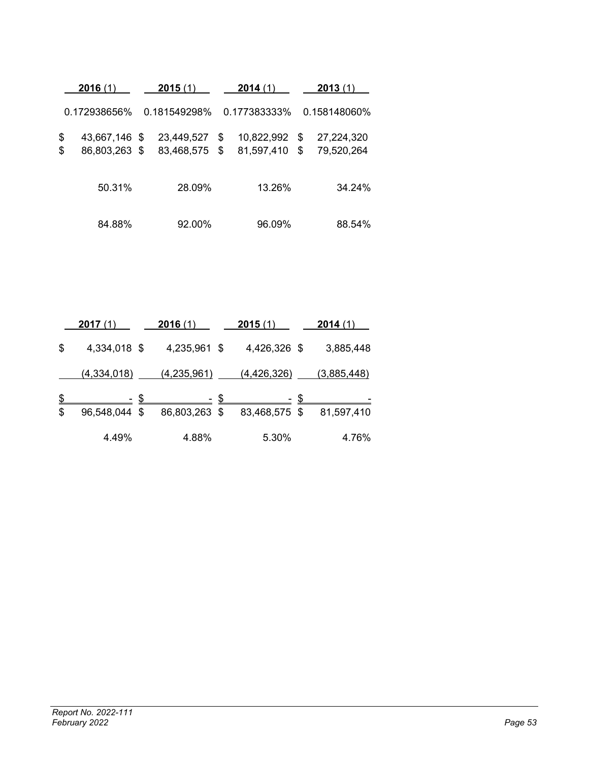| 2016 (1) | 2015 (1) | 2014 (1) | 2013 (1) |
|---|---|---|---|
| 0.172938656% | 0.181549298% | 0.177383333% | 0.158148060% |
| $ 43,667,146 | $ 23,449,527 | $ 10,822,992 | $ 27,224,320 |
| $ 86,803,263 | $ 83,468,575 | $ 81,597,410 | $ 79,520,264 |
| 50.31% | 28.09% | 13.26% | 34.24% |
| 84.88% | 92.00% | 96.09% | 88.54% |

| 2017 (1) | 2016 (1) | 2015 (1) | 2014 (1) |
|---|---|---|---|
| $ 4,334,018 | $ 4,235,961 | $ 4,426,326 | $ 3,885,448 |
| (4,334,018) | (4,235,961) | (4,426,326) | (3,885,448) |
| $ - | $ - | $ - | $ - |
| $ 96,548,044 | $ 86,803,263 | $ 83,468,575 | $ 81,597,410 |
| 4.49% | 4.88% | 5.30% | 4.76% |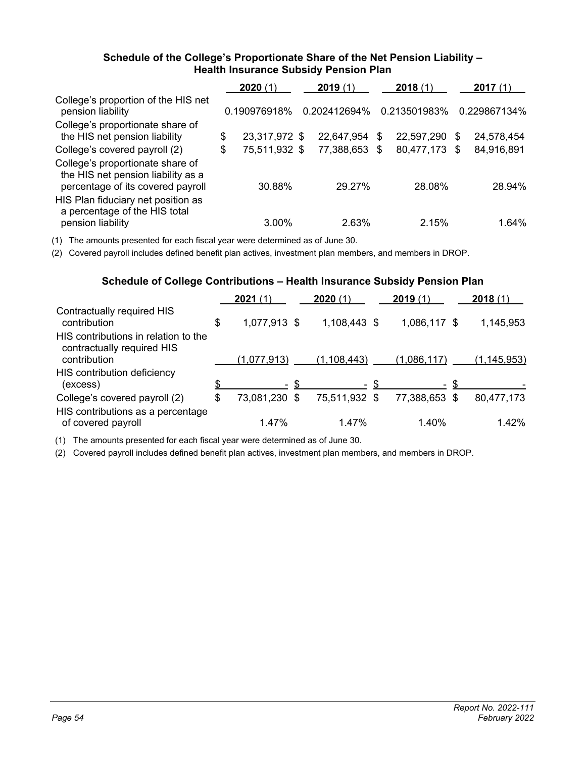### Schedule of the College's Proportionate Share of the Net Pension Liability – Health Insurance Subsidy Pension Plan

| | 2020 (1) | 2019 (1) | 2018 (1) | 2017 (1) |
|---|---|---|---|---|
| College's proportion of the HIS net pension liability | 0.190976918% | 0.202412694% | 0.213501983% | 0.229867134% |
| College's proportionate share of the HIS net pension liability | $ 23,317,972 | $ 22,647,954 | $ 22,597,290 | $ 24,578,454 |
| College's covered payroll (2) | $ 75,511,932 | $ 77,388,653 | $ 80,477,173 | $ 84,916,891 |
| College's proportionate share of the HIS net pension liability as a percentage of its covered payroll | 30.88% | 29.27% | 28.08% | 28.94% |
| HIS Plan fiduciary net position as a percentage of the HIS total pension liability | 3.00% | 2.63% | 2.15% | 1.64% |

(1) The amounts presented for each fiscal year were determined as of June 30.

(2) Covered payroll includes defined benefit plan actives, investment plan members, and members in DROP.

### Schedule of College Contributions – Health Insurance Subsidy Pension Plan

| | 2021 (1) | 2020 (1) | 2019 (1) | 2018 (1) |
|---|---|---|---|---|
| Contractually required HIS contribution | $ 1,077,913 | $ 1,108,443 | $ 1,086,117 | $ 1,145,953 |
| HIS contributions in relation to the contractually required HIS contribution | (1,077,913) | (1,108,443) | (1,086,117) | (1,145,953) |
| HIS contribution deficiency (excess) | $ - | $ - | $ - | $ - |
| College's covered payroll (2) | $ 73,081,230 | $ 75,511,932 | $ 77,388,653 | $ 80,477,173 |
| HIS contributions as a percentage of covered payroll | 1.47% | 1.47% | 1.40% | 1.42% |

(1) The amounts presented for each fiscal year were determined as of June 30.

(2) Covered payroll includes defined benefit plan actives, investment plan members, and members in DROP.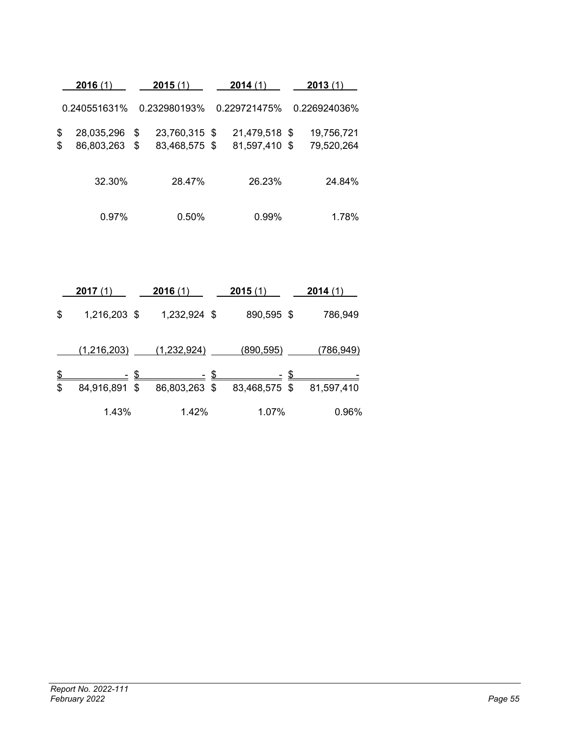| **2016** (1) | **2015** (1) | **2014** (1) | **2013** (1) |
|---|---|---|---|
| 0.240551631% | 0.232980193% | 0.229721475% | 0.226924036% |
| $ 28,035,296 | $ 23,760,315 | $ 21,479,518 | $ 19,756,721 |
| $ 86,803,263 | $ 83,468,575 | $ 81,597,410 | $ 79,520,264 |
| 32.30% | 28.47% | 26.23% | 24.84% |
| 0.97% | 0.50% | 0.99% | 1.78% |

| **2017** (1) | **2016** (1) | **2015** (1) | **2014** (1) |
|---|---|---|---|
| $ 1,216,203 | $ 1,232,924 | $ 890,595 | $ 786,949 |
| (1,216,203) | (1,232,924) | (890,595) | (786,949) |
| $ - | $ - | $ - | $ - |
| $ 84,916,891 | $ 86,803,263 | $ 83,468,575 | $ 81,597,410 |
| 1.43% | 1.42% | 1.07% | 0.96% |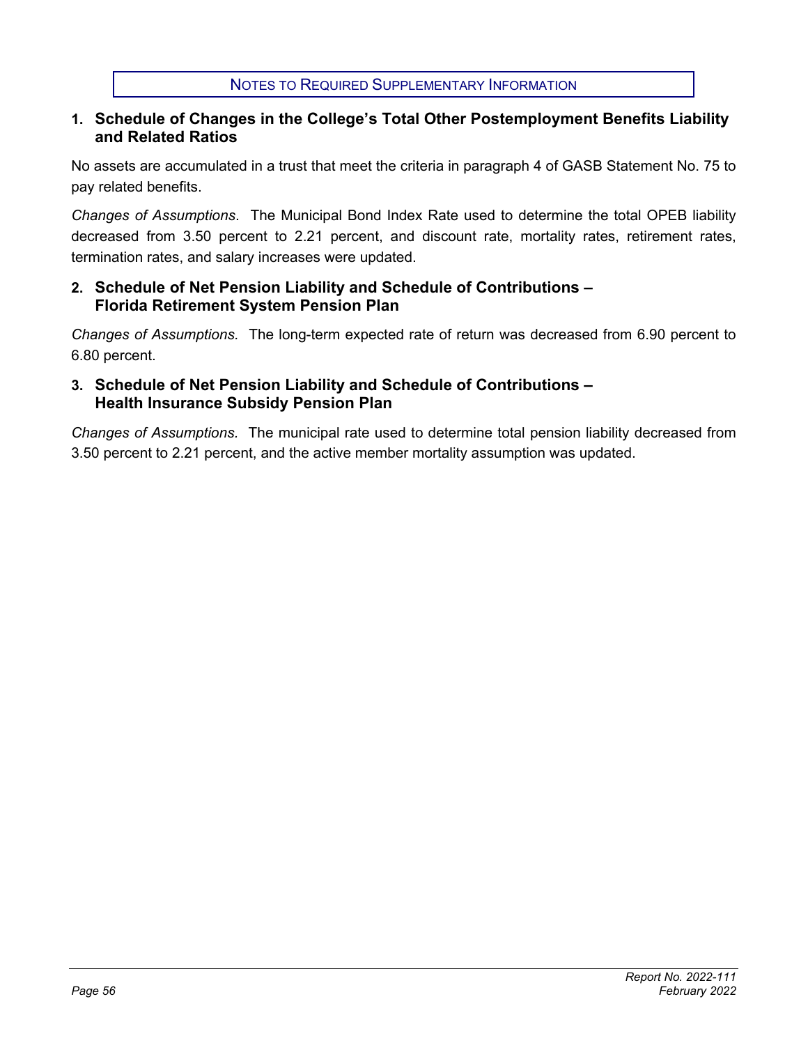## NOTES TO REQUIRED SUPPLEMENTARY INFORMATION

### 1. Schedule of Changes in the College's Total Other Postemployment Benefits Liability and Related Ratios

No assets are accumulated in a trust that meet the criteria in paragraph 4 of GASB Statement No. 75 to pay related benefits.

*Changes of Assumptions*. The Municipal Bond Index Rate used to determine the total OPEB liability decreased from 3.50 percent to 2.21 percent, and discount rate, mortality rates, retirement rates, termination rates, and salary increases were updated.

### 2. Schedule of Net Pension Liability and Schedule of Contributions – Florida Retirement System Pension Plan

*Changes of Assumptions.* The long-term expected rate of return was decreased from 6.90 percent to 6.80 percent.

### 3. Schedule of Net Pension Liability and Schedule of Contributions – Health Insurance Subsidy Pension Plan

*Changes of Assumptions.* The municipal rate used to determine total pension liability decreased from 3.50 percent to 2.21 percent, and the active member mortality assumption was updated.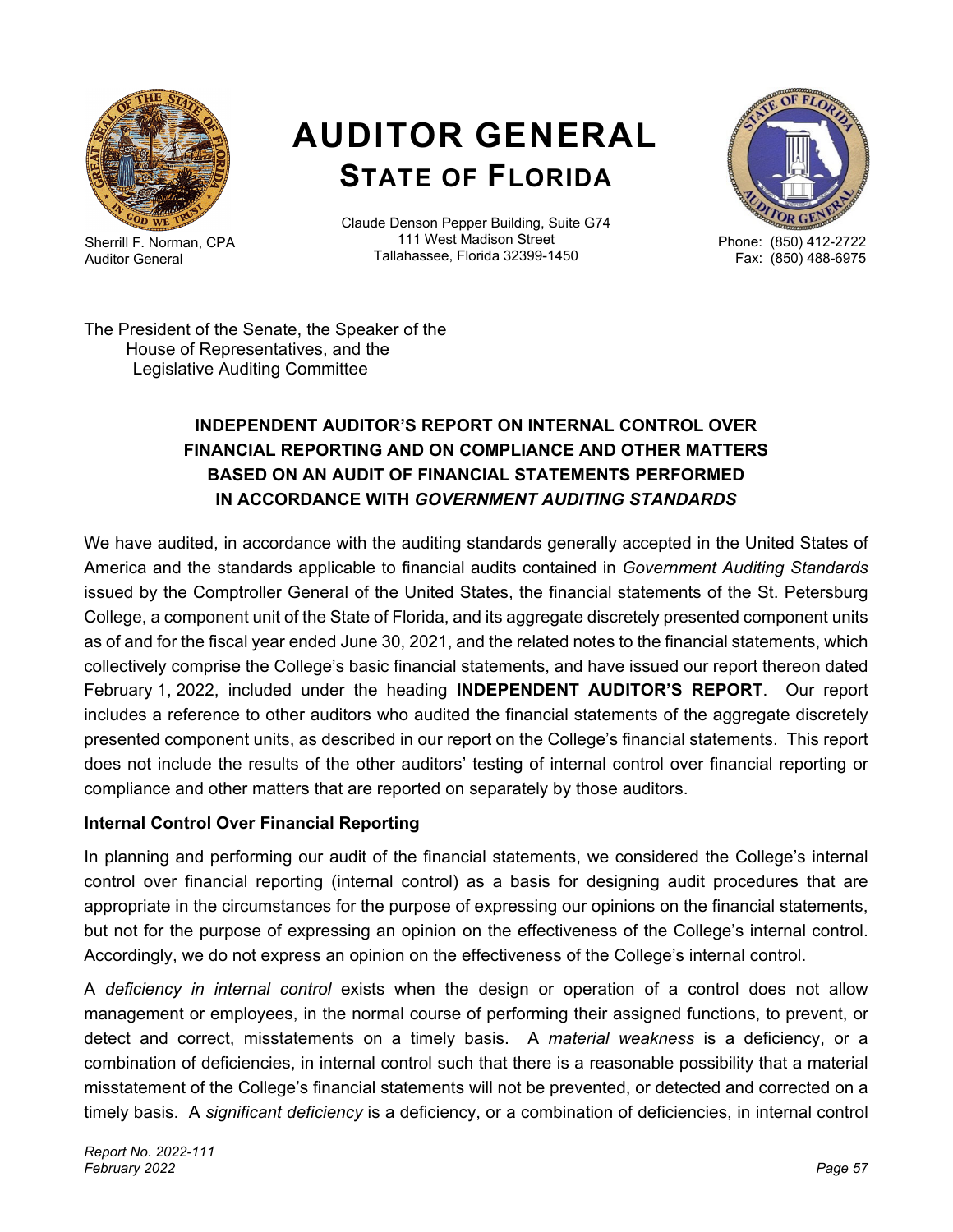# AUDITOR GENERAL
## STATE OF FLORIDA

Sherrill F. Norman, CPA
Auditor General

Claude Denson Pepper Building, Suite G74
111 West Madison Street
Tallahassee, Florida 32399-1450

Phone: (850) 412-2722
Fax: (850) 488-6975

The President of the Senate, the Speaker of the
House of Representatives, and the
Legislative Auditing Committee

### INDEPENDENT AUDITOR'S REPORT ON INTERNAL CONTROL OVER FINANCIAL REPORTING AND ON COMPLIANCE AND OTHER MATTERS BASED ON AN AUDIT OF FINANCIAL STATEMENTS PERFORMED IN ACCORDANCE WITH *GOVERNMENT AUDITING STANDARDS*

We have audited, in accordance with the auditing standards generally accepted in the United States of America and the standards applicable to financial audits contained in *Government Auditing Standards* issued by the Comptroller General of the United States, the financial statements of the St. Petersburg College, a component unit of the State of Florida, and its aggregate discretely presented component units as of and for the fiscal year ended June 30, 2021, and the related notes to the financial statements, which collectively comprise the College's basic financial statements, and have issued our report thereon dated February 1, 2022, included under the heading **INDEPENDENT AUDITOR'S REPORT**. Our report includes a reference to other auditors who audited the financial statements of the aggregate discretely presented component units, as described in our report on the College's financial statements. This report does not include the results of the other auditors' testing of internal control over financial reporting or compliance and other matters that are reported on separately by those auditors.

**Internal Control Over Financial Reporting**

In planning and performing our audit of the financial statements, we considered the College's internal control over financial reporting (internal control) as a basis for designing audit procedures that are appropriate in the circumstances for the purpose of expressing our opinions on the financial statements, but not for the purpose of expressing an opinion on the effectiveness of the College's internal control. Accordingly, we do not express an opinion on the effectiveness of the College's internal control.

A *deficiency in internal control* exists when the design or operation of a control does not allow management or employees, in the normal course of performing their assigned functions, to prevent, or detect and correct, misstatements on a timely basis. A *material weakness* is a deficiency, or a combination of deficiencies, in internal control such that there is a reasonable possibility that a material misstatement of the College's financial statements will not be prevented, or detected and corrected on a timely basis. A *significant deficiency* is a deficiency, or a combination of deficiencies, in internal control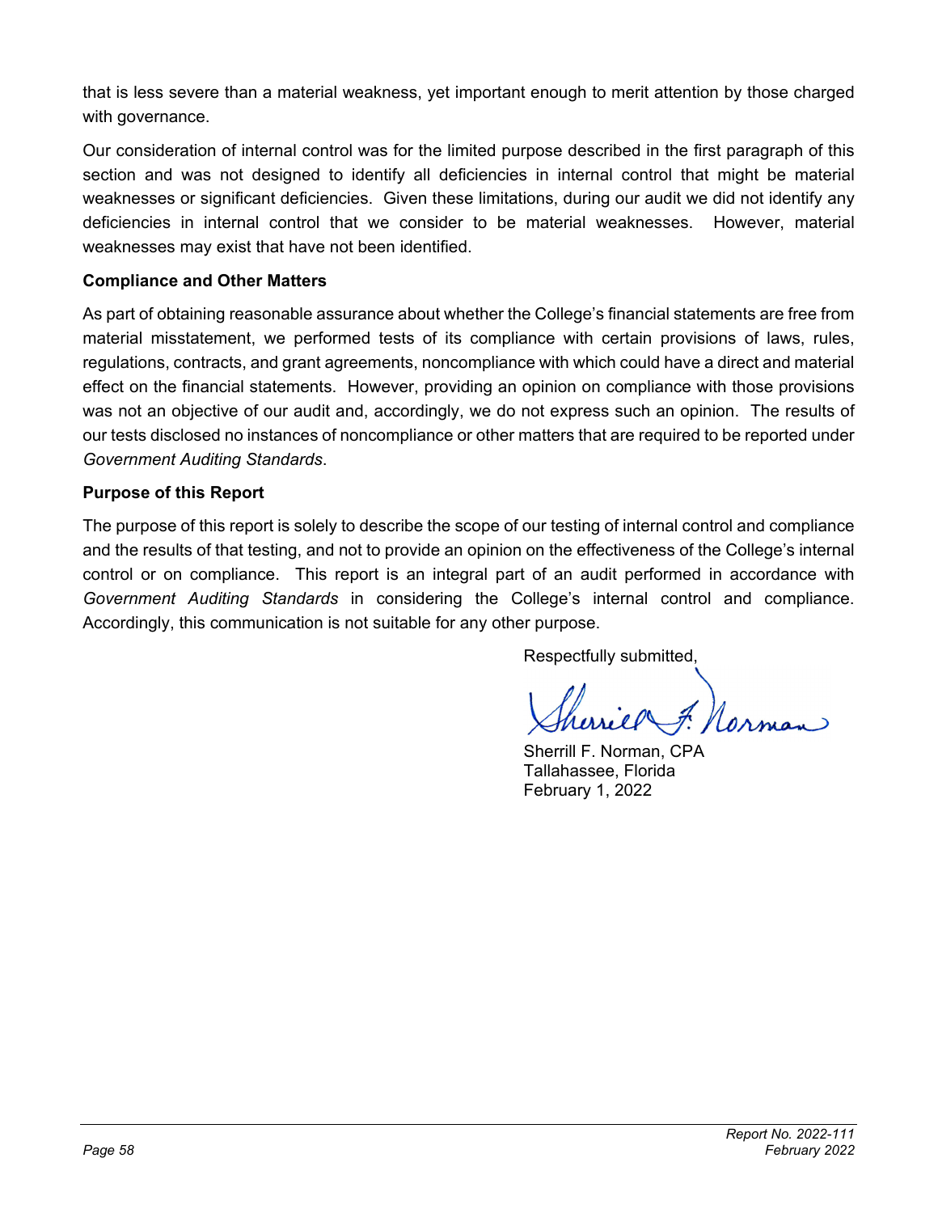that is less severe than a material weakness, yet important enough to merit attention by those charged with governance.

Our consideration of internal control was for the limited purpose described in the first paragraph of this section and was not designed to identify all deficiencies in internal control that might be material weaknesses or significant deficiencies. Given these limitations, during our audit we did not identify any deficiencies in internal control that we consider to be material weaknesses. However, material weaknesses may exist that have not been identified.

**Compliance and Other Matters**

As part of obtaining reasonable assurance about whether the College's financial statements are free from material misstatement, we performed tests of its compliance with certain provisions of laws, rules, regulations, contracts, and grant agreements, noncompliance with which could have a direct and material effect on the financial statements. However, providing an opinion on compliance with those provisions was not an objective of our audit and, accordingly, we do not express such an opinion. The results of our tests disclosed no instances of noncompliance or other matters that are required to be reported under *Government Auditing Standards*.

**Purpose of this Report**

The purpose of this report is solely to describe the scope of our testing of internal control and compliance and the results of that testing, and not to provide an opinion on the effectiveness of the College's internal control or on compliance. This report is an integral part of an audit performed in accordance with *Government Auditing Standards* in considering the College's internal control and compliance. Accordingly, this communication is not suitable for any other purpose.

Respectfully submitted,

Sherrill F. Norman

Sherrill F. Norman, CPA
Tallahassee, Florida
February 1, 2022